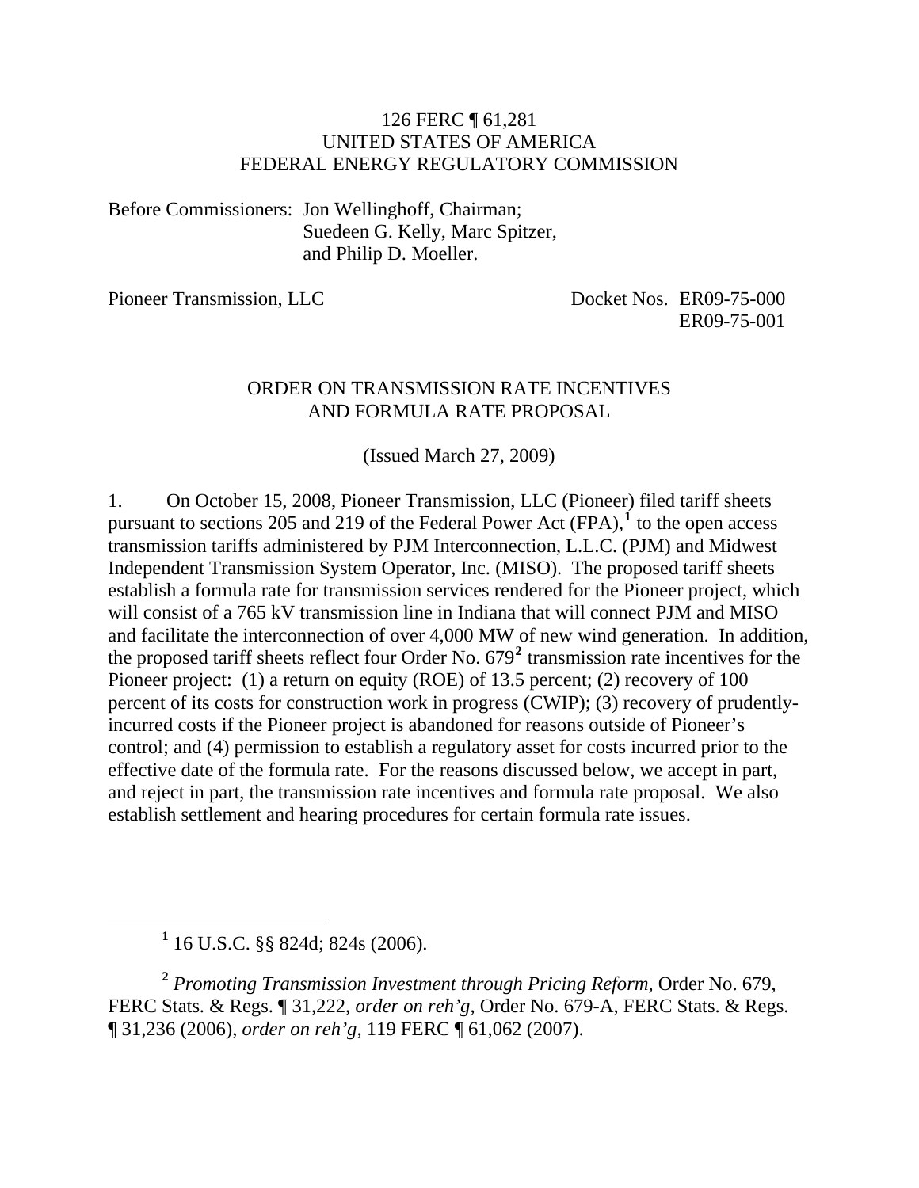126 FERC ¶ 61,281
UNITED STATES OF AMERICA
FEDERAL ENERGY REGULATORY COMMISSION

Before Commissioners: Jon Wellinghoff, Chairman;
Suedeen G. Kelly, Marc Spitzer,
and Philip D. Moeller.

Pioneer Transmission, LLC — Docket Nos. ER09-75-000, ER09-75-001

ORDER ON TRANSMISSION RATE INCENTIVES
AND FORMULA RATE PROPOSAL

(Issued March 27, 2009)

1. On October 15, 2008, Pioneer Transmission, LLC (Pioneer) filed tariff sheets pursuant to sections 205 and 219 of the Federal Power Act (FPA),[1] to the open access transmission tariffs administered by PJM Interconnection, L.L.C. (PJM) and Midwest Independent Transmission System Operator, Inc. (MISO). The proposed tariff sheets establish a formula rate for transmission services rendered for the Pioneer project, which will consist of a 765 kV transmission line in Indiana that will connect PJM and MISO and facilitate the interconnection of over 4,000 MW of new wind generation. In addition, the proposed tariff sheets reflect four Order No. 679[2] transmission rate incentives for the Pioneer project: (1) a return on equity (ROE) of 13.5 percent; (2) recovery of 100 percent of its costs for construction work in progress (CWIP); (3) recovery of prudently-incurred costs if the Pioneer project is abandoned for reasons outside of Pioneer's control; and (4) permission to establish a regulatory asset for costs incurred prior to the effective date of the formula rate. For the reasons discussed below, we accept in part, and reject in part, the transmission rate incentives and formula rate proposal. We also establish settlement and hearing procedures for certain formula rate issues.

---

[1] 16 U.S.C. §§ 824d; 824s (2006).

[2] *Promoting Transmission Investment through Pricing Reform*, Order No. 679, FERC Stats. & Regs. ¶ 31,222, *order on reh'g*, Order No. 679-A, FERC Stats. & Regs. ¶ 31,236 (2006), *order on reh'g*, 119 FERC ¶ 61,062 (2007).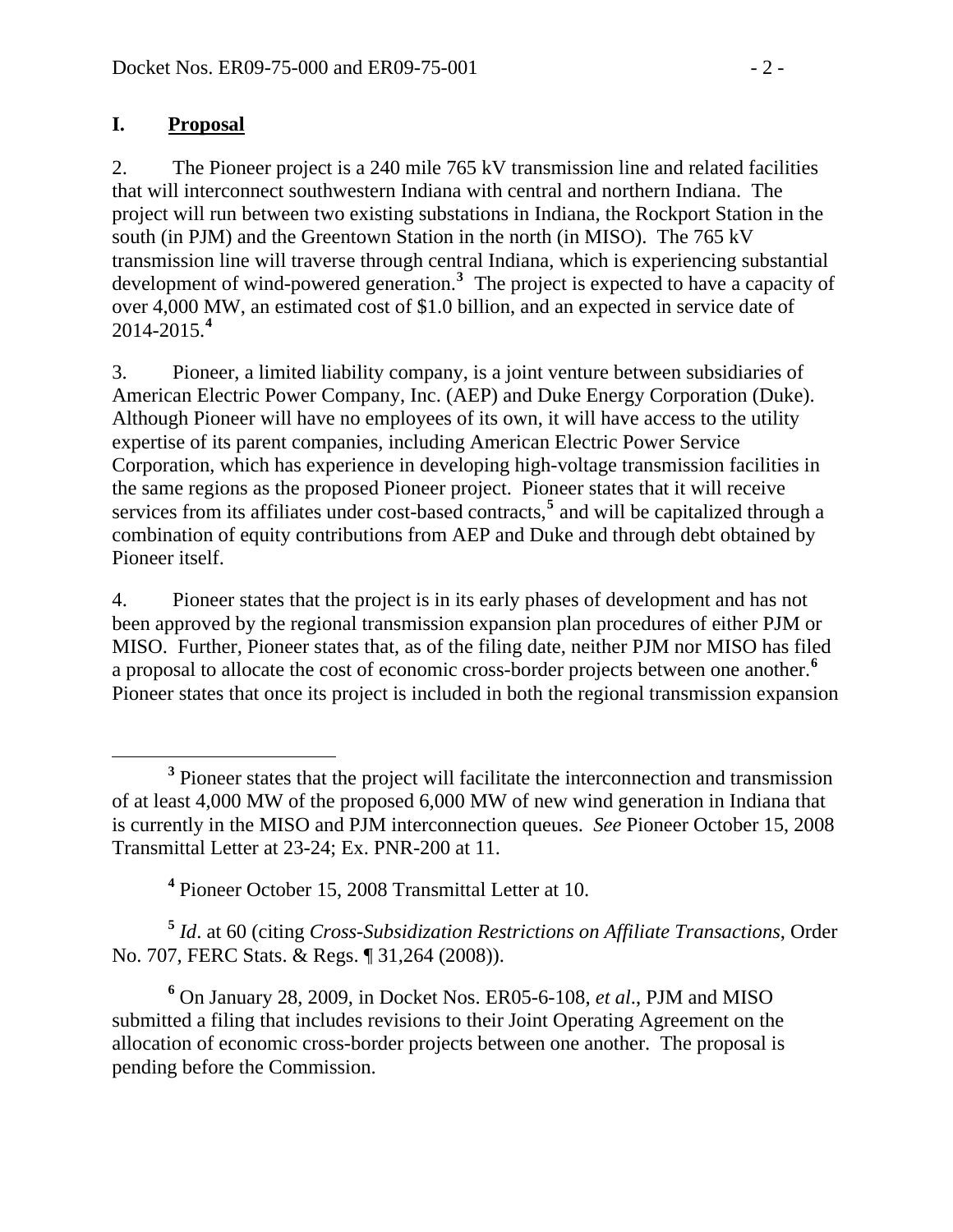## I. Proposal

2. The Pioneer project is a 240 mile 765 kV transmission line and related facilities that will interconnect southwestern Indiana with central and northern Indiana. The project will run between two existing substations in Indiana, the Rockport Station in the south (in PJM) and the Greentown Station in the north (in MISO). The 765 kV transmission line will traverse through central Indiana, which is experiencing substantial development of wind-powered generation.[3] The project is expected to have a capacity of over 4,000 MW, an estimated cost of $1.0 billion, and an expected in service date of 2014-2015.[4]

3. Pioneer, a limited liability company, is a joint venture between subsidiaries of American Electric Power Company, Inc. (AEP) and Duke Energy Corporation (Duke). Although Pioneer will have no employees of its own, it will have access to the utility expertise of its parent companies, including American Electric Power Service Corporation, which has experience in developing high-voltage transmission facilities in the same regions as the proposed Pioneer project. Pioneer states that it will receive services from its affiliates under cost-based contracts,[5] and will be capitalized through a combination of equity contributions from AEP and Duke and through debt obtained by Pioneer itself.

4. Pioneer states that the project is in its early phases of development and has not been approved by the regional transmission expansion plan procedures of either PJM or MISO. Further, Pioneer states that, as of the filing date, neither PJM nor MISO has filed a proposal to allocate the cost of economic cross-border projects between one another.[6] Pioneer states that once its project is included in both the regional transmission expansion

---

[3] Pioneer states that the project will facilitate the interconnection and transmission of at least 4,000 MW of the proposed 6,000 MW of new wind generation in Indiana that is currently in the MISO and PJM interconnection queues. *See* Pioneer October 15, 2008 Transmittal Letter at 23-24; Ex. PNR-200 at 11.

[4] Pioneer October 15, 2008 Transmittal Letter at 10.

[5] *Id*. at 60 (citing *Cross-Subsidization Restrictions on Affiliate Transactions*, Order No. 707, FERC Stats. & Regs. ¶ 31,264 (2008)).

[6] On January 28, 2009, in Docket Nos. ER05-6-108, *et al*., PJM and MISO submitted a filing that includes revisions to their Joint Operating Agreement on the allocation of economic cross-border projects between one another. The proposal is pending before the Commission.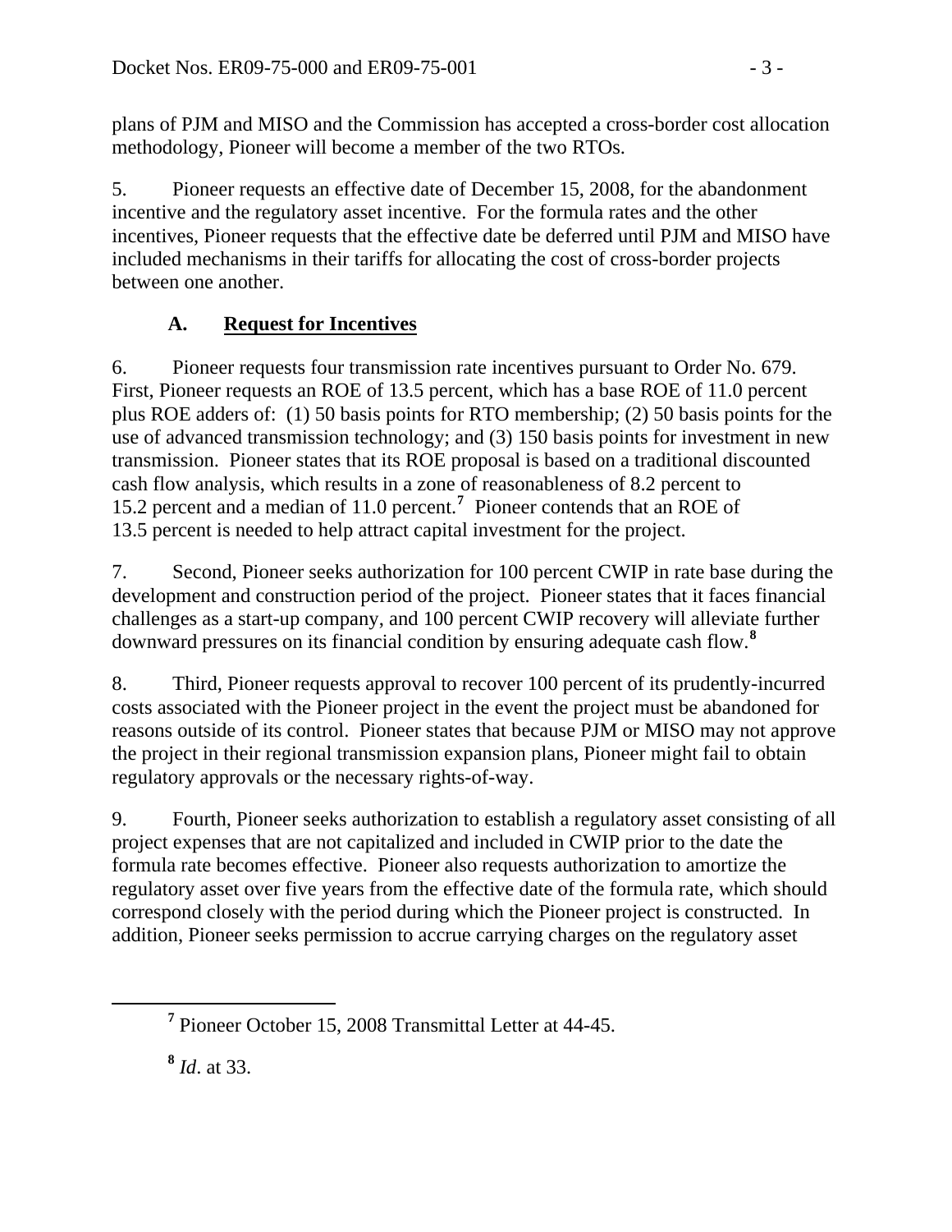plans of PJM and MISO and the Commission has accepted a cross-border cost allocation methodology, Pioneer will become a member of the two RTOs.

5. Pioneer requests an effective date of December 15, 2008, for the abandonment incentive and the regulatory asset incentive. For the formula rates and the other incentives, Pioneer requests that the effective date be deferred until PJM and MISO have included mechanisms in their tariffs for allocating the cost of cross-border projects between one another.

### A. Request for Incentives

6. Pioneer requests four transmission rate incentives pursuant to Order No. 679. First, Pioneer requests an ROE of 13.5 percent, which has a base ROE of 11.0 percent plus ROE adders of: (1) 50 basis points for RTO membership; (2) 50 basis points for the use of advanced transmission technology; and (3) 150 basis points for investment in new transmission. Pioneer states that its ROE proposal is based on a traditional discounted cash flow analysis, which results in a zone of reasonableness of 8.2 percent to 15.2 percent and a median of 11.0 percent.[7] Pioneer contends that an ROE of 13.5 percent is needed to help attract capital investment for the project.

7. Second, Pioneer seeks authorization for 100 percent CWIP in rate base during the development and construction period of the project. Pioneer states that it faces financial challenges as a start-up company, and 100 percent CWIP recovery will alleviate further downward pressures on its financial condition by ensuring adequate cash flow.[8]

8. Third, Pioneer requests approval to recover 100 percent of its prudently-incurred costs associated with the Pioneer project in the event the project must be abandoned for reasons outside of its control. Pioneer states that because PJM or MISO may not approve the project in their regional transmission expansion plans, Pioneer might fail to obtain regulatory approvals or the necessary rights-of-way.

9. Fourth, Pioneer seeks authorization to establish a regulatory asset consisting of all project expenses that are not capitalized and included in CWIP prior to the date the formula rate becomes effective. Pioneer also requests authorization to amortize the regulatory asset over five years from the effective date of the formula rate, which should correspond closely with the period during which the Pioneer project is constructed. In addition, Pioneer seeks permission to accrue carrying charges on the regulatory asset

---

[7] Pioneer October 15, 2008 Transmittal Letter at 44-45.

[8] *Id*. at 33.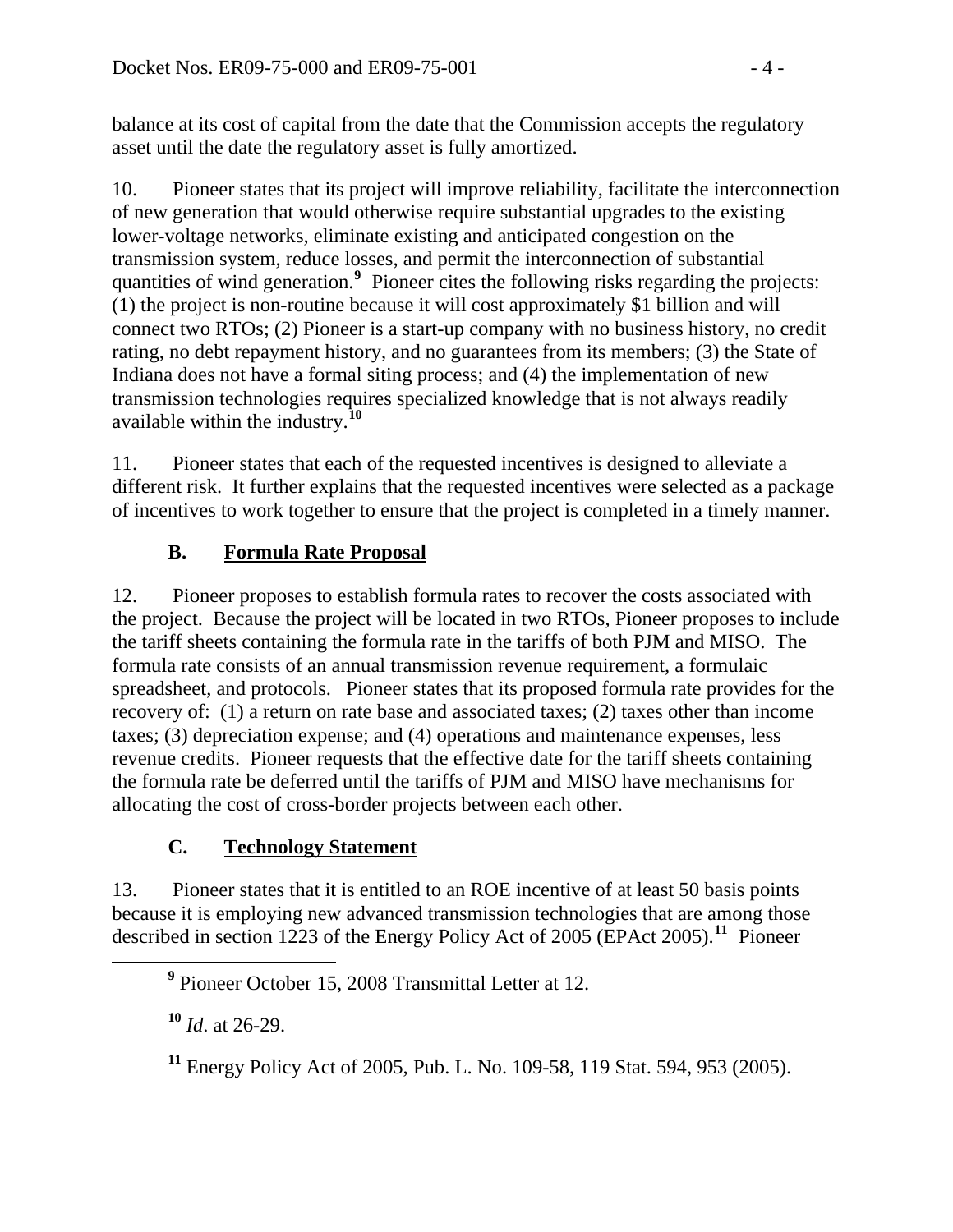balance at its cost of capital from the date that the Commission accepts the regulatory asset until the date the regulatory asset is fully amortized.

10. Pioneer states that its project will improve reliability, facilitate the interconnection of new generation that would otherwise require substantial upgrades to the existing lower-voltage networks, eliminate existing and anticipated congestion on the transmission system, reduce losses, and permit the interconnection of substantial quantities of wind generation.[9] Pioneer cites the following risks regarding the projects: (1) the project is non-routine because it will cost approximately $1 billion and will connect two RTOs; (2) Pioneer is a start-up company with no business history, no credit rating, no debt repayment history, and no guarantees from its members; (3) the State of Indiana does not have a formal siting process; and (4) the implementation of new transmission technologies requires specialized knowledge that is not always readily available within the industry.[10]

11. Pioneer states that each of the requested incentives is designed to alleviate a different risk. It further explains that the requested incentives were selected as a package of incentives to work together to ensure that the project is completed in a timely manner.

### B. Formula Rate Proposal

12. Pioneer proposes to establish formula rates to recover the costs associated with the project. Because the project will be located in two RTOs, Pioneer proposes to include the tariff sheets containing the formula rate in the tariffs of both PJM and MISO. The formula rate consists of an annual transmission revenue requirement, a formulaic spreadsheet, and protocols. Pioneer states that its proposed formula rate provides for the recovery of: (1) a return on rate base and associated taxes; (2) taxes other than income taxes; (3) depreciation expense; and (4) operations and maintenance expenses, less revenue credits. Pioneer requests that the effective date for the tariff sheets containing the formula rate be deferred until the tariffs of PJM and MISO have mechanisms for allocating the cost of cross-border projects between each other.

### C. Technology Statement

13. Pioneer states that it is entitled to an ROE incentive of at least 50 basis points because it is employing new advanced transmission technologies that are among those described in section 1223 of the Energy Policy Act of 2005 (EPAct 2005).[11] Pioneer

---

[9] Pioneer October 15, 2008 Transmittal Letter at 12.

[10] *Id*. at 26-29.

[11] Energy Policy Act of 2005, Pub. L. No. 109-58, 119 Stat. 594, 953 (2005).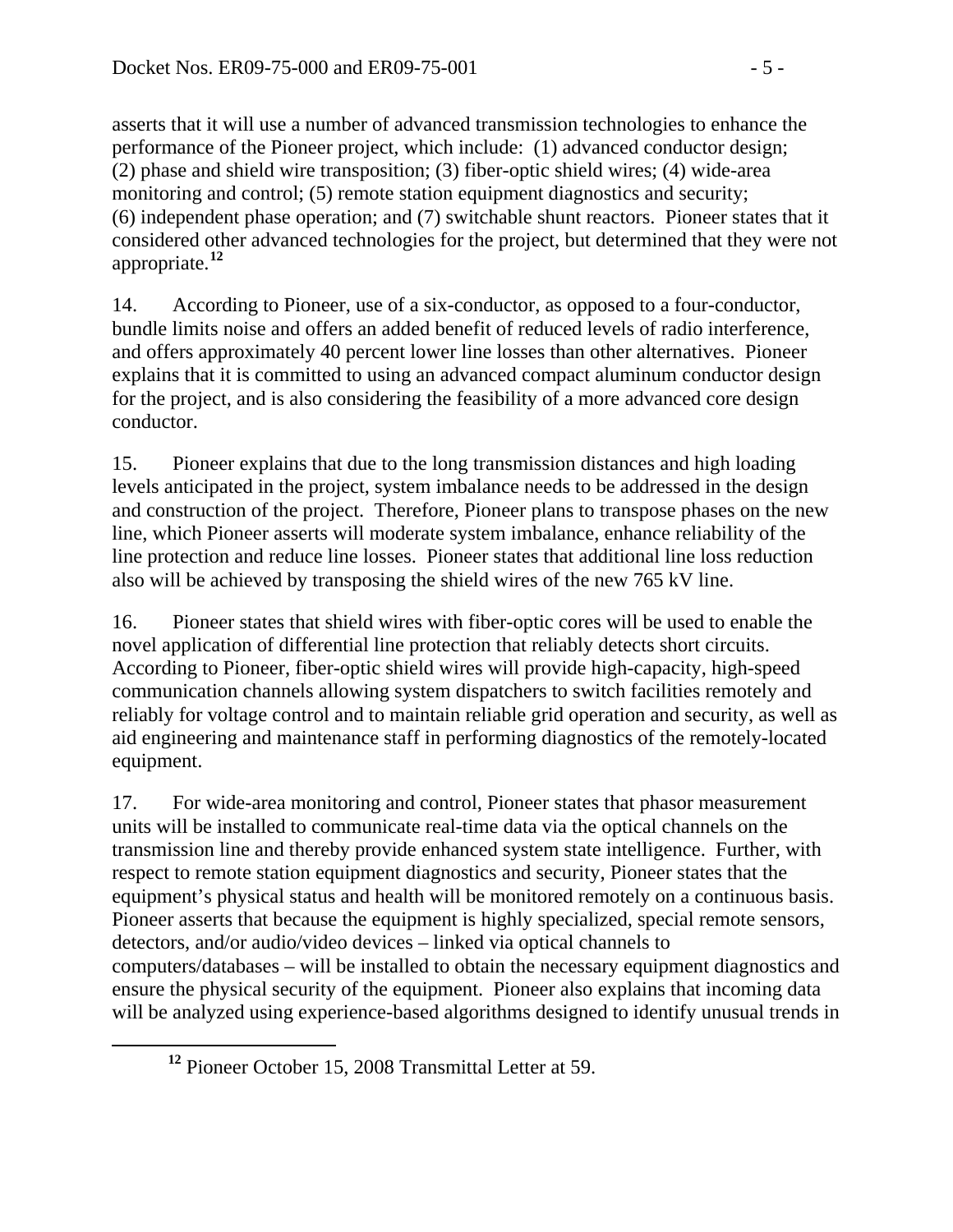asserts that it will use a number of advanced transmission technologies to enhance the performance of the Pioneer project, which include: (1) advanced conductor design; (2) phase and shield wire transposition; (3) fiber-optic shield wires; (4) wide-area monitoring and control; (5) remote station equipment diagnostics and security; (6) independent phase operation; and (7) switchable shunt reactors. Pioneer states that it considered other advanced technologies for the project, but determined that they were not appropriate.[12]

14. According to Pioneer, use of a six-conductor, as opposed to a four-conductor, bundle limits noise and offers an added benefit of reduced levels of radio interference, and offers approximately 40 percent lower line losses than other alternatives. Pioneer explains that it is committed to using an advanced compact aluminum conductor design for the project, and is also considering the feasibility of a more advanced core design conductor.

15. Pioneer explains that due to the long transmission distances and high loading levels anticipated in the project, system imbalance needs to be addressed in the design and construction of the project. Therefore, Pioneer plans to transpose phases on the new line, which Pioneer asserts will moderate system imbalance, enhance reliability of the line protection and reduce line losses. Pioneer states that additional line loss reduction also will be achieved by transposing the shield wires of the new 765 kV line.

16. Pioneer states that shield wires with fiber-optic cores will be used to enable the novel application of differential line protection that reliably detects short circuits. According to Pioneer, fiber-optic shield wires will provide high-capacity, high-speed communication channels allowing system dispatchers to switch facilities remotely and reliably for voltage control and to maintain reliable grid operation and security, as well as aid engineering and maintenance staff in performing diagnostics of the remotely-located equipment.

17. For wide-area monitoring and control, Pioneer states that phasor measurement units will be installed to communicate real-time data via the optical channels on the transmission line and thereby provide enhanced system state intelligence. Further, with respect to remote station equipment diagnostics and security, Pioneer states that the equipment's physical status and health will be monitored remotely on a continuous basis. Pioneer asserts that because the equipment is highly specialized, special remote sensors, detectors, and/or audio/video devices – linked via optical channels to computers/databases – will be installed to obtain the necessary equipment diagnostics and ensure the physical security of the equipment. Pioneer also explains that incoming data will be analyzed using experience-based algorithms designed to identify unusual trends in

[12] Pioneer October 15, 2008 Transmittal Letter at 59.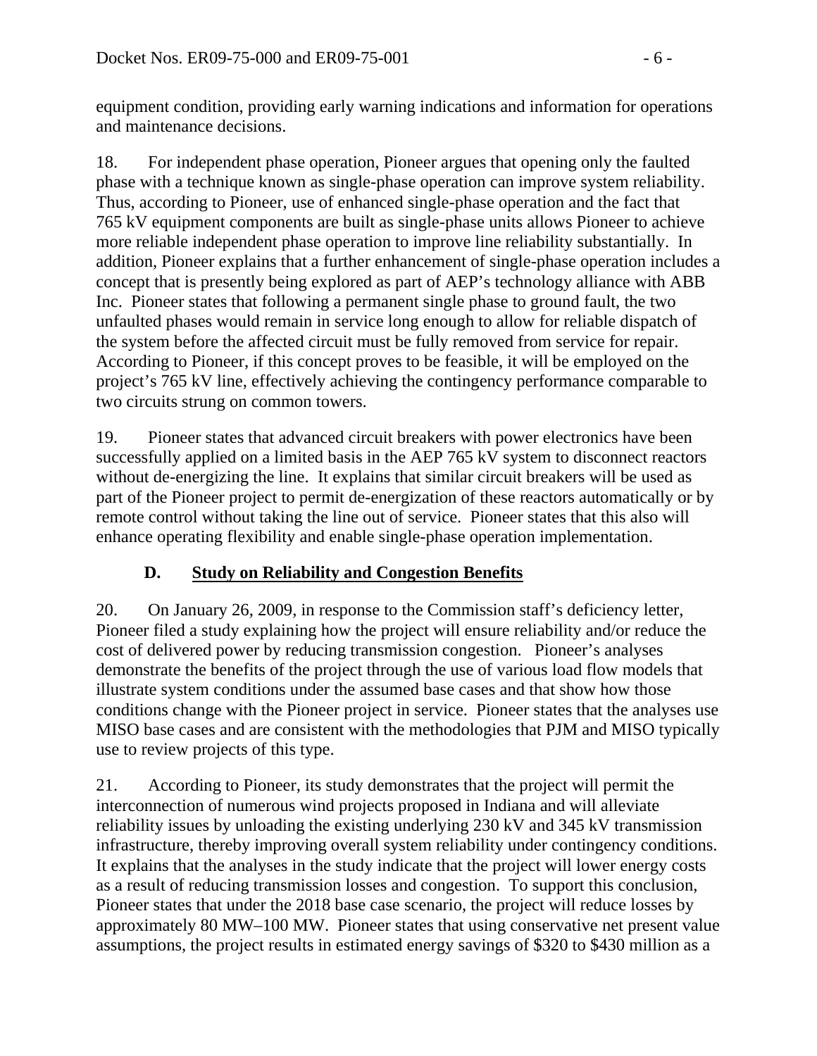equipment condition, providing early warning indications and information for operations and maintenance decisions.

18. For independent phase operation, Pioneer argues that opening only the faulted phase with a technique known as single-phase operation can improve system reliability. Thus, according to Pioneer, use of enhanced single-phase operation and the fact that 765 kV equipment components are built as single-phase units allows Pioneer to achieve more reliable independent phase operation to improve line reliability substantially. In addition, Pioneer explains that a further enhancement of single-phase operation includes a concept that is presently being explored as part of AEP's technology alliance with ABB Inc. Pioneer states that following a permanent single phase to ground fault, the two unfaulted phases would remain in service long enough to allow for reliable dispatch of the system before the affected circuit must be fully removed from service for repair. According to Pioneer, if this concept proves to be feasible, it will be employed on the project's 765 kV line, effectively achieving the contingency performance comparable to two circuits strung on common towers.

19. Pioneer states that advanced circuit breakers with power electronics have been successfully applied on a limited basis in the AEP 765 kV system to disconnect reactors without de-energizing the line. It explains that similar circuit breakers will be used as part of the Pioneer project to permit de-energization of these reactors automatically or by remote control without taking the line out of service. Pioneer states that this also will enhance operating flexibility and enable single-phase operation implementation.

### D. Study on Reliability and Congestion Benefits

20. On January 26, 2009, in response to the Commission staff's deficiency letter, Pioneer filed a study explaining how the project will ensure reliability and/or reduce the cost of delivered power by reducing transmission congestion. Pioneer's analyses demonstrate the benefits of the project through the use of various load flow models that illustrate system conditions under the assumed base cases and that show how those conditions change with the Pioneer project in service. Pioneer states that the analyses use MISO base cases and are consistent with the methodologies that PJM and MISO typically use to review projects of this type.

21. According to Pioneer, its study demonstrates that the project will permit the interconnection of numerous wind projects proposed in Indiana and will alleviate reliability issues by unloading the existing underlying 230 kV and 345 kV transmission infrastructure, thereby improving overall system reliability under contingency conditions. It explains that the analyses in the study indicate that the project will lower energy costs as a result of reducing transmission losses and congestion. To support this conclusion, Pioneer states that under the 2018 base case scenario, the project will reduce losses by approximately 80 MW–100 MW. Pioneer states that using conservative net present value assumptions, the project results in estimated energy savings of $320 to $430 million as a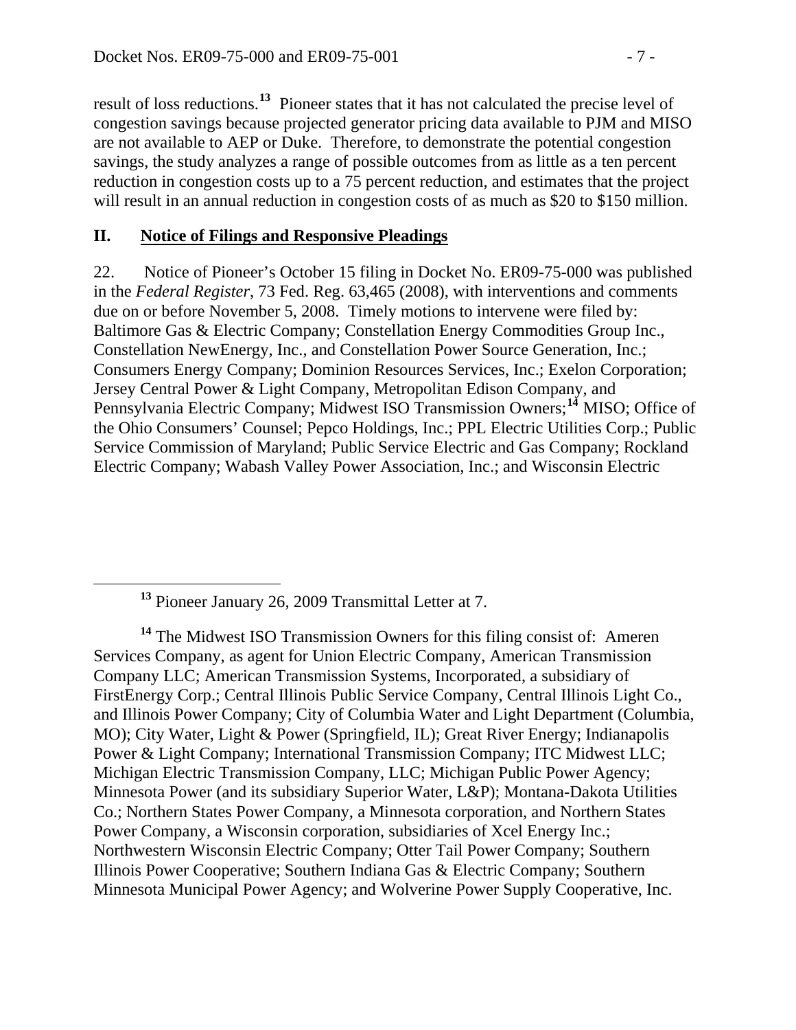result of loss reductions.[13] Pioneer states that it has not calculated the precise level of congestion savings because projected generator pricing data available to PJM and MISO are not available to AEP or Duke. Therefore, to demonstrate the potential congestion savings, the study analyzes a range of possible outcomes from as little as a ten percent reduction in congestion costs up to a 75 percent reduction, and estimates that the project will result in an annual reduction in congestion costs of as much as $20 to $150 million.

## II. Notice of Filings and Responsive Pleadings

22. Notice of Pioneer's October 15 filing in Docket No. ER09-75-000 was published in the *Federal Register*, 73 Fed. Reg. 63,465 (2008), with interventions and comments due on or before November 5, 2008. Timely motions to intervene were filed by: Baltimore Gas & Electric Company; Constellation Energy Commodities Group Inc., Constellation NewEnergy, Inc., and Constellation Power Source Generation, Inc.; Consumers Energy Company; Dominion Resources Services, Inc.; Exelon Corporation; Jersey Central Power & Light Company, Metropolitan Edison Company, and Pennsylvania Electric Company; Midwest ISO Transmission Owners;[14] MISO; Office of the Ohio Consumers' Counsel; Pepco Holdings, Inc.; PPL Electric Utilities Corp.; Public Service Commission of Maryland; Public Service Electric and Gas Company; Rockland Electric Company; Wabash Valley Power Association, Inc.; and Wisconsin Electric

---

[13] Pioneer January 26, 2009 Transmittal Letter at 7.

[14] The Midwest ISO Transmission Owners for this filing consist of: Ameren Services Company, as agent for Union Electric Company, American Transmission Company LLC; American Transmission Systems, Incorporated, a subsidiary of FirstEnergy Corp.; Central Illinois Public Service Company, Central Illinois Light Co., and Illinois Power Company; City of Columbia Water and Light Department (Columbia, MO); City Water, Light & Power (Springfield, IL); Great River Energy; Indianapolis Power & Light Company; International Transmission Company; ITC Midwest LLC; Michigan Electric Transmission Company, LLC; Michigan Public Power Agency; Minnesota Power (and its subsidiary Superior Water, L&P); Montana-Dakota Utilities Co.; Northern States Power Company, a Minnesota corporation, and Northern States Power Company, a Wisconsin corporation, subsidiaries of Xcel Energy Inc.; Northwestern Wisconsin Electric Company; Otter Tail Power Company; Southern Illinois Power Cooperative; Southern Indiana Gas & Electric Company; Southern Minnesota Municipal Power Agency; and Wolverine Power Supply Cooperative, Inc.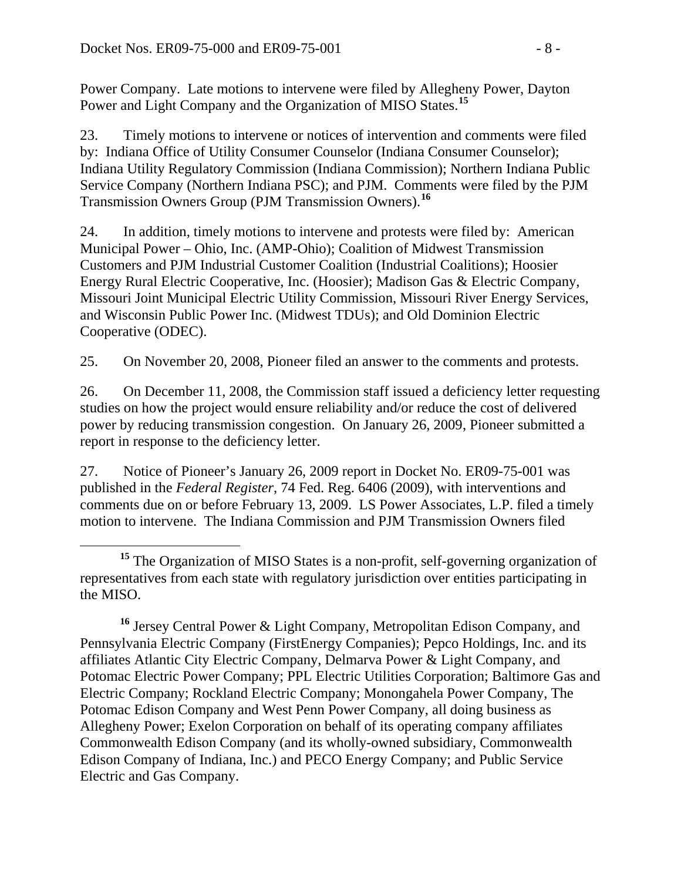Power Company. Late motions to intervene were filed by Allegheny Power, Dayton Power and Light Company and the Organization of MISO States.[15]

23. Timely motions to intervene or notices of intervention and comments were filed by: Indiana Office of Utility Consumer Counselor (Indiana Consumer Counselor); Indiana Utility Regulatory Commission (Indiana Commission); Northern Indiana Public Service Company (Northern Indiana PSC); and PJM. Comments were filed by the PJM Transmission Owners Group (PJM Transmission Owners).[16]

24. In addition, timely motions to intervene and protests were filed by: American Municipal Power – Ohio, Inc. (AMP-Ohio); Coalition of Midwest Transmission Customers and PJM Industrial Customer Coalition (Industrial Coalitions); Hoosier Energy Rural Electric Cooperative, Inc. (Hoosier); Madison Gas & Electric Company, Missouri Joint Municipal Electric Utility Commission, Missouri River Energy Services, and Wisconsin Public Power Inc. (Midwest TDUs); and Old Dominion Electric Cooperative (ODEC).

25. On November 20, 2008, Pioneer filed an answer to the comments and protests.

26. On December 11, 2008, the Commission staff issued a deficiency letter requesting studies on how the project would ensure reliability and/or reduce the cost of delivered power by reducing transmission congestion. On January 26, 2009, Pioneer submitted a report in response to the deficiency letter.

27. Notice of Pioneer's January 26, 2009 report in Docket No. ER09-75-001 was published in the *Federal Register*, 74 Fed. Reg. 6406 (2009), with interventions and comments due on or before February 13, 2009. LS Power Associates, L.P. filed a timely motion to intervene. The Indiana Commission and PJM Transmission Owners filed

---

[15] The Organization of MISO States is a non-profit, self-governing organization of representatives from each state with regulatory jurisdiction over entities participating in the MISO.

[16] Jersey Central Power & Light Company, Metropolitan Edison Company, and Pennsylvania Electric Company (FirstEnergy Companies); Pepco Holdings, Inc. and its affiliates Atlantic City Electric Company, Delmarva Power & Light Company, and Potomac Electric Power Company; PPL Electric Utilities Corporation; Baltimore Gas and Electric Company; Rockland Electric Company; Monongahela Power Company, The Potomac Edison Company and West Penn Power Company, all doing business as Allegheny Power; Exelon Corporation on behalf of its operating company affiliates Commonwealth Edison Company (and its wholly-owned subsidiary, Commonwealth Edison Company of Indiana, Inc.) and PECO Energy Company; and Public Service Electric and Gas Company.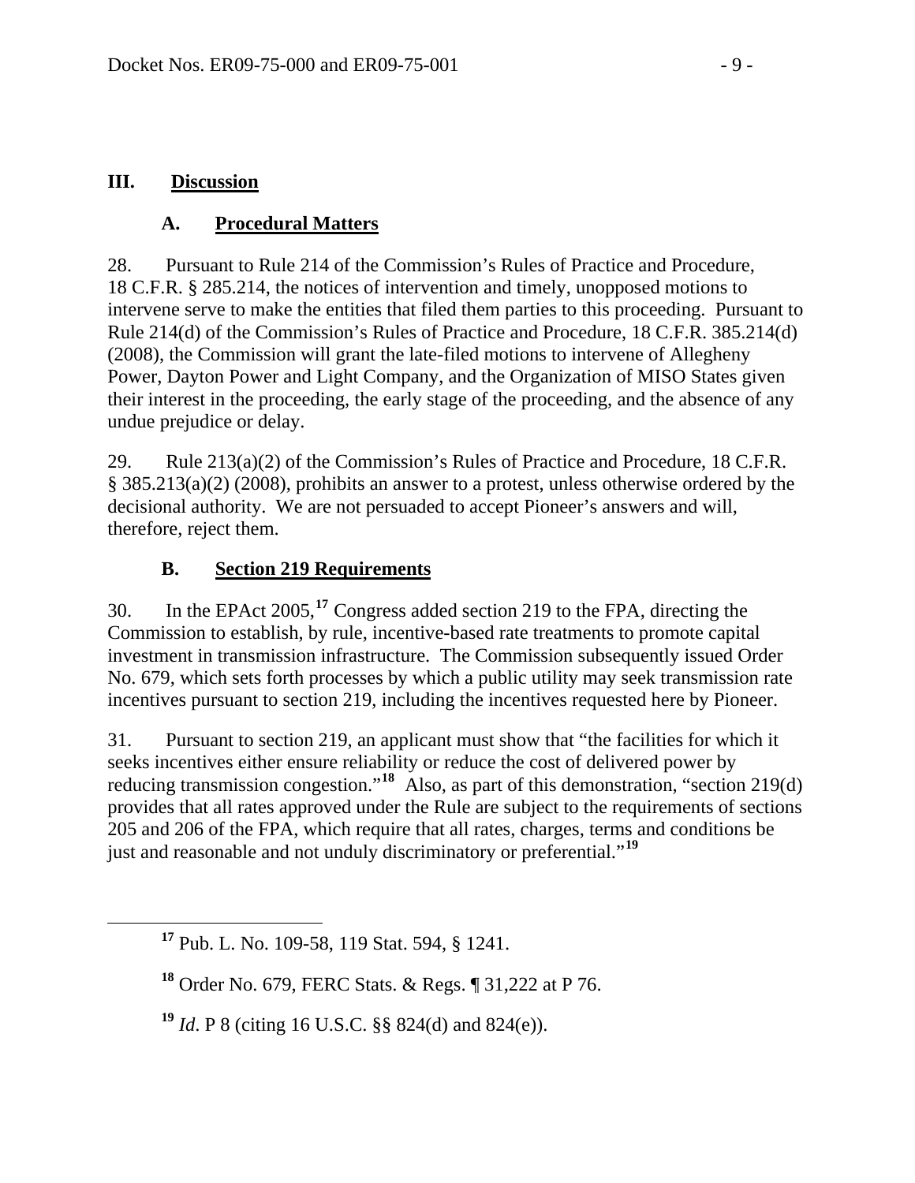## III. Discussion

### A. Procedural Matters

28. Pursuant to Rule 214 of the Commission's Rules of Practice and Procedure, 18 C.F.R. § 285.214, the notices of intervention and timely, unopposed motions to intervene serve to make the entities that filed them parties to this proceeding. Pursuant to Rule 214(d) of the Commission's Rules of Practice and Procedure, 18 C.F.R. 385.214(d) (2008), the Commission will grant the late-filed motions to intervene of Allegheny Power, Dayton Power and Light Company, and the Organization of MISO States given their interest in the proceeding, the early stage of the proceeding, and the absence of any undue prejudice or delay.

29. Rule 213(a)(2) of the Commission's Rules of Practice and Procedure, 18 C.F.R. § 385.213(a)(2) (2008), prohibits an answer to a protest, unless otherwise ordered by the decisional authority. We are not persuaded to accept Pioneer's answers and will, therefore, reject them.

### B. Section 219 Requirements

30. In the EPAct 2005,[17] Congress added section 219 to the FPA, directing the Commission to establish, by rule, incentive-based rate treatments to promote capital investment in transmission infrastructure. The Commission subsequently issued Order No. 679, which sets forth processes by which a public utility may seek transmission rate incentives pursuant to section 219, including the incentives requested here by Pioneer.

31. Pursuant to section 219, an applicant must show that "the facilities for which it seeks incentives either ensure reliability or reduce the cost of delivered power by reducing transmission congestion."[18] Also, as part of this demonstration, "section 219(d) provides that all rates approved under the Rule are subject to the requirements of sections 205 and 206 of the FPA, which require that all rates, charges, terms and conditions be just and reasonable and not unduly discriminatory or preferential."[19]

---

[17] Pub. L. No. 109-58, 119 Stat. 594, § 1241.

[18] Order No. 679, FERC Stats. & Regs. ¶ 31,222 at P 76.

[19] *Id*. P 8 (citing 16 U.S.C. §§ 824(d) and 824(e)).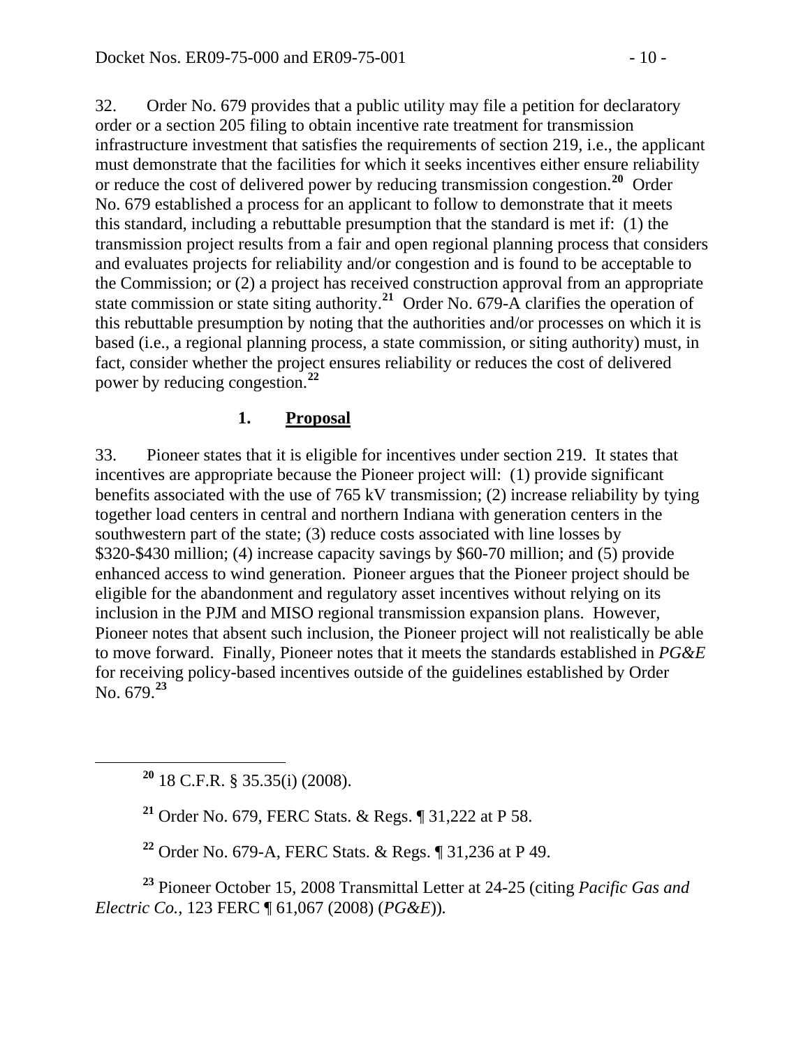32. Order No. 679 provides that a public utility may file a petition for declaratory order or a section 205 filing to obtain incentive rate treatment for transmission infrastructure investment that satisfies the requirements of section 219, i.e., the applicant must demonstrate that the facilities for which it seeks incentives either ensure reliability or reduce the cost of delivered power by reducing transmission congestion.[20] Order No. 679 established a process for an applicant to follow to demonstrate that it meets this standard, including a rebuttable presumption that the standard is met if: (1) the transmission project results from a fair and open regional planning process that considers and evaluates projects for reliability and/or congestion and is found to be acceptable to the Commission; or (2) a project has received construction approval from an appropriate state commission or state siting authority.[21] Order No. 679-A clarifies the operation of this rebuttable presumption by noting that the authorities and/or processes on which it is based (i.e., a regional planning process, a state commission, or siting authority) must, in fact, consider whether the project ensures reliability or reduces the cost of delivered power by reducing congestion.[22]

### 1. <u>Proposal</u>

33. Pioneer states that it is eligible for incentives under section 219. It states that incentives are appropriate because the Pioneer project will: (1) provide significant benefits associated with the use of 765 kV transmission; (2) increase reliability by tying together load centers in central and northern Indiana with generation centers in the southwestern part of the state; (3) reduce costs associated with line losses by $320-$430 million; (4) increase capacity savings by $60-70 million; and (5) provide enhanced access to wind generation. Pioneer argues that the Pioneer project should be eligible for the abandonment and regulatory asset incentives without relying on its inclusion in the PJM and MISO regional transmission expansion plans. However, Pioneer notes that absent such inclusion, the Pioneer project will not realistically be able to move forward. Finally, Pioneer notes that it meets the standards established in *PG&E* for receiving policy-based incentives outside of the guidelines established by Order No. 679.[23]

---

[20] 18 C.F.R. § 35.35(i) (2008).

[21] Order No. 679, FERC Stats. & Regs. ¶ 31,222 at P 58.

[22] Order No. 679-A, FERC Stats. & Regs. ¶ 31,236 at P 49.

[23] Pioneer October 15, 2008 Transmittal Letter at 24-25 (citing *Pacific Gas and Electric Co.*, 123 FERC ¶ 61,067 (2008) (*PG&E*)).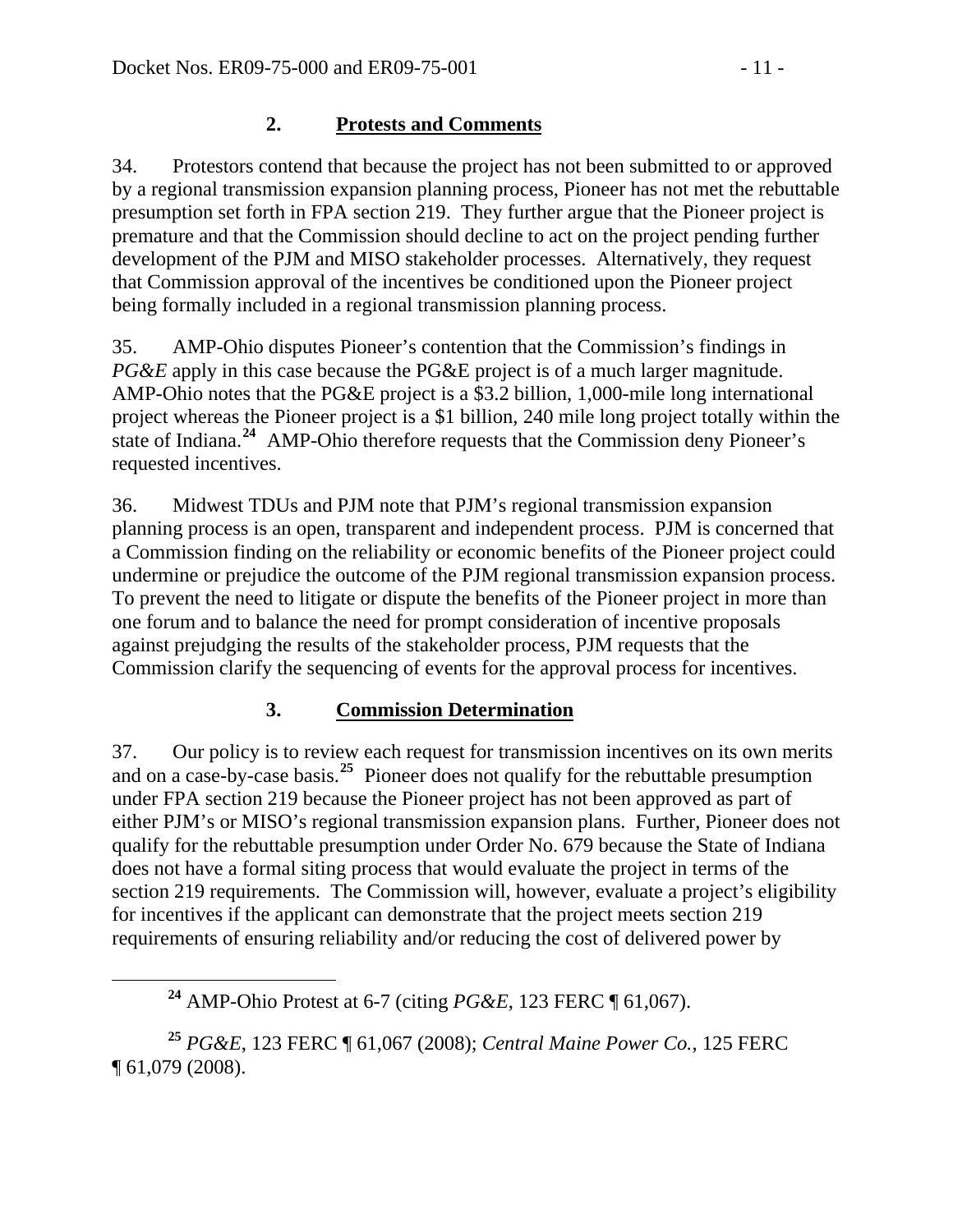### 2. Protests and Comments

34. Protestors contend that because the project has not been submitted to or approved by a regional transmission expansion planning process, Pioneer has not met the rebuttable presumption set forth in FPA section 219. They further argue that the Pioneer project is premature and that the Commission should decline to act on the project pending further development of the PJM and MISO stakeholder processes. Alternatively, they request that Commission approval of the incentives be conditioned upon the Pioneer project being formally included in a regional transmission planning process.

35. AMP-Ohio disputes Pioneer's contention that the Commission's findings in *PG&E* apply in this case because the PG&E project is of a much larger magnitude. AMP-Ohio notes that the PG&E project is a $3.2 billion, 1,000-mile long international project whereas the Pioneer project is a $1 billion, 240 mile long project totally within the state of Indiana.[24] AMP-Ohio therefore requests that the Commission deny Pioneer's requested incentives.

36. Midwest TDUs and PJM note that PJM's regional transmission expansion planning process is an open, transparent and independent process. PJM is concerned that a Commission finding on the reliability or economic benefits of the Pioneer project could undermine or prejudice the outcome of the PJM regional transmission expansion process. To prevent the need to litigate or dispute the benefits of the Pioneer project in more than one forum and to balance the need for prompt consideration of incentive proposals against prejudging the results of the stakeholder process, PJM requests that the Commission clarify the sequencing of events for the approval process for incentives.

### 3. Commission Determination

37. Our policy is to review each request for transmission incentives on its own merits and on a case-by-case basis.[25] Pioneer does not qualify for the rebuttable presumption under FPA section 219 because the Pioneer project has not been approved as part of either PJM's or MISO's regional transmission expansion plans. Further, Pioneer does not qualify for the rebuttable presumption under Order No. 679 because the State of Indiana does not have a formal siting process that would evaluate the project in terms of the section 219 requirements. The Commission will, however, evaluate a project's eligibility for incentives if the applicant can demonstrate that the project meets section 219 requirements of ensuring reliability and/or reducing the cost of delivered power by

---

[24] AMP-Ohio Protest at 6-7 (citing *PG&E*, 123 FERC ¶ 61,067).

[25] *PG&E*, 123 FERC ¶ 61,067 (2008); *Central Maine Power Co.*, 125 FERC ¶ 61,079 (2008).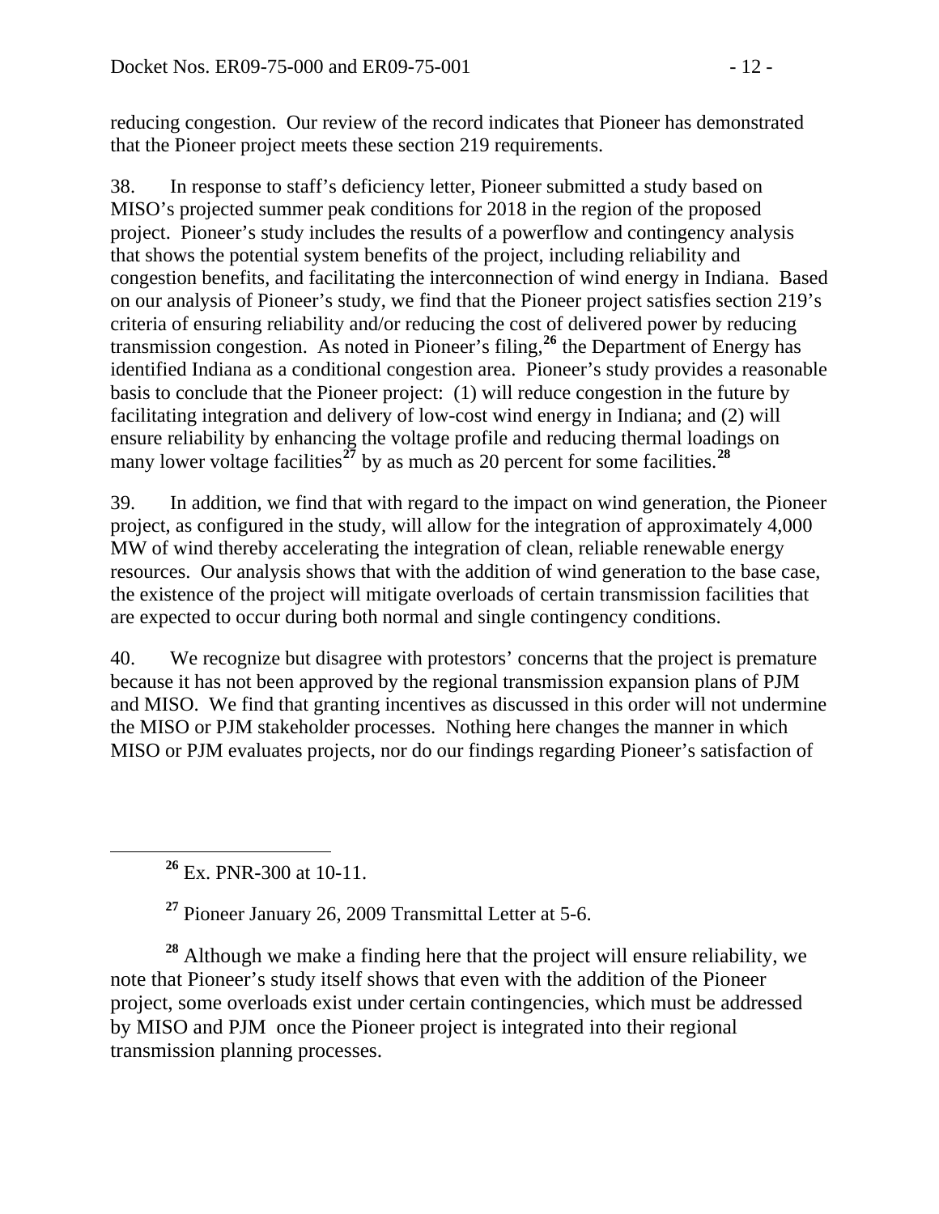reducing congestion. Our review of the record indicates that Pioneer has demonstrated that the Pioneer project meets these section 219 requirements.

38. In response to staff's deficiency letter, Pioneer submitted a study based on MISO's projected summer peak conditions for 2018 in the region of the proposed project. Pioneer's study includes the results of a powerflow and contingency analysis that shows the potential system benefits of the project, including reliability and congestion benefits, and facilitating the interconnection of wind energy in Indiana. Based on our analysis of Pioneer's study, we find that the Pioneer project satisfies section 219's criteria of ensuring reliability and/or reducing the cost of delivered power by reducing transmission congestion. As noted in Pioneer's filing,[26] the Department of Energy has identified Indiana as a conditional congestion area. Pioneer's study provides a reasonable basis to conclude that the Pioneer project: (1) will reduce congestion in the future by facilitating integration and delivery of low-cost wind energy in Indiana; and (2) will ensure reliability by enhancing the voltage profile and reducing thermal loadings on many lower voltage facilities[27] by as much as 20 percent for some facilities.[28]

39. In addition, we find that with regard to the impact on wind generation, the Pioneer project, as configured in the study, will allow for the integration of approximately 4,000 MW of wind thereby accelerating the integration of clean, reliable renewable energy resources. Our analysis shows that with the addition of wind generation to the base case, the existence of the project will mitigate overloads of certain transmission facilities that are expected to occur during both normal and single contingency conditions.

40. We recognize but disagree with protestors' concerns that the project is premature because it has not been approved by the regional transmission expansion plans of PJM and MISO. We find that granting incentives as discussed in this order will not undermine the MISO or PJM stakeholder processes. Nothing here changes the manner in which MISO or PJM evaluates projects, nor do our findings regarding Pioneer's satisfaction of

---

[26] Ex. PNR-300 at 10-11.

[27] Pioneer January 26, 2009 Transmittal Letter at 5-6.

[28] Although we make a finding here that the project will ensure reliability, we note that Pioneer's study itself shows that even with the addition of the Pioneer project, some overloads exist under certain contingencies, which must be addressed by MISO and PJM once the Pioneer project is integrated into their regional transmission planning processes.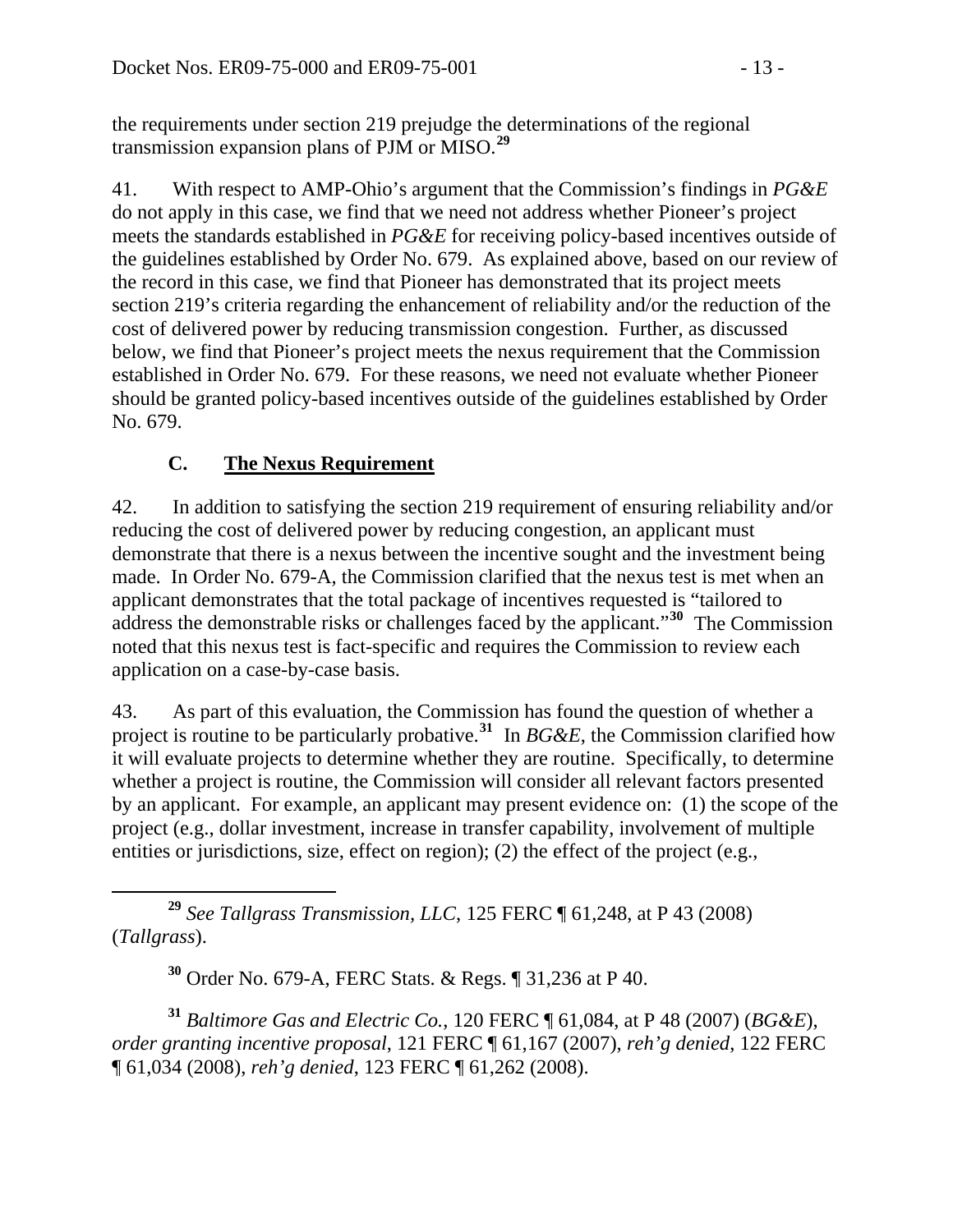the requirements under section 219 prejudge the determinations of the regional transmission expansion plans of PJM or MISO.[29]

41. With respect to AMP-Ohio's argument that the Commission's findings in *PG&E* do not apply in this case, we find that we need not address whether Pioneer's project meets the standards established in *PG&E* for receiving policy-based incentives outside of the guidelines established by Order No. 679. As explained above, based on our review of the record in this case, we find that Pioneer has demonstrated that its project meets section 219's criteria regarding the enhancement of reliability and/or the reduction of the cost of delivered power by reducing transmission congestion. Further, as discussed below, we find that Pioneer's project meets the nexus requirement that the Commission established in Order No. 679. For these reasons, we need not evaluate whether Pioneer should be granted policy-based incentives outside of the guidelines established by Order No. 679.

### C. The Nexus Requirement

42. In addition to satisfying the section 219 requirement of ensuring reliability and/or reducing the cost of delivered power by reducing congestion, an applicant must demonstrate that there is a nexus between the incentive sought and the investment being made. In Order No. 679-A, the Commission clarified that the nexus test is met when an applicant demonstrates that the total package of incentives requested is "tailored to address the demonstrable risks or challenges faced by the applicant."[30] The Commission noted that this nexus test is fact-specific and requires the Commission to review each application on a case-by-case basis.

43. As part of this evaluation, the Commission has found the question of whether a project is routine to be particularly probative.[31] In *BG&E*, the Commission clarified how it will evaluate projects to determine whether they are routine. Specifically, to determine whether a project is routine, the Commission will consider all relevant factors presented by an applicant. For example, an applicant may present evidence on: (1) the scope of the project (e.g., dollar investment, increase in transfer capability, involvement of multiple entities or jurisdictions, size, effect on region); (2) the effect of the project (e.g.,

---

[29] *See Tallgrass Transmission, LLC*, 125 FERC ¶ 61,248, at P 43 (2008) (*Tallgrass*).

[30] Order No. 679-A, FERC Stats. & Regs. ¶ 31,236 at P 40.

[31] *Baltimore Gas and Electric Co.*, 120 FERC ¶ 61,084, at P 48 (2007) (*BG&E*), *order granting incentive proposal*, 121 FERC ¶ 61,167 (2007), *reh'g denied*, 122 FERC ¶ 61,034 (2008), *reh'g denied*, 123 FERC ¶ 61,262 (2008).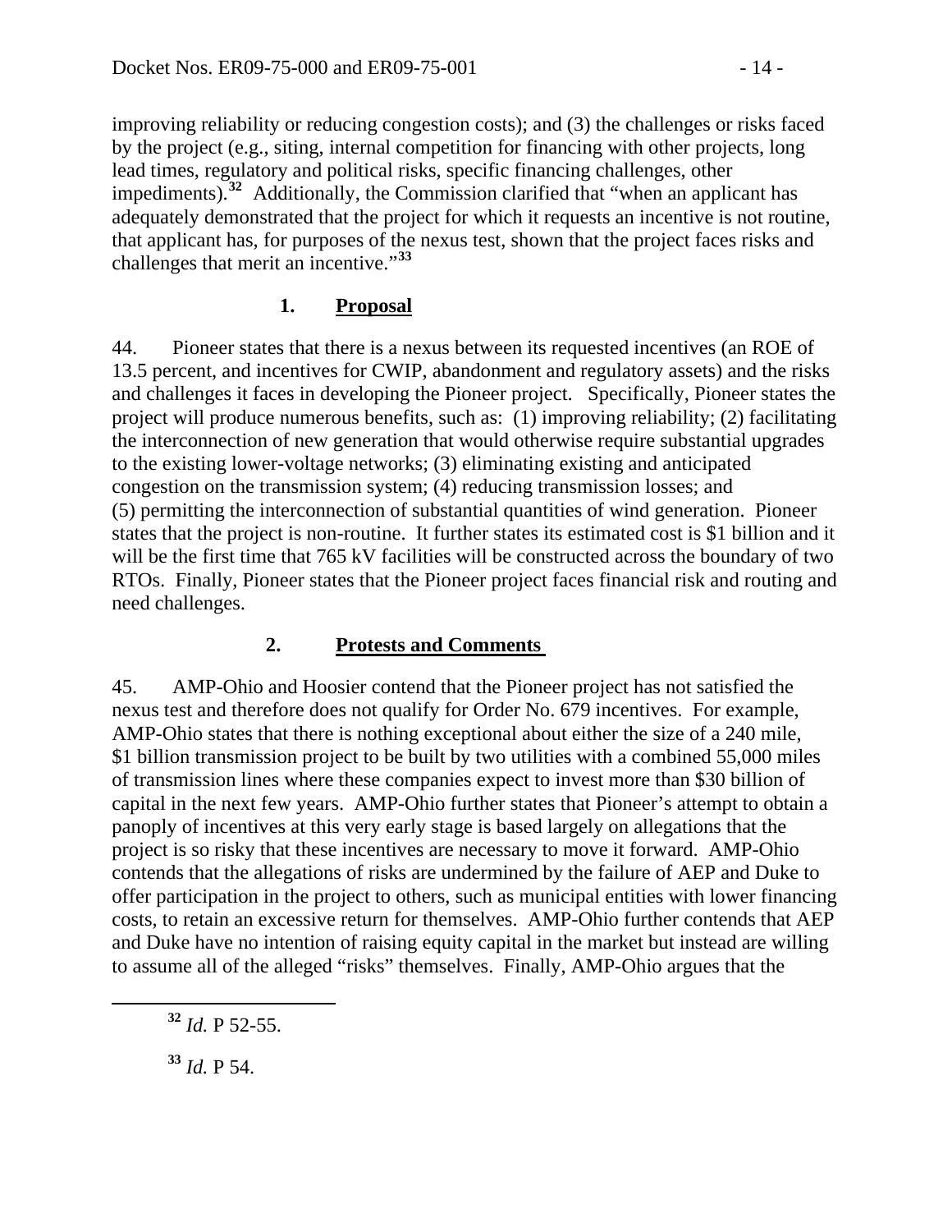improving reliability or reducing congestion costs); and (3) the challenges or risks faced by the project (e.g., siting, internal competition for financing with other projects, long lead times, regulatory and political risks, specific financing challenges, other impediments).[32] Additionally, the Commission clarified that "when an applicant has adequately demonstrated that the project for which it requests an incentive is not routine, that applicant has, for purposes of the nexus test, shown that the project faces risks and challenges that merit an incentive."[33]

### 1. Proposal

44. Pioneer states that there is a nexus between its requested incentives (an ROE of 13.5 percent, and incentives for CWIP, abandonment and regulatory assets) and the risks and challenges it faces in developing the Pioneer project. Specifically, Pioneer states the project will produce numerous benefits, such as: (1) improving reliability; (2) facilitating the interconnection of new generation that would otherwise require substantial upgrades to the existing lower-voltage networks; (3) eliminating existing and anticipated congestion on the transmission system; (4) reducing transmission losses; and (5) permitting the interconnection of substantial quantities of wind generation. Pioneer states that the project is non-routine. It further states its estimated cost is $1 billion and it will be the first time that 765 kV facilities will be constructed across the boundary of two RTOs. Finally, Pioneer states that the Pioneer project faces financial risk and routing and need challenges.

### 2. Protests and Comments

45. AMP-Ohio and Hoosier contend that the Pioneer project has not satisfied the nexus test and therefore does not qualify for Order No. 679 incentives. For example, AMP-Ohio states that there is nothing exceptional about either the size of a 240 mile, $1 billion transmission project to be built by two utilities with a combined 55,000 miles of transmission lines where these companies expect to invest more than $30 billion of capital in the next few years. AMP-Ohio further states that Pioneer's attempt to obtain a panoply of incentives at this very early stage is based largely on allegations that the project is so risky that these incentives are necessary to move it forward. AMP-Ohio contends that the allegations of risks are undermined by the failure of AEP and Duke to offer participation in the project to others, such as municipal entities with lower financing costs, to retain an excessive return for themselves. AMP-Ohio further contends that AEP and Duke have no intention of raising equity capital in the market but instead are willing to assume all of the alleged "risks" themselves. Finally, AMP-Ohio argues that the

[32] *Id.* P 52-55.

[33] *Id.* P 54.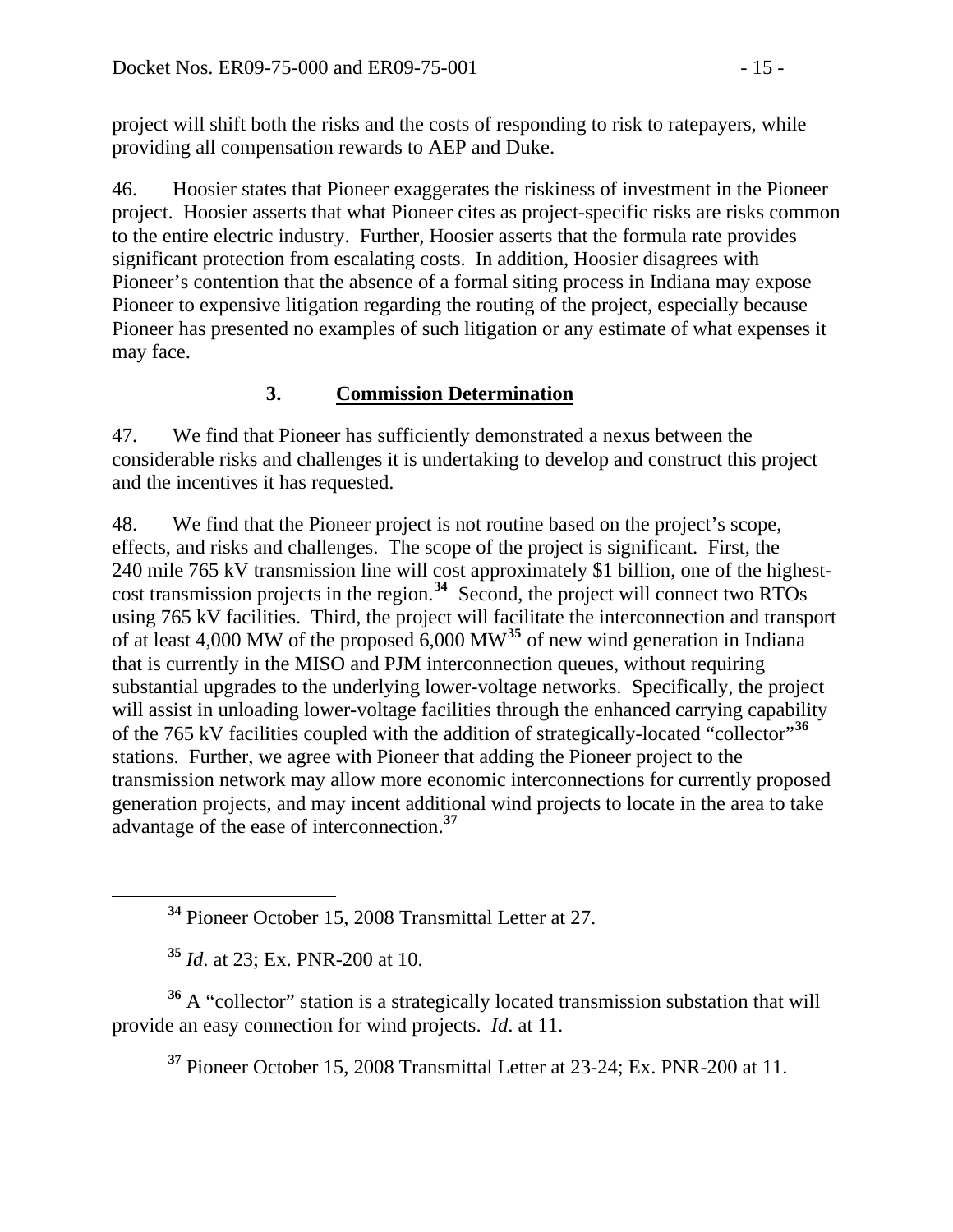project will shift both the risks and the costs of responding to risk to ratepayers, while providing all compensation rewards to AEP and Duke.

46. Hoosier states that Pioneer exaggerates the riskiness of investment in the Pioneer project. Hoosier asserts that what Pioneer cites as project-specific risks are risks common to the entire electric industry. Further, Hoosier asserts that the formula rate provides significant protection from escalating costs. In addition, Hoosier disagrees with Pioneer's contention that the absence of a formal siting process in Indiana may expose Pioneer to expensive litigation regarding the routing of the project, especially because Pioneer has presented no examples of such litigation or any estimate of what expenses it may face.

### 3. Commission Determination

47. We find that Pioneer has sufficiently demonstrated a nexus between the considerable risks and challenges it is undertaking to develop and construct this project and the incentives it has requested.

48. We find that the Pioneer project is not routine based on the project's scope, effects, and risks and challenges. The scope of the project is significant. First, the 240 mile 765 kV transmission line will cost approximately $1 billion, one of the highest-cost transmission projects in the region.[34] Second, the project will connect two RTOs using 765 kV facilities. Third, the project will facilitate the interconnection and transport of at least 4,000 MW of the proposed 6,000 MW[35] of new wind generation in Indiana that is currently in the MISO and PJM interconnection queues, without requiring substantial upgrades to the underlying lower-voltage networks. Specifically, the project will assist in unloading lower-voltage facilities through the enhanced carrying capability of the 765 kV facilities coupled with the addition of strategically-located "collector"[36] stations. Further, we agree with Pioneer that adding the Pioneer project to the transmission network may allow more economic interconnections for currently proposed generation projects, and may incent additional wind projects to locate in the area to take advantage of the ease of interconnection.[37]

---

[34] Pioneer October 15, 2008 Transmittal Letter at 27.

[35] *Id*. at 23; Ex. PNR-200 at 10.

[36] A "collector" station is a strategically located transmission substation that will provide an easy connection for wind projects. *Id*. at 11.

[37] Pioneer October 15, 2008 Transmittal Letter at 23-24; Ex. PNR-200 at 11.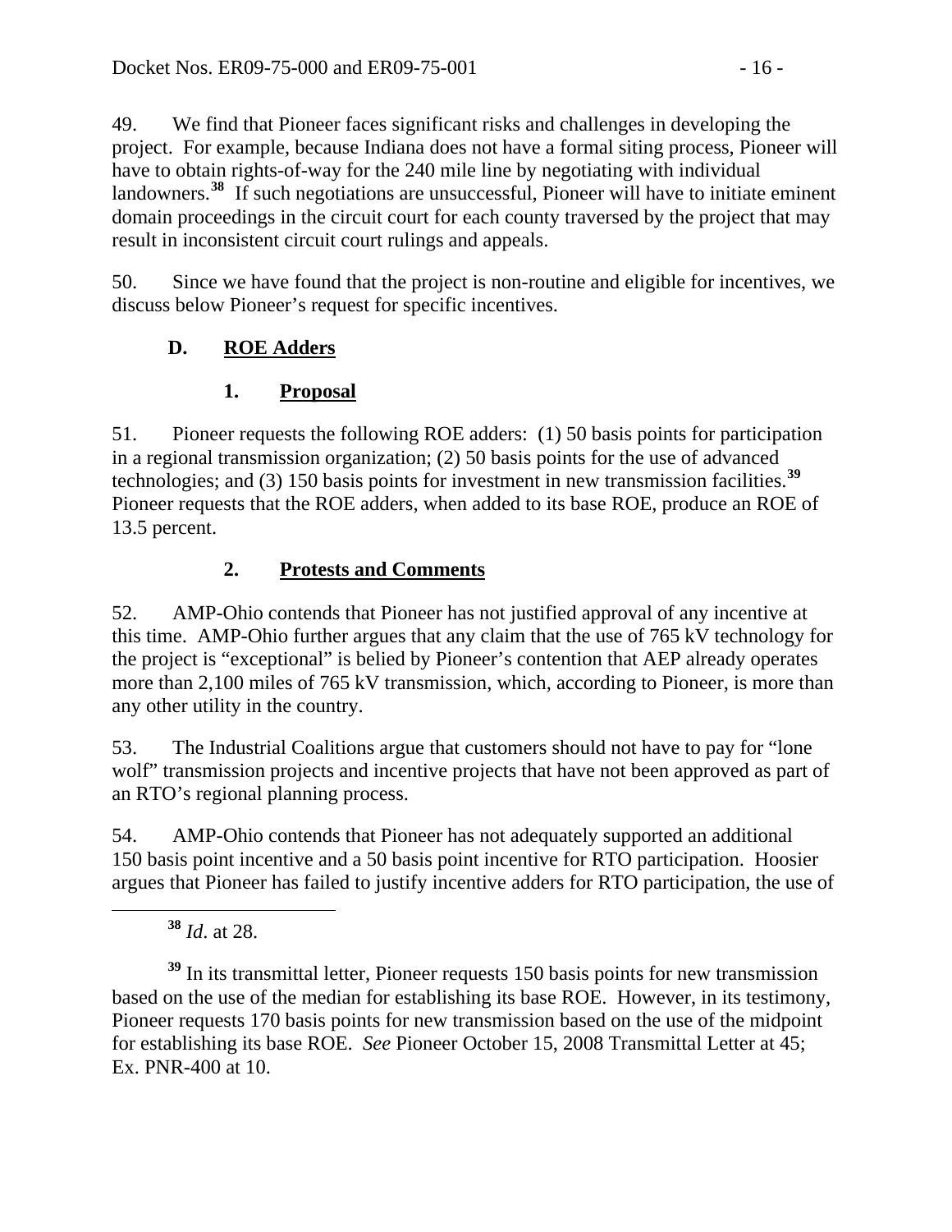49. We find that Pioneer faces significant risks and challenges in developing the project. For example, because Indiana does not have a formal siting process, Pioneer will have to obtain rights-of-way for the 240 mile line by negotiating with individual landowners.[38] If such negotiations are unsuccessful, Pioneer will have to initiate eminent domain proceedings in the circuit court for each county traversed by the project that may result in inconsistent circuit court rulings and appeals.

50. Since we have found that the project is non-routine and eligible for incentives, we discuss below Pioneer's request for specific incentives.

## D. ROE Adders

### 1. Proposal

51. Pioneer requests the following ROE adders: (1) 50 basis points for participation in a regional transmission organization; (2) 50 basis points for the use of advanced technologies; and (3) 150 basis points for investment in new transmission facilities.[39] Pioneer requests that the ROE adders, when added to its base ROE, produce an ROE of 13.5 percent.

### 2. Protests and Comments

52. AMP-Ohio contends that Pioneer has not justified approval of any incentive at this time. AMP-Ohio further argues that any claim that the use of 765 kV technology for the project is "exceptional" is belied by Pioneer's contention that AEP already operates more than 2,100 miles of 765 kV transmission, which, according to Pioneer, is more than any other utility in the country.

53. The Industrial Coalitions argue that customers should not have to pay for "lone wolf" transmission projects and incentive projects that have not been approved as part of an RTO's regional planning process.

54. AMP-Ohio contends that Pioneer has not adequately supported an additional 150 basis point incentive and a 50 basis point incentive for RTO participation. Hoosier argues that Pioneer has failed to justify incentive adders for RTO participation, the use of

---

[38] *Id*. at 28.

[39] In its transmittal letter, Pioneer requests 150 basis points for new transmission based on the use of the median for establishing its base ROE. However, in its testimony, Pioneer requests 170 basis points for new transmission based on the use of the midpoint for establishing its base ROE. *See* Pioneer October 15, 2008 Transmittal Letter at 45; Ex. PNR-400 at 10.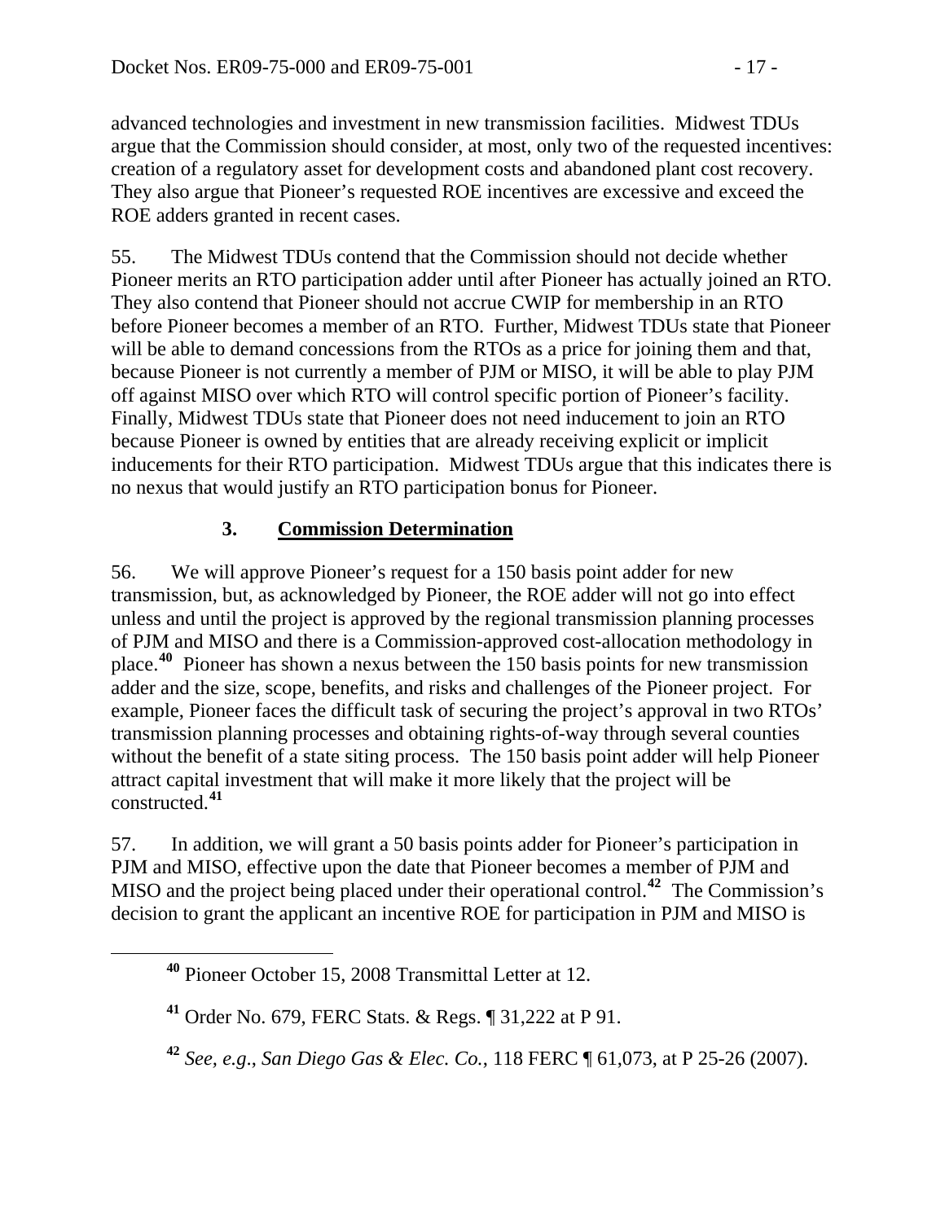advanced technologies and investment in new transmission facilities. Midwest TDUs argue that the Commission should consider, at most, only two of the requested incentives: creation of a regulatory asset for development costs and abandoned plant cost recovery. They also argue that Pioneer's requested ROE incentives are excessive and exceed the ROE adders granted in recent cases.

55. The Midwest TDUs contend that the Commission should not decide whether Pioneer merits an RTO participation adder until after Pioneer has actually joined an RTO. They also contend that Pioneer should not accrue CWIP for membership in an RTO before Pioneer becomes a member of an RTO. Further, Midwest TDUs state that Pioneer will be able to demand concessions from the RTOs as a price for joining them and that, because Pioneer is not currently a member of PJM or MISO, it will be able to play PJM off against MISO over which RTO will control specific portion of Pioneer's facility. Finally, Midwest TDUs state that Pioneer does not need inducement to join an RTO because Pioneer is owned by entities that are already receiving explicit or implicit inducements for their RTO participation. Midwest TDUs argue that this indicates there is no nexus that would justify an RTO participation bonus for Pioneer.

### 3. **Commission Determination**

56. We will approve Pioneer's request for a 150 basis point adder for new transmission, but, as acknowledged by Pioneer, the ROE adder will not go into effect unless and until the project is approved by the regional transmission planning processes of PJM and MISO and there is a Commission-approved cost-allocation methodology in place.[40] Pioneer has shown a nexus between the 150 basis points for new transmission adder and the size, scope, benefits, and risks and challenges of the Pioneer project. For example, Pioneer faces the difficult task of securing the project's approval in two RTOs' transmission planning processes and obtaining rights-of-way through several counties without the benefit of a state siting process. The 150 basis point adder will help Pioneer attract capital investment that will make it more likely that the project will be constructed.[41]

57. In addition, we will grant a 50 basis points adder for Pioneer's participation in PJM and MISO, effective upon the date that Pioneer becomes a member of PJM and MISO and the project being placed under their operational control.[42] The Commission's decision to grant the applicant an incentive ROE for participation in PJM and MISO is

---

[40] Pioneer October 15, 2008 Transmittal Letter at 12.

[41] Order No. 679, FERC Stats. & Regs. ¶ 31,222 at P 91.

[42] *See, e.g.*, *San Diego Gas & Elec. Co.*, 118 FERC ¶ 61,073, at P 25-26 (2007).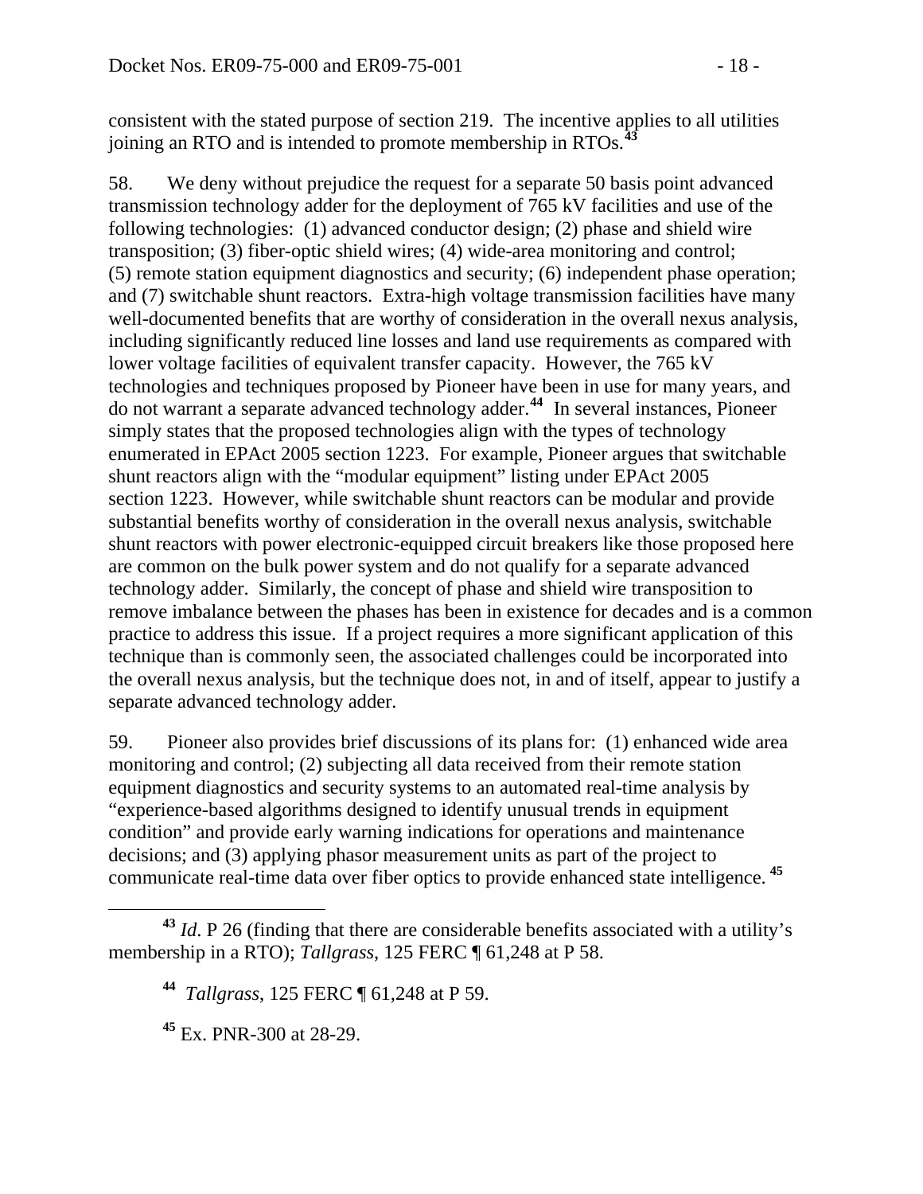consistent with the stated purpose of section 219. The incentive applies to all utilities joining an RTO and is intended to promote membership in RTOs.[43]

58. We deny without prejudice the request for a separate 50 basis point advanced transmission technology adder for the deployment of 765 kV facilities and use of the following technologies: (1) advanced conductor design; (2) phase and shield wire transposition; (3) fiber-optic shield wires; (4) wide-area monitoring and control; (5) remote station equipment diagnostics and security; (6) independent phase operation; and (7) switchable shunt reactors. Extra-high voltage transmission facilities have many well-documented benefits that are worthy of consideration in the overall nexus analysis, including significantly reduced line losses and land use requirements as compared with lower voltage facilities of equivalent transfer capacity. However, the 765 kV technologies and techniques proposed by Pioneer have been in use for many years, and do not warrant a separate advanced technology adder.[44] In several instances, Pioneer simply states that the proposed technologies align with the types of technology enumerated in EPAct 2005 section 1223. For example, Pioneer argues that switchable shunt reactors align with the "modular equipment" listing under EPAct 2005 section 1223. However, while switchable shunt reactors can be modular and provide substantial benefits worthy of consideration in the overall nexus analysis, switchable shunt reactors with power electronic-equipped circuit breakers like those proposed here are common on the bulk power system and do not qualify for a separate advanced technology adder. Similarly, the concept of phase and shield wire transposition to remove imbalance between the phases has been in existence for decades and is a common practice to address this issue. If a project requires a more significant application of this technique than is commonly seen, the associated challenges could be incorporated into the overall nexus analysis, but the technique does not, in and of itself, appear to justify a separate advanced technology adder.

59. Pioneer also provides brief discussions of its plans for: (1) enhanced wide area monitoring and control; (2) subjecting all data received from their remote station equipment diagnostics and security systems to an automated real-time analysis by "experience-based algorithms designed to identify unusual trends in equipment condition" and provide early warning indications for operations and maintenance decisions; and (3) applying phasor measurement units as part of the project to communicate real-time data over fiber optics to provide enhanced state intelligence.[45]

---

[43] *Id*. P 26 (finding that there are considerable benefits associated with a utility's membership in a RTO); *Tallgrass*, 125 FERC ¶ 61,248 at P 58.

[44] *Tallgrass*, 125 FERC ¶ 61,248 at P 59.

[45] Ex. PNR-300 at 28-29.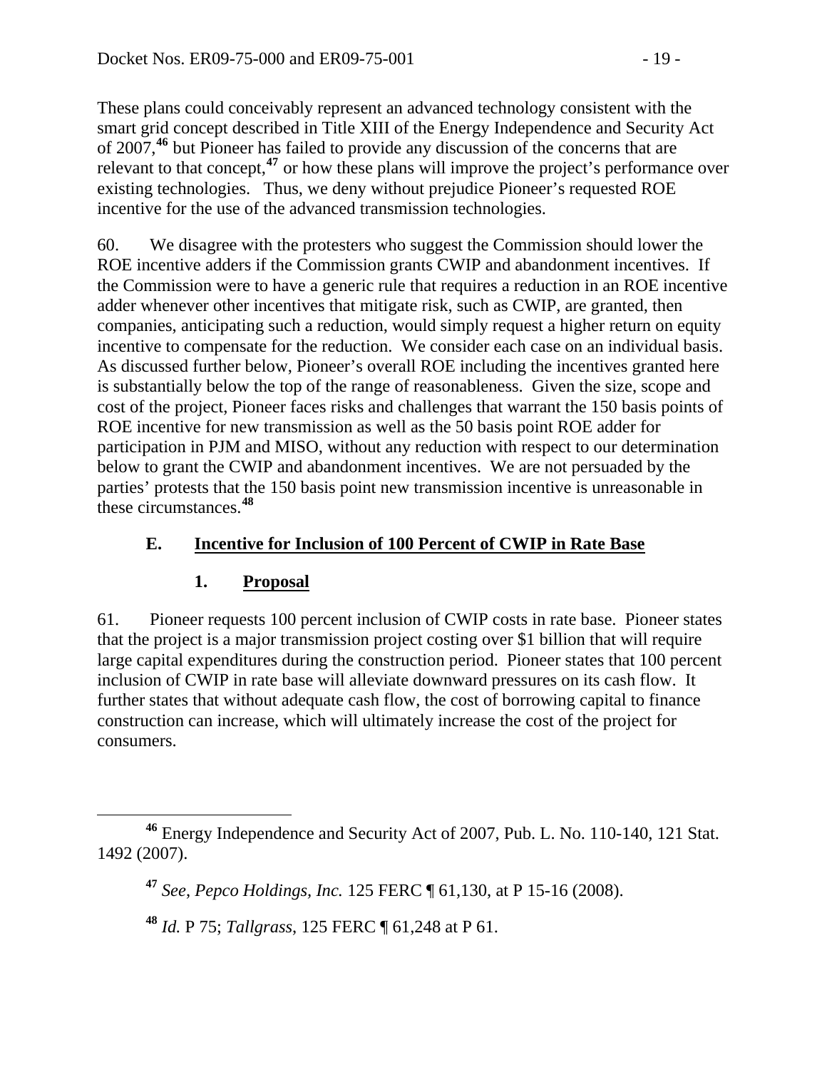These plans could conceivably represent an advanced technology consistent with the smart grid concept described in Title XIII of the Energy Independence and Security Act of 2007,[46] but Pioneer has failed to provide any discussion of the concerns that are relevant to that concept,[47] or how these plans will improve the project's performance over existing technologies. Thus, we deny without prejudice Pioneer's requested ROE incentive for the use of the advanced transmission technologies.

60. We disagree with the protesters who suggest the Commission should lower the ROE incentive adders if the Commission grants CWIP and abandonment incentives. If the Commission were to have a generic rule that requires a reduction in an ROE incentive adder whenever other incentives that mitigate risk, such as CWIP, are granted, then companies, anticipating such a reduction, would simply request a higher return on equity incentive to compensate for the reduction. We consider each case on an individual basis. As discussed further below, Pioneer's overall ROE including the incentives granted here is substantially below the top of the range of reasonableness. Given the size, scope and cost of the project, Pioneer faces risks and challenges that warrant the 150 basis points of ROE incentive for new transmission as well as the 50 basis point ROE adder for participation in PJM and MISO, without any reduction with respect to our determination below to grant the CWIP and abandonment incentives. We are not persuaded by the parties' protests that the 150 basis point new transmission incentive is unreasonable in these circumstances.[48]

### E. Incentive for Inclusion of 100 Percent of CWIP in Rate Base

#### 1. Proposal

61. Pioneer requests 100 percent inclusion of CWIP costs in rate base. Pioneer states that the project is a major transmission project costing over $1 billion that will require large capital expenditures during the construction period. Pioneer states that 100 percent inclusion of CWIP in rate base will alleviate downward pressures on its cash flow. It further states that without adequate cash flow, the cost of borrowing capital to finance construction can increase, which will ultimately increase the cost of the project for consumers.

---

[46] Energy Independence and Security Act of 2007, Pub. L. No. 110-140, 121 Stat. 1492 (2007).

[47] *See*, *Pepco Holdings, Inc.* 125 FERC ¶ 61,130, at P 15-16 (2008).

[48] *Id.* P 75; *Tallgrass*, 125 FERC ¶ 61,248 at P 61.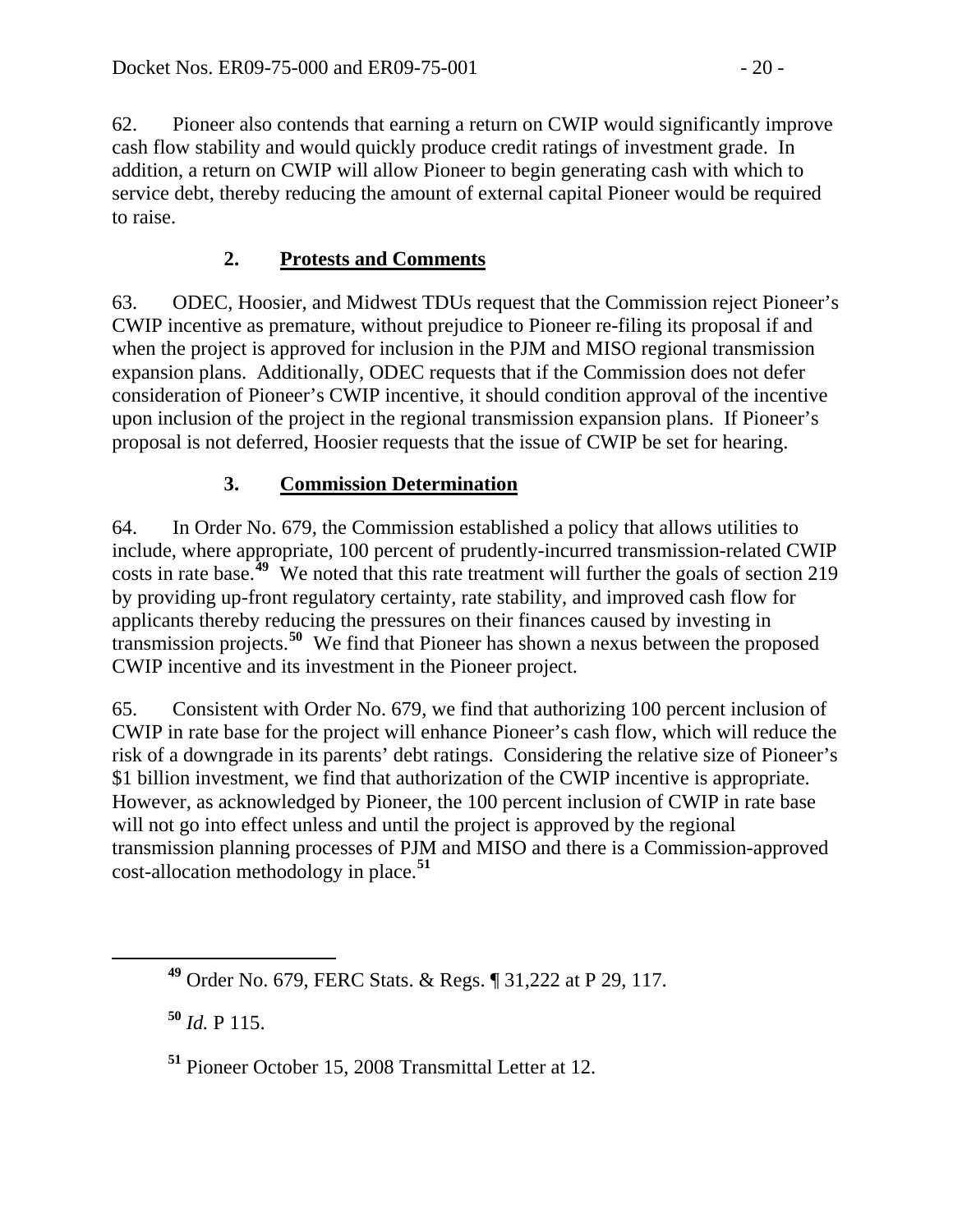62. Pioneer also contends that earning a return on CWIP would significantly improve cash flow stability and would quickly produce credit ratings of investment grade. In addition, a return on CWIP will allow Pioneer to begin generating cash with which to service debt, thereby reducing the amount of external capital Pioneer would be required to raise.

### 2. Protests and Comments

63. ODEC, Hoosier, and Midwest TDUs request that the Commission reject Pioneer's CWIP incentive as premature, without prejudice to Pioneer re-filing its proposal if and when the project is approved for inclusion in the PJM and MISO regional transmission expansion plans. Additionally, ODEC requests that if the Commission does not defer consideration of Pioneer's CWIP incentive, it should condition approval of the incentive upon inclusion of the project in the regional transmission expansion plans. If Pioneer's proposal is not deferred, Hoosier requests that the issue of CWIP be set for hearing.

### 3. Commission Determination

64. In Order No. 679, the Commission established a policy that allows utilities to include, where appropriate, 100 percent of prudently-incurred transmission-related CWIP costs in rate base.[49] We noted that this rate treatment will further the goals of section 219 by providing up-front regulatory certainty, rate stability, and improved cash flow for applicants thereby reducing the pressures on their finances caused by investing in transmission projects.[50] We find that Pioneer has shown a nexus between the proposed CWIP incentive and its investment in the Pioneer project.

65. Consistent with Order No. 679, we find that authorizing 100 percent inclusion of CWIP in rate base for the project will enhance Pioneer's cash flow, which will reduce the risk of a downgrade in its parents' debt ratings. Considering the relative size of Pioneer's $1 billion investment, we find that authorization of the CWIP incentive is appropriate. However, as acknowledged by Pioneer, the 100 percent inclusion of CWIP in rate base will not go into effect unless and until the project is approved by the regional transmission planning processes of PJM and MISO and there is a Commission-approved cost-allocation methodology in place.[51]

---

[49] Order No. 679, FERC Stats. & Regs. ¶ 31,222 at P 29, 117.

[50] *Id.* P 115.

[51] Pioneer October 15, 2008 Transmittal Letter at 12.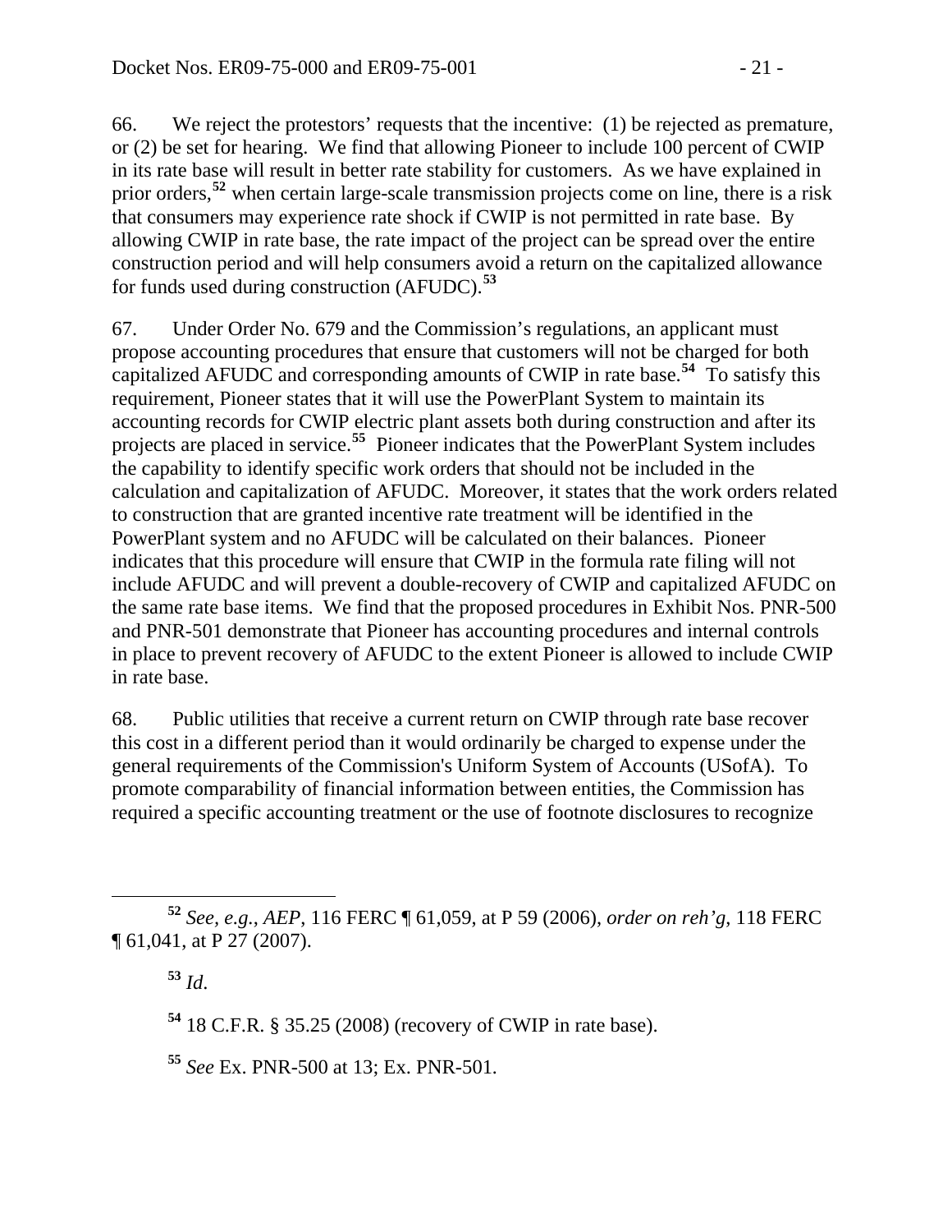66. We reject the protestors' requests that the incentive: (1) be rejected as premature, or (2) be set for hearing. We find that allowing Pioneer to include 100 percent of CWIP in its rate base will result in better rate stability for customers. As we have explained in prior orders,[52] when certain large-scale transmission projects come on line, there is a risk that consumers may experience rate shock if CWIP is not permitted in rate base. By allowing CWIP in rate base, the rate impact of the project can be spread over the entire construction period and will help consumers avoid a return on the capitalized allowance for funds used during construction (AFUDC).[53]

67. Under Order No. 679 and the Commission's regulations, an applicant must propose accounting procedures that ensure that customers will not be charged for both capitalized AFUDC and corresponding amounts of CWIP in rate base.[54] To satisfy this requirement, Pioneer states that it will use the PowerPlant System to maintain its accounting records for CWIP electric plant assets both during construction and after its projects are placed in service.[55] Pioneer indicates that the PowerPlant System includes the capability to identify specific work orders that should not be included in the calculation and capitalization of AFUDC. Moreover, it states that the work orders related to construction that are granted incentive rate treatment will be identified in the PowerPlant system and no AFUDC will be calculated on their balances. Pioneer indicates that this procedure will ensure that CWIP in the formula rate filing will not include AFUDC and will prevent a double-recovery of CWIP and capitalized AFUDC on the same rate base items. We find that the proposed procedures in Exhibit Nos. PNR-500 and PNR-501 demonstrate that Pioneer has accounting procedures and internal controls in place to prevent recovery of AFUDC to the extent Pioneer is allowed to include CWIP in rate base.

68. Public utilities that receive a current return on CWIP through rate base recover this cost in a different period than it would ordinarily be charged to expense under the general requirements of the Commission's Uniform System of Accounts (USofA). To promote comparability of financial information between entities, the Commission has required a specific accounting treatment or the use of footnote disclosures to recognize

---

[52] *See, e.g.*, *AEP*, 116 FERC ¶ 61,059, at P 59 (2006), *order on reh'g*, 118 FERC ¶ 61,041, at P 27 (2007).

[53] *Id*.

[54] 18 C.F.R. § 35.25 (2008) (recovery of CWIP in rate base).

[55] *See* Ex. PNR-500 at 13; Ex. PNR-501.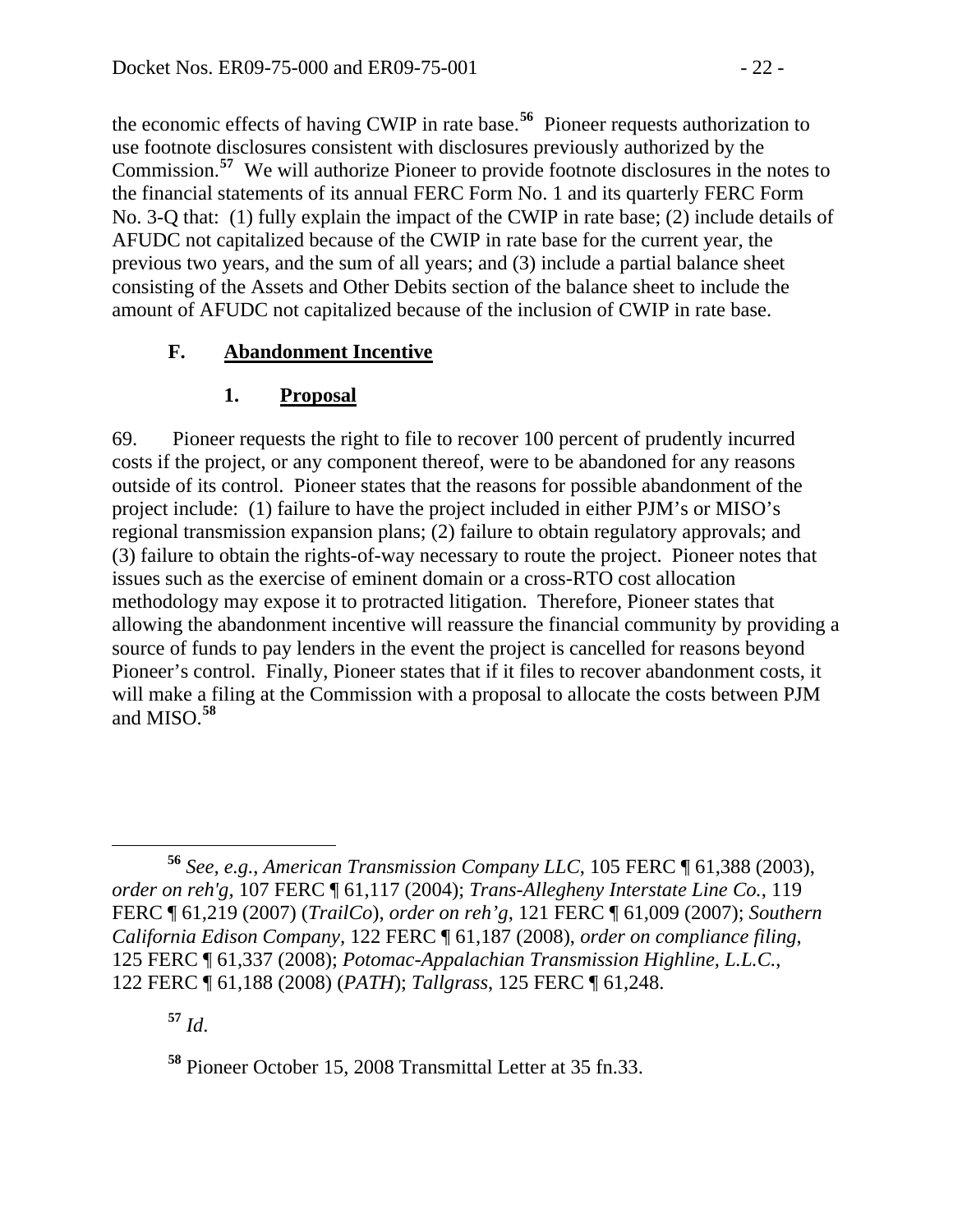the economic effects of having CWIP in rate base.[56] Pioneer requests authorization to use footnote disclosures consistent with disclosures previously authorized by the Commission.[57] We will authorize Pioneer to provide footnote disclosures in the notes to the financial statements of its annual FERC Form No. 1 and its quarterly FERC Form No. 3-Q that: (1) fully explain the impact of the CWIP in rate base; (2) include details of AFUDC not capitalized because of the CWIP in rate base for the current year, the previous two years, and the sum of all years; and (3) include a partial balance sheet consisting of the Assets and Other Debits section of the balance sheet to include the amount of AFUDC not capitalized because of the inclusion of CWIP in rate base.

## F. Abandonment Incentive

### 1. Proposal

69. Pioneer requests the right to file to recover 100 percent of prudently incurred costs if the project, or any component thereof, were to be abandoned for any reasons outside of its control. Pioneer states that the reasons for possible abandonment of the project include: (1) failure to have the project included in either PJM's or MISO's regional transmission expansion plans; (2) failure to obtain regulatory approvals; and (3) failure to obtain the rights-of-way necessary to route the project. Pioneer notes that issues such as the exercise of eminent domain or a cross-RTO cost allocation methodology may expose it to protracted litigation. Therefore, Pioneer states that allowing the abandonment incentive will reassure the financial community by providing a source of funds to pay lenders in the event the project is cancelled for reasons beyond Pioneer's control. Finally, Pioneer states that if it files to recover abandonment costs, it will make a filing at the Commission with a proposal to allocate the costs between PJM and MISO.[58]

---

[56] *See, e.g.*, *American Transmission Company LLC*, 105 FERC ¶ 61,388 (2003), *order on reh'g*, 107 FERC ¶ 61,117 (2004); *Trans-Allegheny Interstate Line Co.*, 119 FERC ¶ 61,219 (2007) (*TrailCo*), *order on reh'g*, 121 FERC ¶ 61,009 (2007); *Southern California Edison Company*, 122 FERC ¶ 61,187 (2008), *order on compliance filing*, 125 FERC ¶ 61,337 (2008); *Potomac-Appalachian Transmission Highline, L.L.C.*, 122 FERC ¶ 61,188 (2008) (*PATH*); *Tallgrass*, 125 FERC ¶ 61,248.

[57] *Id*.

[58] Pioneer October 15, 2008 Transmittal Letter at 35 fn.33.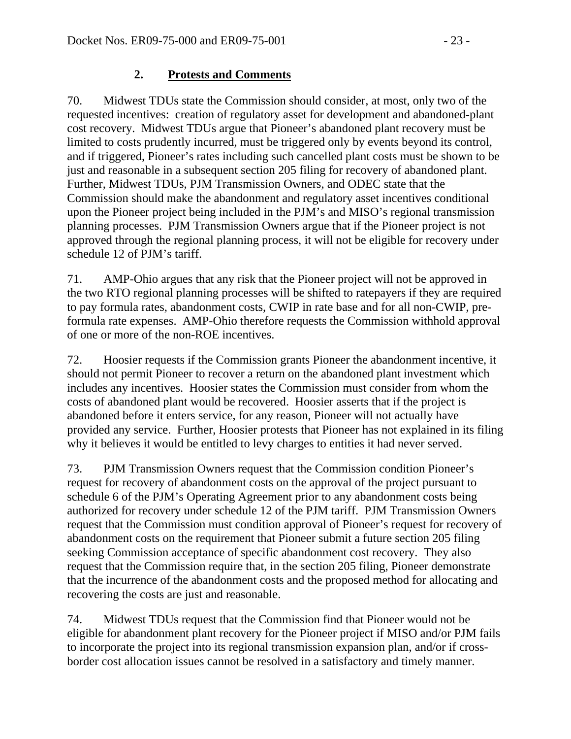### 2. **Protests and Comments**

70. Midwest TDUs state the Commission should consider, at most, only two of the requested incentives: creation of regulatory asset for development and abandoned-plant cost recovery. Midwest TDUs argue that Pioneer's abandoned plant recovery must be limited to costs prudently incurred, must be triggered only by events beyond its control, and if triggered, Pioneer's rates including such cancelled plant costs must be shown to be just and reasonable in a subsequent section 205 filing for recovery of abandoned plant. Further, Midwest TDUs, PJM Transmission Owners, and ODEC state that the Commission should make the abandonment and regulatory asset incentives conditional upon the Pioneer project being included in the PJM's and MISO's regional transmission planning processes. PJM Transmission Owners argue that if the Pioneer project is not approved through the regional planning process, it will not be eligible for recovery under schedule 12 of PJM's tariff.

71. AMP-Ohio argues that any risk that the Pioneer project will not be approved in the two RTO regional planning processes will be shifted to ratepayers if they are required to pay formula rates, abandonment costs, CWIP in rate base and for all non-CWIP, pre-formula rate expenses. AMP-Ohio therefore requests the Commission withhold approval of one or more of the non-ROE incentives.

72. Hoosier requests if the Commission grants Pioneer the abandonment incentive, it should not permit Pioneer to recover a return on the abandoned plant investment which includes any incentives. Hoosier states the Commission must consider from whom the costs of abandoned plant would be recovered. Hoosier asserts that if the project is abandoned before it enters service, for any reason, Pioneer will not actually have provided any service. Further, Hoosier protests that Pioneer has not explained in its filing why it believes it would be entitled to levy charges to entities it had never served.

73. PJM Transmission Owners request that the Commission condition Pioneer's request for recovery of abandonment costs on the approval of the project pursuant to schedule 6 of the PJM's Operating Agreement prior to any abandonment costs being authorized for recovery under schedule 12 of the PJM tariff. PJM Transmission Owners request that the Commission must condition approval of Pioneer's request for recovery of abandonment costs on the requirement that Pioneer submit a future section 205 filing seeking Commission acceptance of specific abandonment cost recovery. They also request that the Commission require that, in the section 205 filing, Pioneer demonstrate that the incurrence of the abandonment costs and the proposed method for allocating and recovering the costs are just and reasonable.

74. Midwest TDUs request that the Commission find that Pioneer would not be eligible for abandonment plant recovery for the Pioneer project if MISO and/or PJM fails to incorporate the project into its regional transmission expansion plan, and/or if cross-border cost allocation issues cannot be resolved in a satisfactory and timely manner.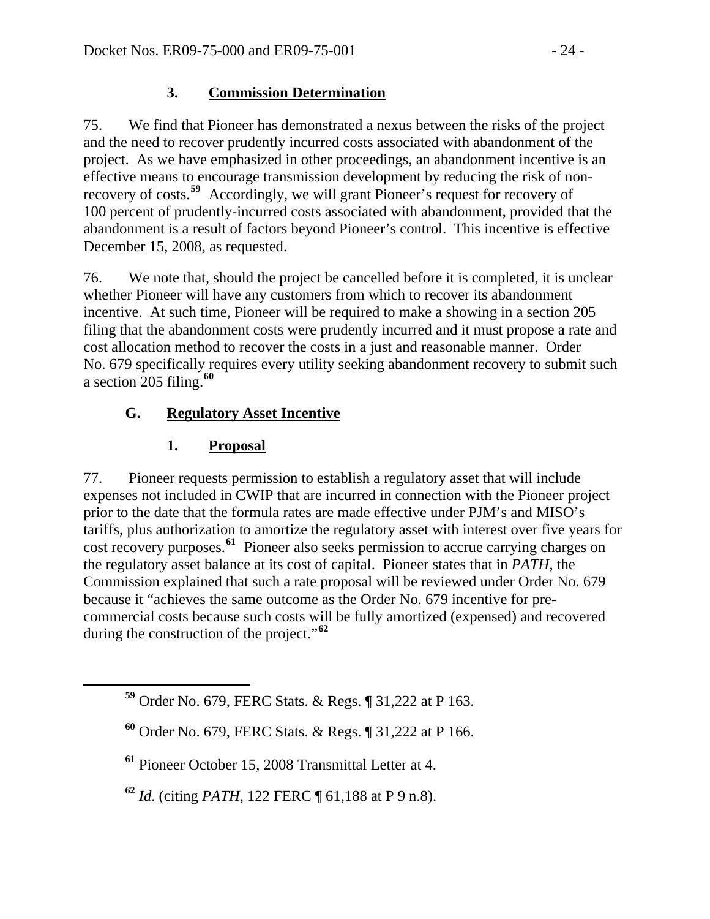### 3. Commission Determination

75. We find that Pioneer has demonstrated a nexus between the risks of the project and the need to recover prudently incurred costs associated with abandonment of the project. As we have emphasized in other proceedings, an abandonment incentive is an effective means to encourage transmission development by reducing the risk of non-recovery of costs.[59] Accordingly, we will grant Pioneer's request for recovery of 100 percent of prudently-incurred costs associated with abandonment, provided that the abandonment is a result of factors beyond Pioneer's control. This incentive is effective December 15, 2008, as requested.

76. We note that, should the project be cancelled before it is completed, it is unclear whether Pioneer will have any customers from which to recover its abandonment incentive. At such time, Pioneer will be required to make a showing in a section 205 filing that the abandonment costs were prudently incurred and it must propose a rate and cost allocation method to recover the costs in a just and reasonable manner. Order No. 679 specifically requires every utility seeking abandonment recovery to submit such a section 205 filing.[60]

## G. Regulatory Asset Incentive

### 1. Proposal

77. Pioneer requests permission to establish a regulatory asset that will include expenses not included in CWIP that are incurred in connection with the Pioneer project prior to the date that the formula rates are made effective under PJM's and MISO's tariffs, plus authorization to amortize the regulatory asset with interest over five years for cost recovery purposes.[61] Pioneer also seeks permission to accrue carrying charges on the regulatory asset balance at its cost of capital. Pioneer states that in *PATH*, the Commission explained that such a rate proposal will be reviewed under Order No. 679 because it "achieves the same outcome as the Order No. 679 incentive for pre-commercial costs because such costs will be fully amortized (expensed) and recovered during the construction of the project."[62]

---

[59] Order No. 679, FERC Stats. & Regs. ¶ 31,222 at P 163.

[60] Order No. 679, FERC Stats. & Regs. ¶ 31,222 at P 166.

[61] Pioneer October 15, 2008 Transmittal Letter at 4.

[62] *Id*. (citing *PATH*, 122 FERC ¶ 61,188 at P 9 n.8).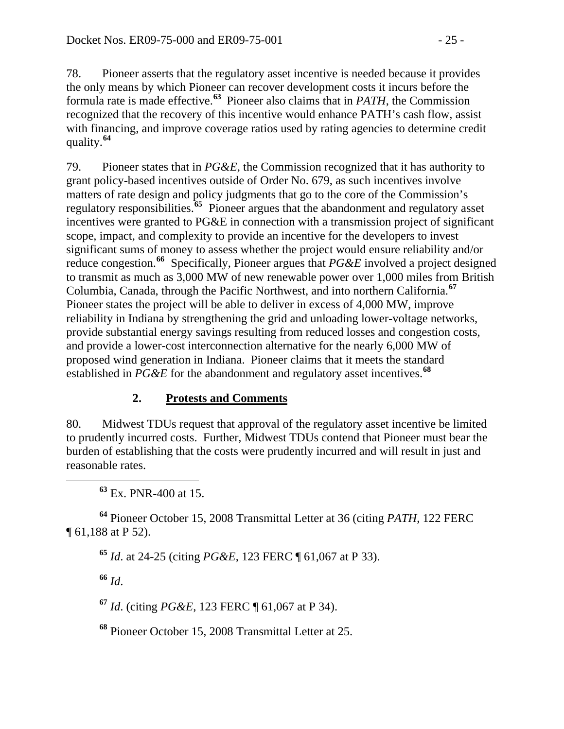78. Pioneer asserts that the regulatory asset incentive is needed because it provides the only means by which Pioneer can recover development costs it incurs before the formula rate is made effective.[63] Pioneer also claims that in *PATH*, the Commission recognized that the recovery of this incentive would enhance PATH's cash flow, assist with financing, and improve coverage ratios used by rating agencies to determine credit quality.[64]

79. Pioneer states that in *PG&E*, the Commission recognized that it has authority to grant policy-based incentives outside of Order No. 679, as such incentives involve matters of rate design and policy judgments that go to the core of the Commission's regulatory responsibilities.[65] Pioneer argues that the abandonment and regulatory asset incentives were granted to PG&E in connection with a transmission project of significant scope, impact, and complexity to provide an incentive for the developers to invest significant sums of money to assess whether the project would ensure reliability and/or reduce congestion.[66] Specifically, Pioneer argues that *PG&E* involved a project designed to transmit as much as 3,000 MW of new renewable power over 1,000 miles from British Columbia, Canada, through the Pacific Northwest, and into northern California.[67] Pioneer states the project will be able to deliver in excess of 4,000 MW, improve reliability in Indiana by strengthening the grid and unloading lower-voltage networks, provide substantial energy savings resulting from reduced losses and congestion costs, and provide a lower-cost interconnection alternative for the nearly 6,000 MW of proposed wind generation in Indiana. Pioneer claims that it meets the standard established in *PG&E* for the abandonment and regulatory asset incentives.[68]

## 2. Protests and Comments

80. Midwest TDUs request that approval of the regulatory asset incentive be limited to prudently incurred costs. Further, Midwest TDUs contend that Pioneer must bear the burden of establishing that the costs were prudently incurred and will result in just and reasonable rates.

---

[63] Ex. PNR-400 at 15.

[64] Pioneer October 15, 2008 Transmittal Letter at 36 (citing *PATH*, 122 FERC ¶ 61,188 at P 52).

[65] *Id*. at 24-25 (citing *PG&E*, 123 FERC ¶ 61,067 at P 33).

[66] *Id*.

[67] *Id*. (citing *PG&E*, 123 FERC ¶ 61,067 at P 34).

[68] Pioneer October 15, 2008 Transmittal Letter at 25.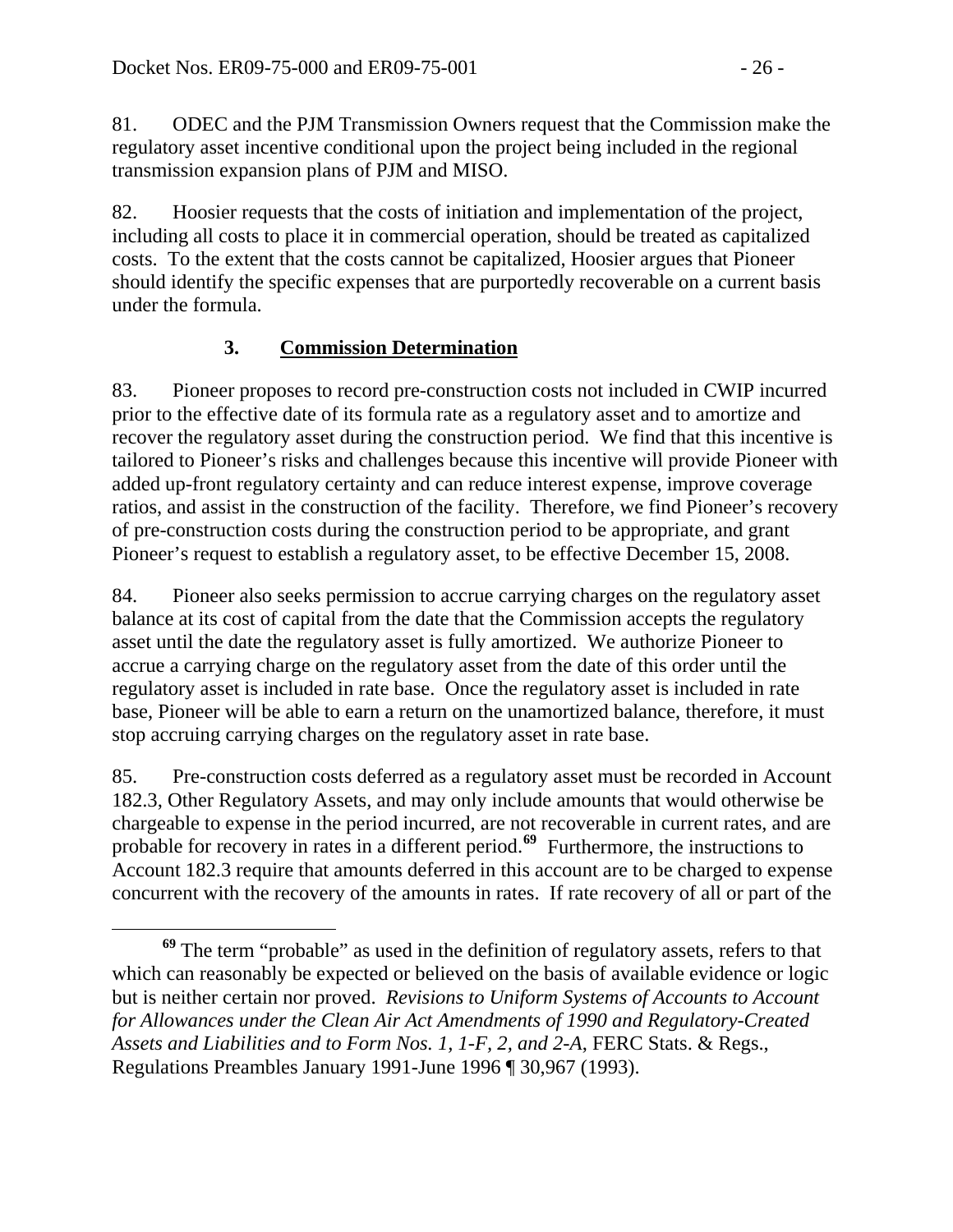81. ODEC and the PJM Transmission Owners request that the Commission make the regulatory asset incentive conditional upon the project being included in the regional transmission expansion plans of PJM and MISO.

82. Hoosier requests that the costs of initiation and implementation of the project, including all costs to place it in commercial operation, should be treated as capitalized costs. To the extent that the costs cannot be capitalized, Hoosier argues that Pioneer should identify the specific expenses that are purportedly recoverable on a current basis under the formula.

### 3. Commission Determination

83. Pioneer proposes to record pre-construction costs not included in CWIP incurred prior to the effective date of its formula rate as a regulatory asset and to amortize and recover the regulatory asset during the construction period. We find that this incentive is tailored to Pioneer's risks and challenges because this incentive will provide Pioneer with added up-front regulatory certainty and can reduce interest expense, improve coverage ratios, and assist in the construction of the facility. Therefore, we find Pioneer's recovery of pre-construction costs during the construction period to be appropriate, and grant Pioneer's request to establish a regulatory asset, to be effective December 15, 2008.

84. Pioneer also seeks permission to accrue carrying charges on the regulatory asset balance at its cost of capital from the date that the Commission accepts the regulatory asset until the date the regulatory asset is fully amortized. We authorize Pioneer to accrue a carrying charge on the regulatory asset from the date of this order until the regulatory asset is included in rate base. Once the regulatory asset is included in rate base, Pioneer will be able to earn a return on the unamortized balance, therefore, it must stop accruing carrying charges on the regulatory asset in rate base.

85. Pre-construction costs deferred as a regulatory asset must be recorded in Account 182.3, Other Regulatory Assets, and may only include amounts that would otherwise be chargeable to expense in the period incurred, are not recoverable in current rates, and are probable for recovery in rates in a different period.[69] Furthermore, the instructions to Account 182.3 require that amounts deferred in this account are to be charged to expense concurrent with the recovery of the amounts in rates. If rate recovery of all or part of the

---

[69] The term "probable" as used in the definition of regulatory assets, refers to that which can reasonably be expected or believed on the basis of available evidence or logic but is neither certain nor proved. *Revisions to Uniform Systems of Accounts to Account for Allowances under the Clean Air Act Amendments of 1990 and Regulatory-Created Assets and Liabilities and to Form Nos. 1, 1-F, 2, and 2-A*, FERC Stats. & Regs., Regulations Preambles January 1991-June 1996 ¶ 30,967 (1993).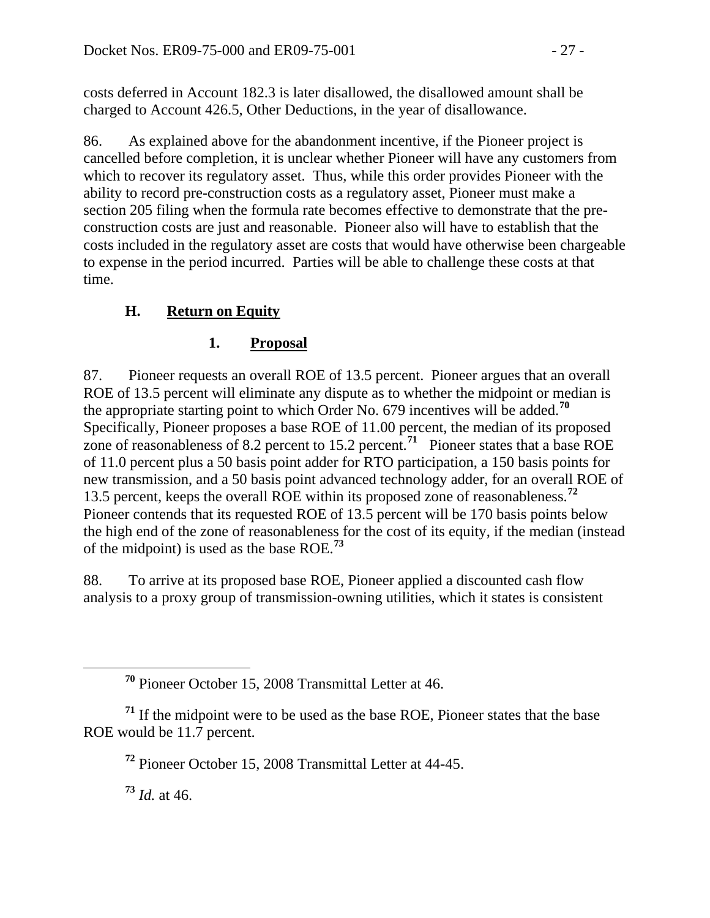costs deferred in Account 182.3 is later disallowed, the disallowed amount shall be charged to Account 426.5, Other Deductions, in the year of disallowance.

86. As explained above for the abandonment incentive, if the Pioneer project is cancelled before completion, it is unclear whether Pioneer will have any customers from which to recover its regulatory asset. Thus, while this order provides Pioneer with the ability to record pre-construction costs as a regulatory asset, Pioneer must make a section 205 filing when the formula rate becomes effective to demonstrate that the pre-construction costs are just and reasonable. Pioneer also will have to establish that the costs included in the regulatory asset are costs that would have otherwise been chargeable to expense in the period incurred. Parties will be able to challenge these costs at that time.

### H. Return on Equity

#### 1. Proposal

87. Pioneer requests an overall ROE of 13.5 percent. Pioneer argues that an overall ROE of 13.5 percent will eliminate any dispute as to whether the midpoint or median is the appropriate starting point to which Order No. 679 incentives will be added.[70] Specifically, Pioneer proposes a base ROE of 11.00 percent, the median of its proposed zone of reasonableness of 8.2 percent to 15.2 percent.[71] Pioneer states that a base ROE of 11.0 percent plus a 50 basis point adder for RTO participation, a 150 basis points for new transmission, and a 50 basis point advanced technology adder, for an overall ROE of 13.5 percent, keeps the overall ROE within its proposed zone of reasonableness.[72] Pioneer contends that its requested ROE of 13.5 percent will be 170 basis points below the high end of the zone of reasonableness for the cost of its equity, if the median (instead of the midpoint) is used as the base ROE.[73]

88. To arrive at its proposed base ROE, Pioneer applied a discounted cash flow analysis to a proxy group of transmission-owning utilities, which it states is consistent

---

[70] Pioneer October 15, 2008 Transmittal Letter at 46.

[71] If the midpoint were to be used as the base ROE, Pioneer states that the base ROE would be 11.7 percent.

[72] Pioneer October 15, 2008 Transmittal Letter at 44-45.

[73] *Id.* at 46.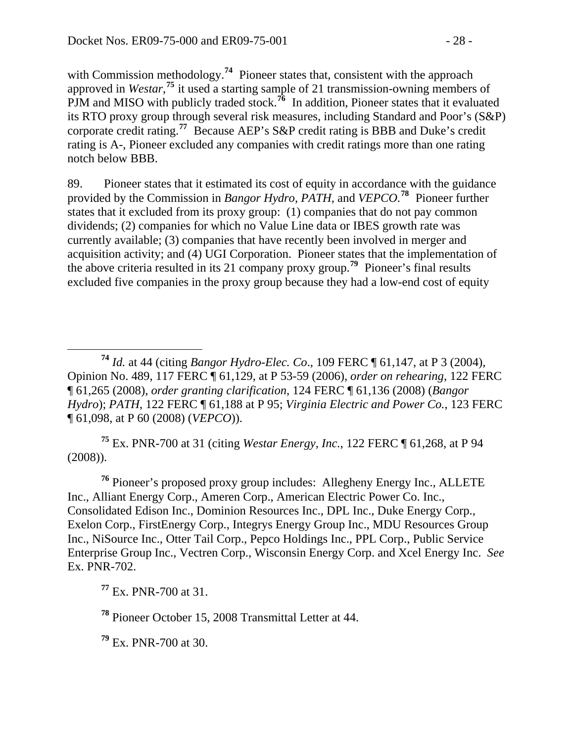with Commission methodology.[74] Pioneer states that, consistent with the approach approved in *Westar*,[75] it used a starting sample of 21 transmission-owning members of PJM and MISO with publicly traded stock.[76] In addition, Pioneer states that it evaluated its RTO proxy group through several risk measures, including Standard and Poor's (S&P) corporate credit rating.[77] Because AEP's S&P credit rating is BBB and Duke's credit rating is A-, Pioneer excluded any companies with credit ratings more than one rating notch below BBB.

89. Pioneer states that it estimated its cost of equity in accordance with the guidance provided by the Commission in *Bangor Hydro*, *PATH*, and *VEPCO*.[78] Pioneer further states that it excluded from its proxy group: (1) companies that do not pay common dividends; (2) companies for which no Value Line data or IBES growth rate was currently available; (3) companies that have recently been involved in merger and acquisition activity; and (4) UGI Corporation. Pioneer states that the implementation of the above criteria resulted in its 21 company proxy group.[79] Pioneer's final results excluded five companies in the proxy group because they had a low-end cost of equity

---

[74] *Id.* at 44 (citing *Bangor Hydro-Elec. Co*., 109 FERC ¶ 61,147, at P 3 (2004), Opinion No. 489, 117 FERC ¶ 61,129, at P 53-59 (2006), *order on rehearing*, 122 FERC ¶ 61,265 (2008), *order granting clarification*, 124 FERC ¶ 61,136 (2008) (*Bangor Hydro*); *PATH*, 122 FERC ¶ 61,188 at P 95; *Virginia Electric and Power Co.*, 123 FERC ¶ 61,098, at P 60 (2008) (*VEPCO*)).

[75] Ex. PNR-700 at 31 (citing *Westar Energy, Inc.*, 122 FERC ¶ 61,268, at P 94 (2008)).

[76] Pioneer's proposed proxy group includes: Allegheny Energy Inc., ALLETE Inc., Alliant Energy Corp., Ameren Corp., American Electric Power Co. Inc., Consolidated Edison Inc., Dominion Resources Inc., DPL Inc., Duke Energy Corp., Exelon Corp., FirstEnergy Corp., Integrys Energy Group Inc., MDU Resources Group Inc., NiSource Inc., Otter Tail Corp., Pepco Holdings Inc., PPL Corp., Public Service Enterprise Group Inc., Vectren Corp., Wisconsin Energy Corp. and Xcel Energy Inc. *See* Ex. PNR-702.

[77] Ex. PNR-700 at 31.

[78] Pioneer October 15, 2008 Transmittal Letter at 44.

[79] Ex. PNR-700 at 30.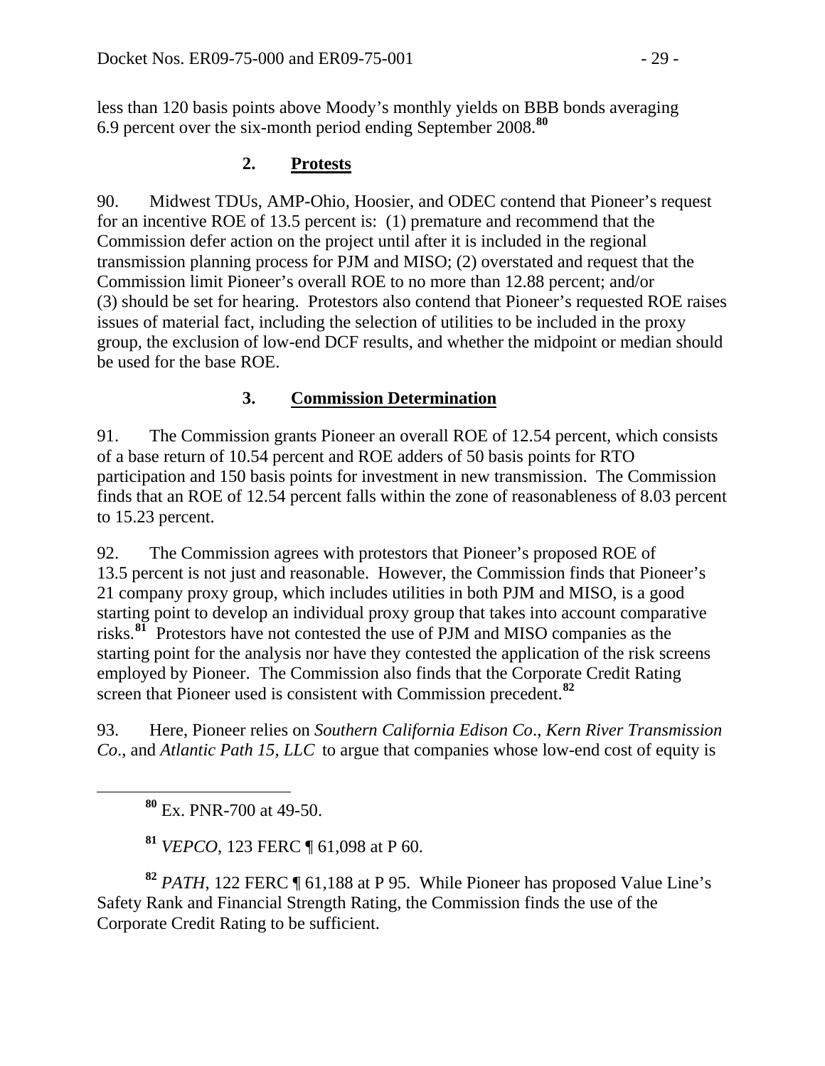less than 120 basis points above Moody's monthly yields on BBB bonds averaging 6.9 percent over the six-month period ending September 2008.[80]

### 2. Protests

90. Midwest TDUs, AMP-Ohio, Hoosier, and ODEC contend that Pioneer's request for an incentive ROE of 13.5 percent is: (1) premature and recommend that the Commission defer action on the project until after it is included in the regional transmission planning process for PJM and MISO; (2) overstated and request that the Commission limit Pioneer's overall ROE to no more than 12.88 percent; and/or (3) should be set for hearing. Protestors also contend that Pioneer's requested ROE raises issues of material fact, including the selection of utilities to be included in the proxy group, the exclusion of low-end DCF results, and whether the midpoint or median should be used for the base ROE.

### 3. Commission Determination

91. The Commission grants Pioneer an overall ROE of 12.54 percent, which consists of a base return of 10.54 percent and ROE adders of 50 basis points for RTO participation and 150 basis points for investment in new transmission. The Commission finds that an ROE of 12.54 percent falls within the zone of reasonableness of 8.03 percent to 15.23 percent.

92. The Commission agrees with protestors that Pioneer's proposed ROE of 13.5 percent is not just and reasonable. However, the Commission finds that Pioneer's 21 company proxy group, which includes utilities in both PJM and MISO, is a good starting point to develop an individual proxy group that takes into account comparative risks.[81] Protestors have not contested the use of PJM and MISO companies as the starting point for the analysis nor have they contested the application of the risk screens employed by Pioneer. The Commission also finds that the Corporate Credit Rating screen that Pioneer used is consistent with Commission precedent.[82]

93. Here, Pioneer relies on *Southern California Edison Co*., *Kern River Transmission Co*., and *Atlantic Path 15, LLC* to argue that companies whose low-end cost of equity is

---

[80] Ex. PNR-700 at 49-50.

[81] *VEPCO*, 123 FERC ¶ 61,098 at P 60.

[82] *PATH*, 122 FERC ¶ 61,188 at P 95. While Pioneer has proposed Value Line's Safety Rank and Financial Strength Rating, the Commission finds the use of the Corporate Credit Rating to be sufficient.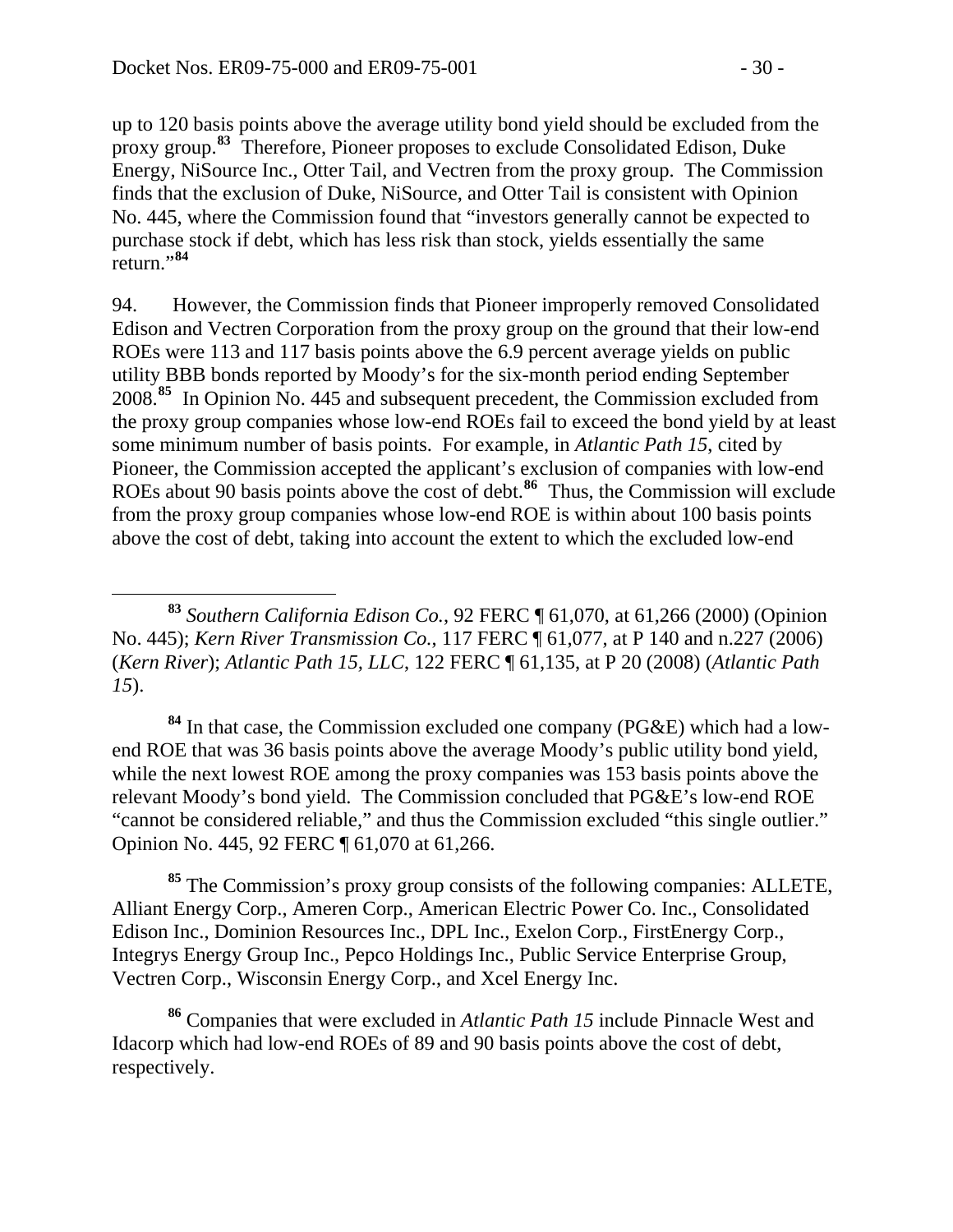up to 120 basis points above the average utility bond yield should be excluded from the proxy group.[83] Therefore, Pioneer proposes to exclude Consolidated Edison, Duke Energy, NiSource Inc., Otter Tail, and Vectren from the proxy group. The Commission finds that the exclusion of Duke, NiSource, and Otter Tail is consistent with Opinion No. 445, where the Commission found that "investors generally cannot be expected to purchase stock if debt, which has less risk than stock, yields essentially the same return."[84]

94. However, the Commission finds that Pioneer improperly removed Consolidated Edison and Vectren Corporation from the proxy group on the ground that their low-end ROEs were 113 and 117 basis points above the 6.9 percent average yields on public utility BBB bonds reported by Moody's for the six-month period ending September 2008.[85] In Opinion No. 445 and subsequent precedent, the Commission excluded from the proxy group companies whose low-end ROEs fail to exceed the bond yield by at least some minimum number of basis points. For example, in *Atlantic Path 15*, cited by Pioneer, the Commission accepted the applicant's exclusion of companies with low-end ROEs about 90 basis points above the cost of debt.[86] Thus, the Commission will exclude from the proxy group companies whose low-end ROE is within about 100 basis points above the cost of debt, taking into account the extent to which the excluded low-end

---

[83] *Southern California Edison Co.*, 92 FERC ¶ 61,070, at 61,266 (2000) (Opinion No. 445); *Kern River Transmission Co.*, 117 FERC ¶ 61,077, at P 140 and n.227 (2006) (*Kern River*); *Atlantic Path 15, LLC*, 122 FERC ¶ 61,135, at P 20 (2008) (*Atlantic Path 15*).

[84] In that case, the Commission excluded one company (PG&E) which had a low-end ROE that was 36 basis points above the average Moody's public utility bond yield, while the next lowest ROE among the proxy companies was 153 basis points above the relevant Moody's bond yield. The Commission concluded that PG&E's low-end ROE "cannot be considered reliable," and thus the Commission excluded "this single outlier." Opinion No. 445, 92 FERC ¶ 61,070 at 61,266.

[85] The Commission's proxy group consists of the following companies: ALLETE, Alliant Energy Corp., Ameren Corp., American Electric Power Co. Inc., Consolidated Edison Inc., Dominion Resources Inc., DPL Inc., Exelon Corp., FirstEnergy Corp., Integrys Energy Group Inc., Pepco Holdings Inc., Public Service Enterprise Group, Vectren Corp., Wisconsin Energy Corp., and Xcel Energy Inc.

[86] Companies that were excluded in *Atlantic Path 15* include Pinnacle West and Idacorp which had low-end ROEs of 89 and 90 basis points above the cost of debt, respectively.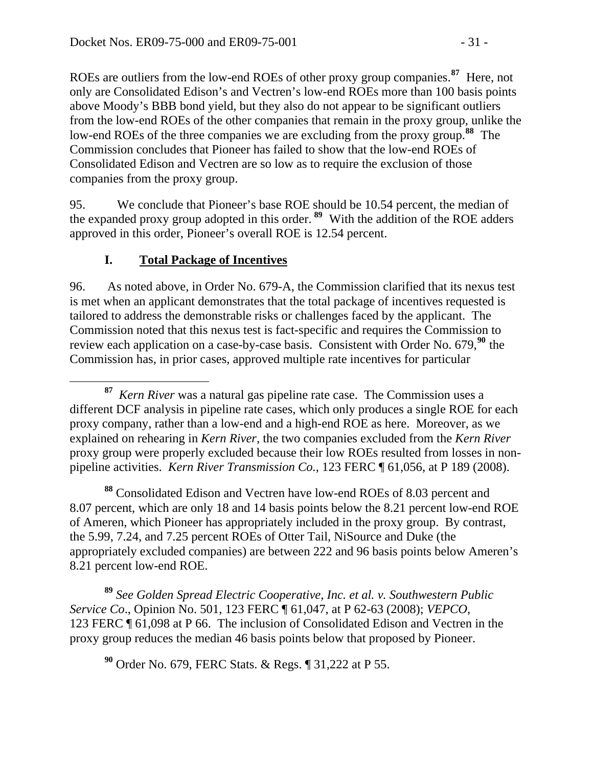ROEs are outliers from the low-end ROEs of other proxy group companies.[87] Here, not only are Consolidated Edison's and Vectren's low-end ROEs more than 100 basis points above Moody's BBB bond yield, but they also do not appear to be significant outliers from the low-end ROEs of the other companies that remain in the proxy group, unlike the low-end ROEs of the three companies we are excluding from the proxy group.[88] The Commission concludes that Pioneer has failed to show that the low-end ROEs of Consolidated Edison and Vectren are so low as to require the exclusion of those companies from the proxy group.

95. We conclude that Pioneer's base ROE should be 10.54 percent, the median of the expanded proxy group adopted in this order.[89] With the addition of the ROE adders approved in this order, Pioneer's overall ROE is 12.54 percent.

## I. Total Package of Incentives

96. As noted above, in Order No. 679-A, the Commission clarified that its nexus test is met when an applicant demonstrates that the total package of incentives requested is tailored to address the demonstrable risks or challenges faced by the applicant. The Commission noted that this nexus test is fact-specific and requires the Commission to review each application on a case-by-case basis. Consistent with Order No. 679,[90] the Commission has, in prior cases, approved multiple rate incentives for particular

---

[87] *Kern River* was a natural gas pipeline rate case. The Commission uses a different DCF analysis in pipeline rate cases, which only produces a single ROE for each proxy company, rather than a low-end and a high-end ROE as here. Moreover, as we explained on rehearing in *Kern River*, the two companies excluded from the *Kern River* proxy group were properly excluded because their low ROEs resulted from losses in non-pipeline activities. *Kern River Transmission Co.*, 123 FERC ¶ 61,056, at P 189 (2008).

[88] Consolidated Edison and Vectren have low-end ROEs of 8.03 percent and 8.07 percent, which are only 18 and 14 basis points below the 8.21 percent low-end ROE of Ameren, which Pioneer has appropriately included in the proxy group. By contrast, the 5.99, 7.24, and 7.25 percent ROEs of Otter Tail, NiSource and Duke (the appropriately excluded companies) are between 222 and 96 basis points below Ameren's 8.21 percent low-end ROE.

[89] *See Golden Spread Electric Cooperative, Inc. et al. v. Southwestern Public Service Co*., Opinion No. 501, 123 FERC ¶ 61,047, at P 62-63 (2008); *VEPCO*, 123 FERC ¶ 61,098 at P 66. The inclusion of Consolidated Edison and Vectren in the proxy group reduces the median 46 basis points below that proposed by Pioneer.

[90] Order No. 679, FERC Stats. & Regs. ¶ 31,222 at P 55.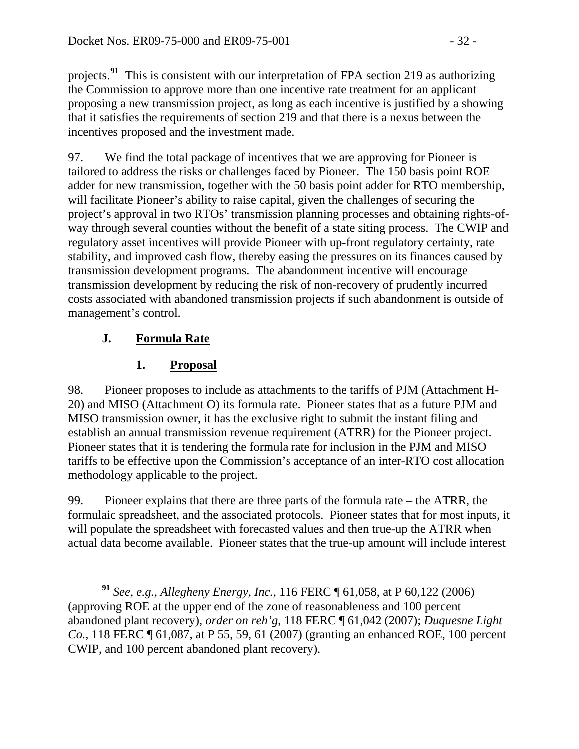projects.[91] This is consistent with our interpretation of FPA section 219 as authorizing the Commission to approve more than one incentive rate treatment for an applicant proposing a new transmission project, as long as each incentive is justified by a showing that it satisfies the requirements of section 219 and that there is a nexus between the incentives proposed and the investment made.

97. We find the total package of incentives that we are approving for Pioneer is tailored to address the risks or challenges faced by Pioneer. The 150 basis point ROE adder for new transmission, together with the 50 basis point adder for RTO membership, will facilitate Pioneer's ability to raise capital, given the challenges of securing the project's approval in two RTOs' transmission planning processes and obtaining rights-of-way through several counties without the benefit of a state siting process. The CWIP and regulatory asset incentives will provide Pioneer with up-front regulatory certainty, rate stability, and improved cash flow, thereby easing the pressures on its finances caused by transmission development programs. The abandonment incentive will encourage transmission development by reducing the risk of non-recovery of prudently incurred costs associated with abandoned transmission projects if such abandonment is outside of management's control.

### J. Formula Rate

#### 1. Proposal

98. Pioneer proposes to include as attachments to the tariffs of PJM (Attachment H-20) and MISO (Attachment O) its formula rate. Pioneer states that as a future PJM and MISO transmission owner, it has the exclusive right to submit the instant filing and establish an annual transmission revenue requirement (ATRR) for the Pioneer project. Pioneer states that it is tendering the formula rate for inclusion in the PJM and MISO tariffs to be effective upon the Commission's acceptance of an inter-RTO cost allocation methodology applicable to the project.

99. Pioneer explains that there are three parts of the formula rate – the ATRR, the formulaic spreadsheet, and the associated protocols. Pioneer states that for most inputs, it will populate the spreadsheet with forecasted values and then true-up the ATRR when actual data become available. Pioneer states that the true-up amount will include interest

---

[91] *See, e.g.*, *Allegheny Energy, Inc.*, 116 FERC ¶ 61,058, at P 60,122 (2006) (approving ROE at the upper end of the zone of reasonableness and 100 percent abandoned plant recovery), *order on reh'g*, 118 FERC ¶ 61,042 (2007); *Duquesne Light Co.*, 118 FERC ¶ 61,087, at P 55, 59, 61 (2007) (granting an enhanced ROE, 100 percent CWIP, and 100 percent abandoned plant recovery).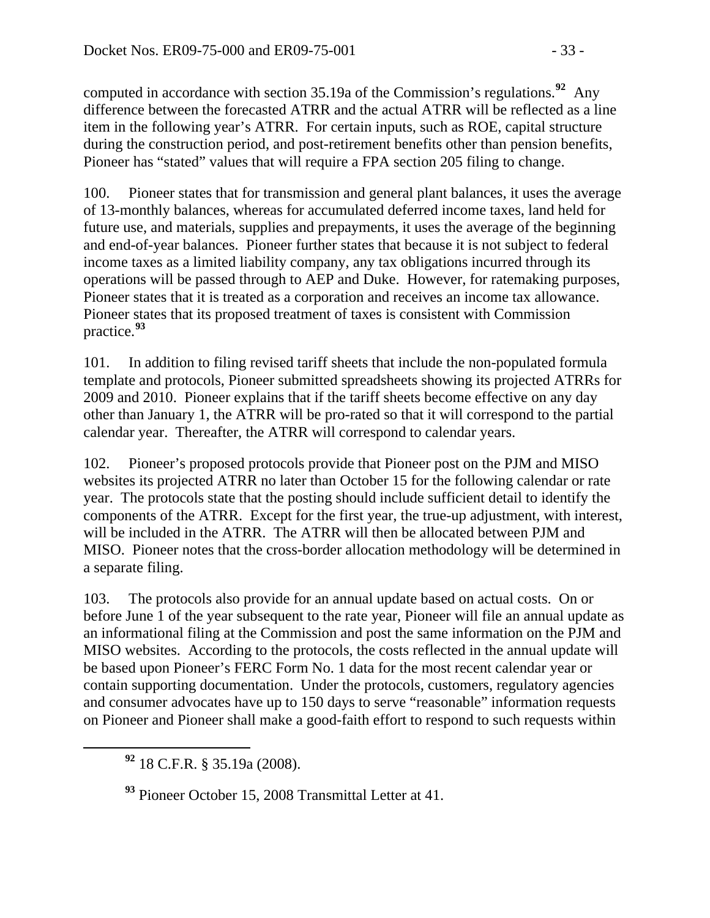computed in accordance with section 35.19a of the Commission's regulations.[92] Any difference between the forecasted ATRR and the actual ATRR will be reflected as a line item in the following year's ATRR. For certain inputs, such as ROE, capital structure during the construction period, and post-retirement benefits other than pension benefits, Pioneer has "stated" values that will require a FPA section 205 filing to change.

100. Pioneer states that for transmission and general plant balances, it uses the average of 13-monthly balances, whereas for accumulated deferred income taxes, land held for future use, and materials, supplies and prepayments, it uses the average of the beginning and end-of-year balances. Pioneer further states that because it is not subject to federal income taxes as a limited liability company, any tax obligations incurred through its operations will be passed through to AEP and Duke. However, for ratemaking purposes, Pioneer states that it is treated as a corporation and receives an income tax allowance. Pioneer states that its proposed treatment of taxes is consistent with Commission practice.[93]

101. In addition to filing revised tariff sheets that include the non-populated formula template and protocols, Pioneer submitted spreadsheets showing its projected ATRRs for 2009 and 2010. Pioneer explains that if the tariff sheets become effective on any day other than January 1, the ATRR will be pro-rated so that it will correspond to the partial calendar year. Thereafter, the ATRR will correspond to calendar years.

102. Pioneer's proposed protocols provide that Pioneer post on the PJM and MISO websites its projected ATRR no later than October 15 for the following calendar or rate year. The protocols state that the posting should include sufficient detail to identify the components of the ATRR. Except for the first year, the true-up adjustment, with interest, will be included in the ATRR. The ATRR will then be allocated between PJM and MISO. Pioneer notes that the cross-border allocation methodology will be determined in a separate filing.

103. The protocols also provide for an annual update based on actual costs. On or before June 1 of the year subsequent to the rate year, Pioneer will file an annual update as an informational filing at the Commission and post the same information on the PJM and MISO websites. According to the protocols, the costs reflected in the annual update will be based upon Pioneer's FERC Form No. 1 data for the most recent calendar year or contain supporting documentation. Under the protocols, customers, regulatory agencies and consumer advocates have up to 150 days to serve "reasonable" information requests on Pioneer and Pioneer shall make a good-faith effort to respond to such requests within

---

[92] 18 C.F.R. § 35.19a (2008).

[93] Pioneer October 15, 2008 Transmittal Letter at 41.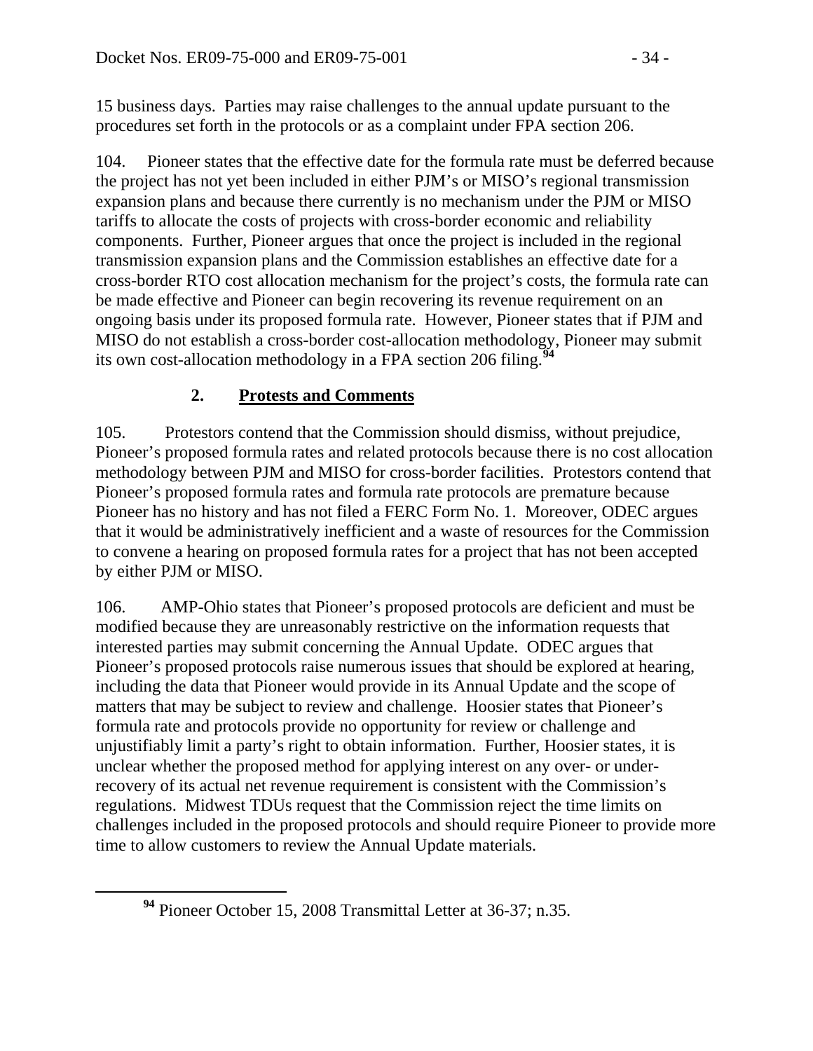15 business days. Parties may raise challenges to the annual update pursuant to the procedures set forth in the protocols or as a complaint under FPA section 206.

104. Pioneer states that the effective date for the formula rate must be deferred because the project has not yet been included in either PJM's or MISO's regional transmission expansion plans and because there currently is no mechanism under the PJM or MISO tariffs to allocate the costs of projects with cross-border economic and reliability components. Further, Pioneer argues that once the project is included in the regional transmission expansion plans and the Commission establishes an effective date for a cross-border RTO cost allocation mechanism for the project's costs, the formula rate can be made effective and Pioneer can begin recovering its revenue requirement on an ongoing basis under its proposed formula rate. However, Pioneer states that if PJM and MISO do not establish a cross-border cost-allocation methodology, Pioneer may submit its own cost-allocation methodology in a FPA section 206 filing.[94]

## 2. Protests and Comments

105. Protestors contend that the Commission should dismiss, without prejudice, Pioneer's proposed formula rates and related protocols because there is no cost allocation methodology between PJM and MISO for cross-border facilities. Protestors contend that Pioneer's proposed formula rates and formula rate protocols are premature because Pioneer has no history and has not filed a FERC Form No. 1. Moreover, ODEC argues that it would be administratively inefficient and a waste of resources for the Commission to convene a hearing on proposed formula rates for a project that has not been accepted by either PJM or MISO.

106. AMP-Ohio states that Pioneer's proposed protocols are deficient and must be modified because they are unreasonably restrictive on the information requests that interested parties may submit concerning the Annual Update. ODEC argues that Pioneer's proposed protocols raise numerous issues that should be explored at hearing, including the data that Pioneer would provide in its Annual Update and the scope of matters that may be subject to review and challenge. Hoosier states that Pioneer's formula rate and protocols provide no opportunity for review or challenge and unjustifiably limit a party's right to obtain information. Further, Hoosier states, it is unclear whether the proposed method for applying interest on any over- or under-recovery of its actual net revenue requirement is consistent with the Commission's regulations. Midwest TDUs request that the Commission reject the time limits on challenges included in the proposed protocols and should require Pioneer to provide more time to allow customers to review the Annual Update materials.

---

[94] Pioneer October 15, 2008 Transmittal Letter at 36-37; n.35.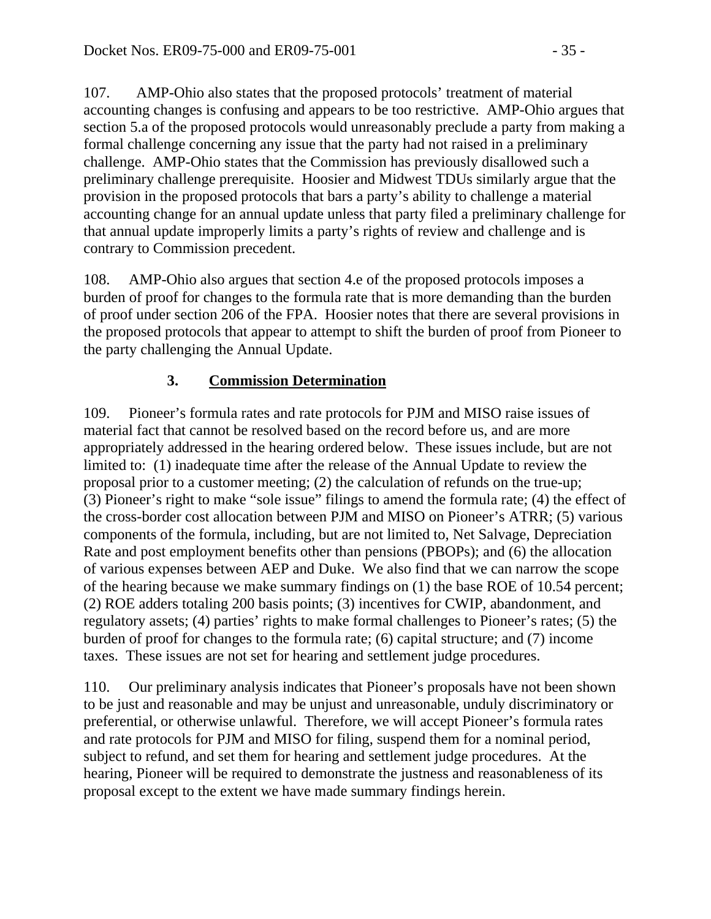107. AMP-Ohio also states that the proposed protocols' treatment of material accounting changes is confusing and appears to be too restrictive. AMP-Ohio argues that section 5.a of the proposed protocols would unreasonably preclude a party from making a formal challenge concerning any issue that the party had not raised in a preliminary challenge. AMP-Ohio states that the Commission has previously disallowed such a preliminary challenge prerequisite. Hoosier and Midwest TDUs similarly argue that the provision in the proposed protocols that bars a party's ability to challenge a material accounting change for an annual update unless that party filed a preliminary challenge for that annual update improperly limits a party's rights of review and challenge and is contrary to Commission precedent.

108. AMP-Ohio also argues that section 4.e of the proposed protocols imposes a burden of proof for changes to the formula rate that is more demanding than the burden of proof under section 206 of the FPA. Hoosier notes that there are several provisions in the proposed protocols that appear to attempt to shift the burden of proof from Pioneer to the party challenging the Annual Update.

### 3. Commission Determination

109. Pioneer's formula rates and rate protocols for PJM and MISO raise issues of material fact that cannot be resolved based on the record before us, and are more appropriately addressed in the hearing ordered below. These issues include, but are not limited to: (1) inadequate time after the release of the Annual Update to review the proposal prior to a customer meeting; (2) the calculation of refunds on the true-up; (3) Pioneer's right to make "sole issue" filings to amend the formula rate; (4) the effect of the cross-border cost allocation between PJM and MISO on Pioneer's ATRR; (5) various components of the formula, including, but are not limited to, Net Salvage, Depreciation Rate and post employment benefits other than pensions (PBOPs); and (6) the allocation of various expenses between AEP and Duke. We also find that we can narrow the scope of the hearing because we make summary findings on (1) the base ROE of 10.54 percent; (2) ROE adders totaling 200 basis points; (3) incentives for CWIP, abandonment, and regulatory assets; (4) parties' rights to make formal challenges to Pioneer's rates; (5) the burden of proof for changes to the formula rate; (6) capital structure; and (7) income taxes. These issues are not set for hearing and settlement judge procedures.

110. Our preliminary analysis indicates that Pioneer's proposals have not been shown to be just and reasonable and may be unjust and unreasonable, unduly discriminatory or preferential, or otherwise unlawful. Therefore, we will accept Pioneer's formula rates and rate protocols for PJM and MISO for filing, suspend them for a nominal period, subject to refund, and set them for hearing and settlement judge procedures. At the hearing, Pioneer will be required to demonstrate the justness and reasonableness of its proposal except to the extent we have made summary findings herein.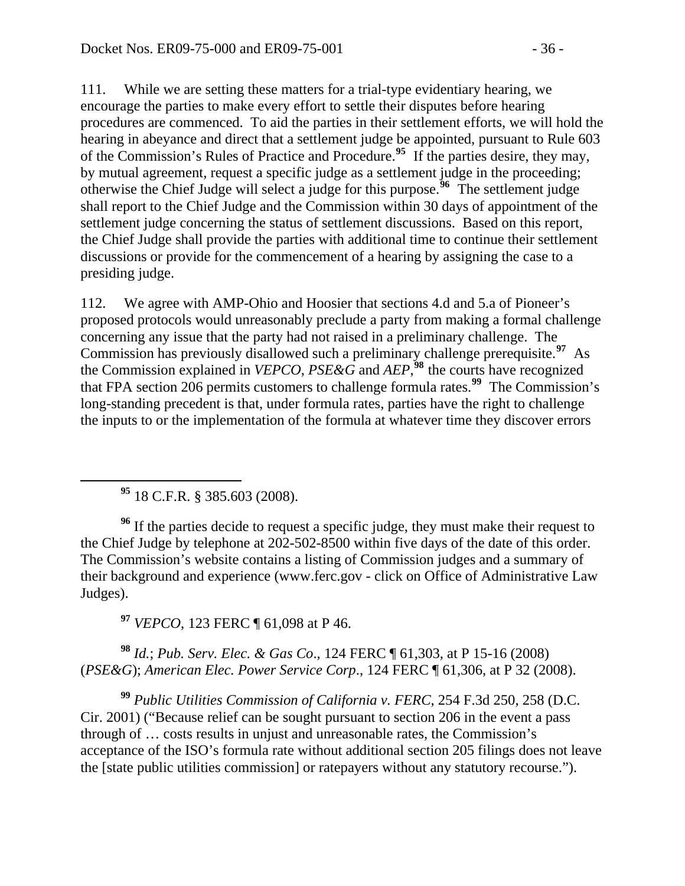111. While we are setting these matters for a trial-type evidentiary hearing, we encourage the parties to make every effort to settle their disputes before hearing procedures are commenced. To aid the parties in their settlement efforts, we will hold the hearing in abeyance and direct that a settlement judge be appointed, pursuant to Rule 603 of the Commission's Rules of Practice and Procedure.[95] If the parties desire, they may, by mutual agreement, request a specific judge as a settlement judge in the proceeding; otherwise the Chief Judge will select a judge for this purpose.[96] The settlement judge shall report to the Chief Judge and the Commission within 30 days of appointment of the settlement judge concerning the status of settlement discussions. Based on this report, the Chief Judge shall provide the parties with additional time to continue their settlement discussions or provide for the commencement of a hearing by assigning the case to a presiding judge.

112. We agree with AMP-Ohio and Hoosier that sections 4.d and 5.a of Pioneer's proposed protocols would unreasonably preclude a party from making a formal challenge concerning any issue that the party had not raised in a preliminary challenge. The Commission has previously disallowed such a preliminary challenge prerequisite.[97] As the Commission explained in *VEPCO*, *PSE&G* and *AEP*,[98] the courts have recognized that FPA section 206 permits customers to challenge formula rates.[99] The Commission's long-standing precedent is that, under formula rates, parties have the right to challenge the inputs to or the implementation of the formula at whatever time they discover errors

[95] 18 C.F.R. § 385.603 (2008).

[96] If the parties decide to request a specific judge, they must make their request to the Chief Judge by telephone at 202-502-8500 within five days of the date of this order. The Commission's website contains a listing of Commission judges and a summary of their background and experience (www.ferc.gov - click on Office of Administrative Law Judges).

[97] *VEPCO*, 123 FERC ¶ 61,098 at P 46.

[98] *Id.*; *Pub. Serv. Elec. & Gas Co*., 124 FERC ¶ 61,303, at P 15-16 (2008) (*PSE&G*); *American Elec. Power Service Corp*., 124 FERC ¶ 61,306, at P 32 (2008).

[99] *Public Utilities Commission of California v. FERC*, 254 F.3d 250, 258 (D.C. Cir. 2001) ("Because relief can be sought pursuant to section 206 in the event a pass through of … costs results in unjust and unreasonable rates, the Commission's acceptance of the ISO's formula rate without additional section 205 filings does not leave the [state public utilities commission] or ratepayers without any statutory recourse.").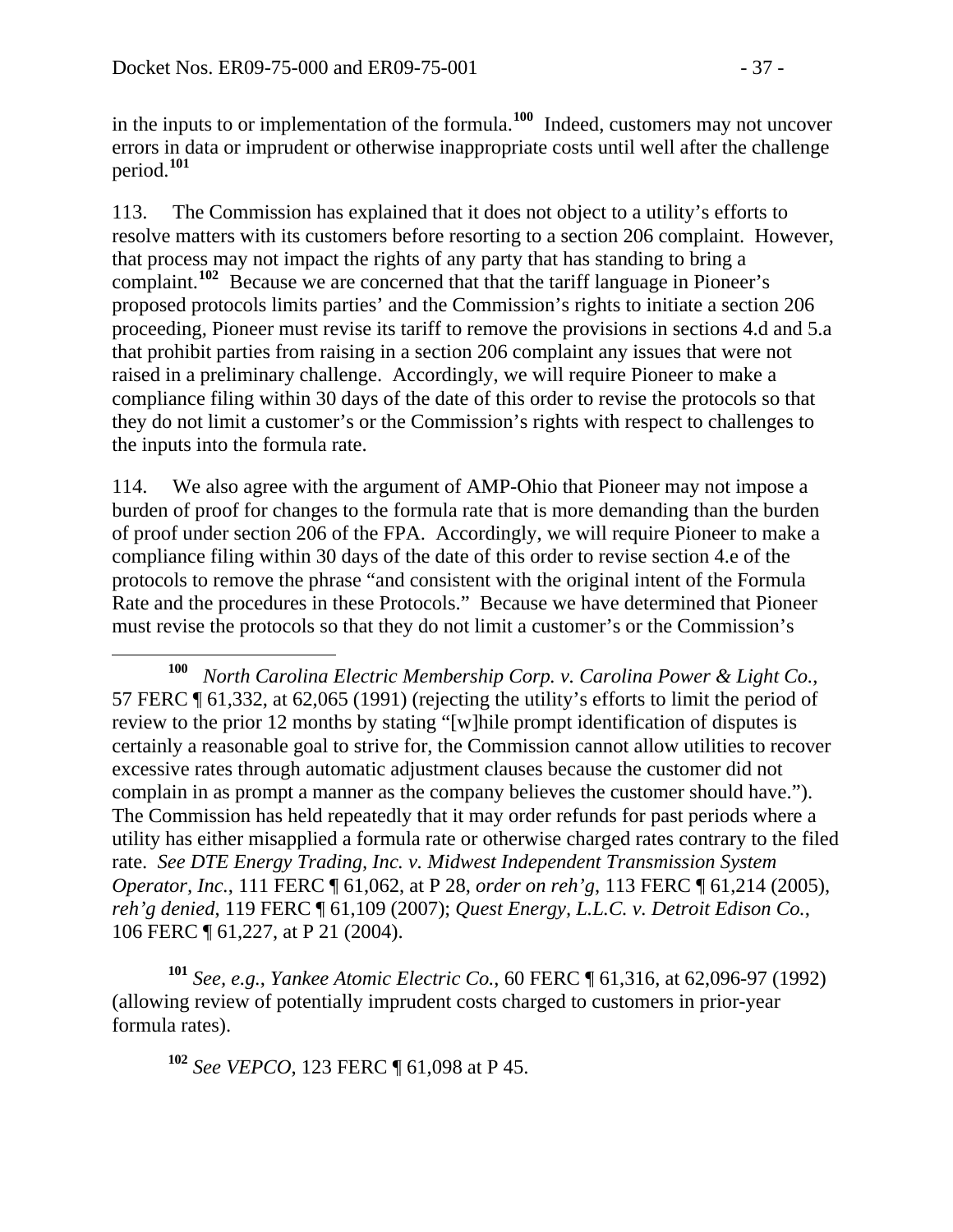in the inputs to or implementation of the formula.[100] Indeed, customers may not uncover errors in data or imprudent or otherwise inappropriate costs until well after the challenge period.[101]

113. The Commission has explained that it does not object to a utility's efforts to resolve matters with its customers before resorting to a section 206 complaint. However, that process may not impact the rights of any party that has standing to bring a complaint.[102] Because we are concerned that that the tariff language in Pioneer's proposed protocols limits parties' and the Commission's rights to initiate a section 206 proceeding, Pioneer must revise its tariff to remove the provisions in sections 4.d and 5.a that prohibit parties from raising in a section 206 complaint any issues that were not raised in a preliminary challenge. Accordingly, we will require Pioneer to make a compliance filing within 30 days of the date of this order to revise the protocols so that they do not limit a customer's or the Commission's rights with respect to challenges to the inputs into the formula rate.

114. We also agree with the argument of AMP-Ohio that Pioneer may not impose a burden of proof for changes to the formula rate that is more demanding than the burden of proof under section 206 of the FPA. Accordingly, we will require Pioneer to make a compliance filing within 30 days of the date of this order to revise section 4.e of the protocols to remove the phrase "and consistent with the original intent of the Formula Rate and the procedures in these Protocols." Because we have determined that Pioneer must revise the protocols so that they do not limit a customer's or the Commission's

---

[100] *North Carolina Electric Membership Corp. v. Carolina Power & Light Co.*, 57 FERC ¶ 61,332, at 62,065 (1991) (rejecting the utility's efforts to limit the period of review to the prior 12 months by stating "[w]hile prompt identification of disputes is certainly a reasonable goal to strive for, the Commission cannot allow utilities to recover excessive rates through automatic adjustment clauses because the customer did not complain in as prompt a manner as the company believes the customer should have."). The Commission has held repeatedly that it may order refunds for past periods where a utility has either misapplied a formula rate or otherwise charged rates contrary to the filed rate. *See DTE Energy Trading, Inc. v. Midwest Independent Transmission System Operator, Inc.*, 111 FERC ¶ 61,062, at P 28, *order on reh'g*, 113 FERC ¶ 61,214 (2005), *reh'g denied*, 119 FERC ¶ 61,109 (2007); *Quest Energy, L.L.C. v. Detroit Edison Co.*, 106 FERC ¶ 61,227, at P 21 (2004).

[101] *See, e.g., Yankee Atomic Electric Co.*, 60 FERC ¶ 61,316, at 62,096-97 (1992) (allowing review of potentially imprudent costs charged to customers in prior-year formula rates).

[102] *See VEPCO*, 123 FERC ¶ 61,098 at P 45.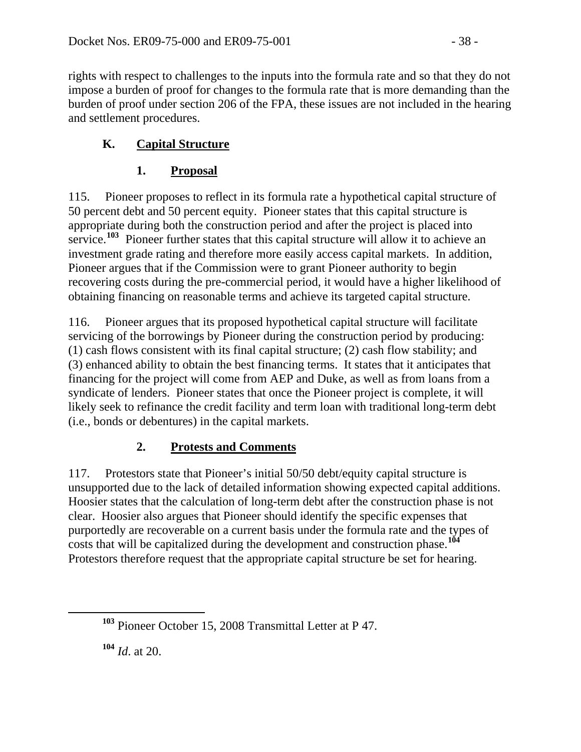rights with respect to challenges to the inputs into the formula rate and so that they do not impose a burden of proof for changes to the formula rate that is more demanding than the burden of proof under section 206 of the FPA, these issues are not included in the hearing and settlement procedures.

## K. Capital Structure

### 1. Proposal

115. Pioneer proposes to reflect in its formula rate a hypothetical capital structure of 50 percent debt and 50 percent equity. Pioneer states that this capital structure is appropriate during both the construction period and after the project is placed into service.[103] Pioneer further states that this capital structure will allow it to achieve an investment grade rating and therefore more easily access capital markets. In addition, Pioneer argues that if the Commission were to grant Pioneer authority to begin recovering costs during the pre-commercial period, it would have a higher likelihood of obtaining financing on reasonable terms and achieve its targeted capital structure.

116. Pioneer argues that its proposed hypothetical capital structure will facilitate servicing of the borrowings by Pioneer during the construction period by producing: (1) cash flows consistent with its final capital structure; (2) cash flow stability; and (3) enhanced ability to obtain the best financing terms. It states that it anticipates that financing for the project will come from AEP and Duke, as well as from loans from a syndicate of lenders. Pioneer states that once the Pioneer project is complete, it will likely seek to refinance the credit facility and term loan with traditional long-term debt (i.e., bonds or debentures) in the capital markets.

### 2. Protests and Comments

117. Protestors state that Pioneer's initial 50/50 debt/equity capital structure is unsupported due to the lack of detailed information showing expected capital additions. Hoosier states that the calculation of long-term debt after the construction phase is not clear. Hoosier also argues that Pioneer should identify the specific expenses that purportedly are recoverable on a current basis under the formula rate and the types of costs that will be capitalized during the development and construction phase.[104] Protestors therefore request that the appropriate capital structure be set for hearing.

---

[103] Pioneer October 15, 2008 Transmittal Letter at P 47.

[104] *Id.* at 20.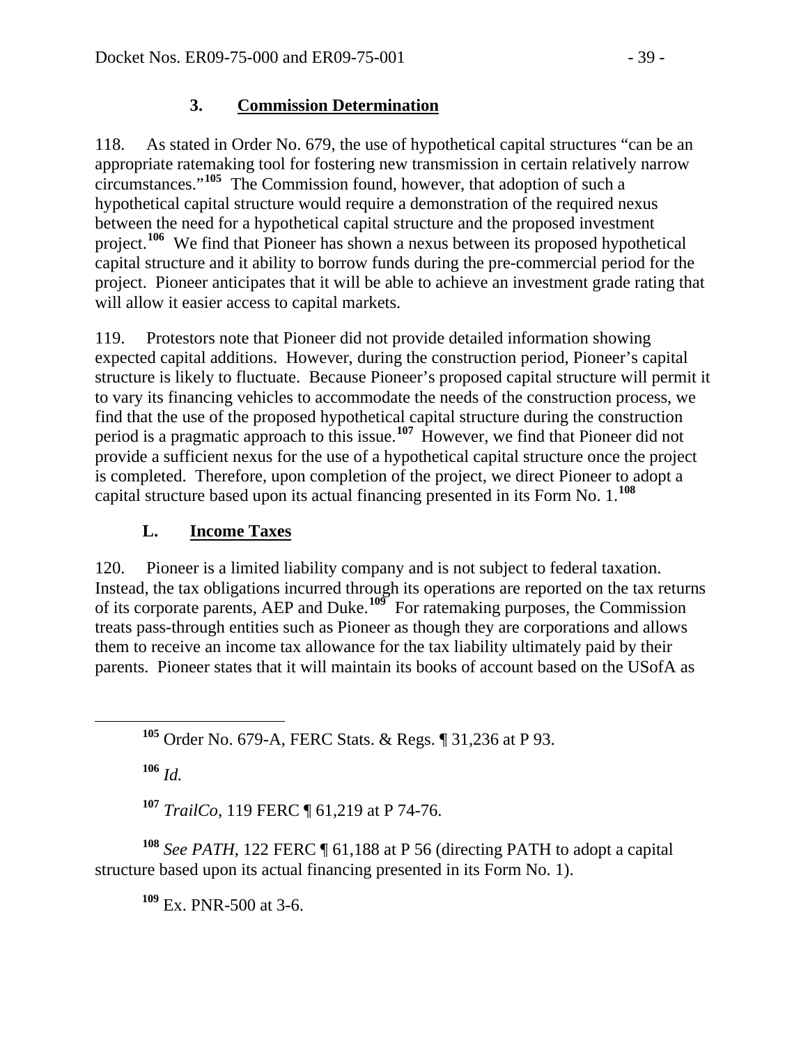### 3. **Commission Determination**

118. As stated in Order No. 679, the use of hypothetical capital structures "can be an appropriate ratemaking tool for fostering new transmission in certain relatively narrow circumstances."[105] The Commission found, however, that adoption of such a hypothetical capital structure would require a demonstration of the required nexus between the need for a hypothetical capital structure and the proposed investment project.[106] We find that Pioneer has shown a nexus between its proposed hypothetical capital structure and it ability to borrow funds during the pre-commercial period for the project. Pioneer anticipates that it will be able to achieve an investment grade rating that will allow it easier access to capital markets.

119. Protestors note that Pioneer did not provide detailed information showing expected capital additions. However, during the construction period, Pioneer's capital structure is likely to fluctuate. Because Pioneer's proposed capital structure will permit it to vary its financing vehicles to accommodate the needs of the construction process, we find that the use of the proposed hypothetical capital structure during the construction period is a pragmatic approach to this issue.[107] However, we find that Pioneer did not provide a sufficient nexus for the use of a hypothetical capital structure once the project is completed. Therefore, upon completion of the project, we direct Pioneer to adopt a capital structure based upon its actual financing presented in its Form No. 1.[108]

## L. **Income Taxes**

120. Pioneer is a limited liability company and is not subject to federal taxation. Instead, the tax obligations incurred through its operations are reported on the tax returns of its corporate parents, AEP and Duke.[109] For ratemaking purposes, the Commission treats pass-through entities such as Pioneer as though they are corporations and allows them to receive an income tax allowance for the tax liability ultimately paid by their parents. Pioneer states that it will maintain its books of account based on the USofA as

---

[105] Order No. 679-A, FERC Stats. & Regs. ¶ 31,236 at P 93.

[106] *Id.*

[107] *TrailCo*, 119 FERC ¶ 61,219 at P 74-76.

[108] *See PATH*, 122 FERC ¶ 61,188 at P 56 (directing PATH to adopt a capital structure based upon its actual financing presented in its Form No. 1).

[109] Ex. PNR-500 at 3-6.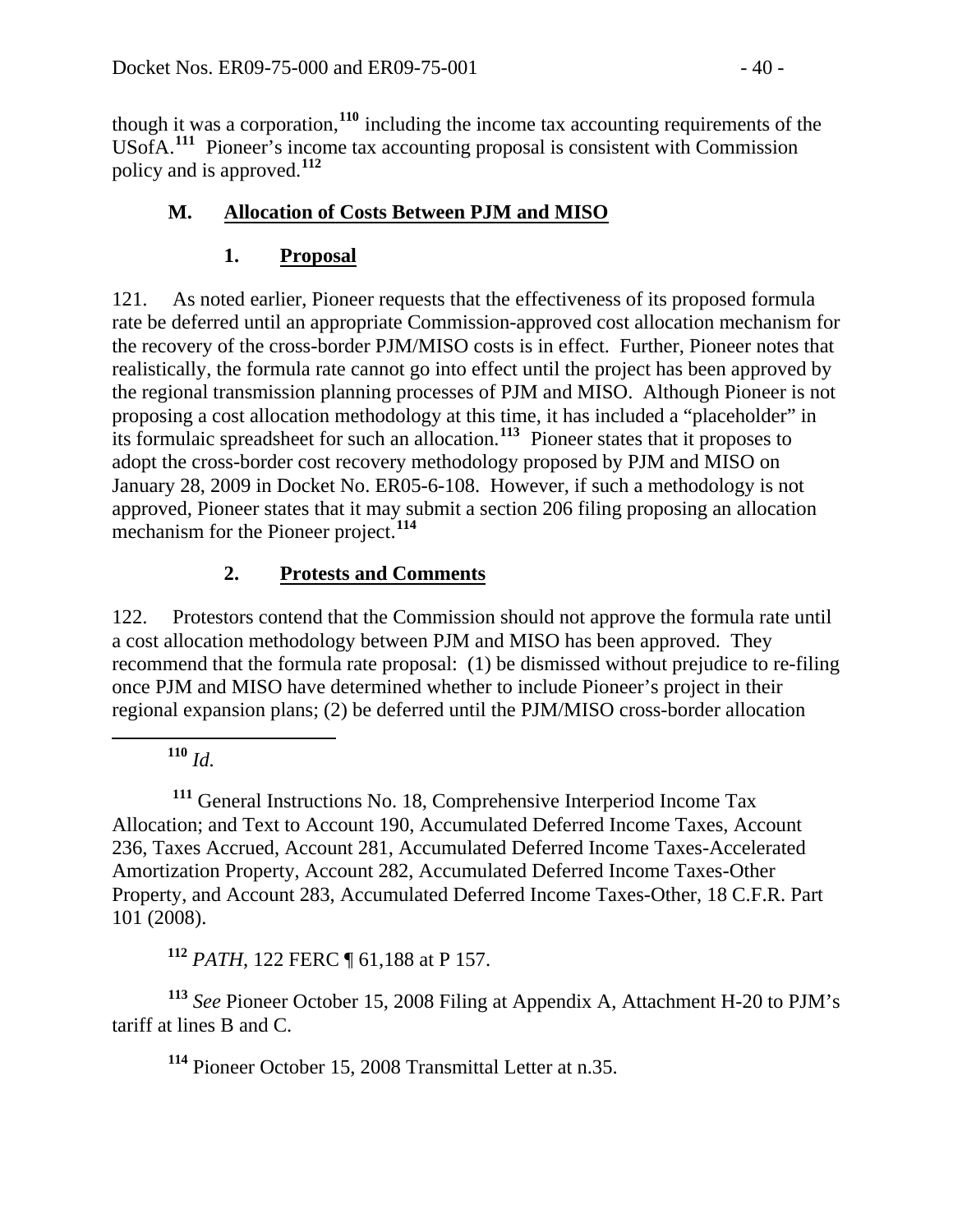though it was a corporation,[110] including the income tax accounting requirements of the USofA.[111] Pioneer's income tax accounting proposal is consistent with Commission policy and is approved.[112]

### M. Allocation of Costs Between PJM and MISO

#### 1. Proposal

121. As noted earlier, Pioneer requests that the effectiveness of its proposed formula rate be deferred until an appropriate Commission-approved cost allocation mechanism for the recovery of the cross-border PJM/MISO costs is in effect. Further, Pioneer notes that realistically, the formula rate cannot go into effect until the project has been approved by the regional transmission planning processes of PJM and MISO. Although Pioneer is not proposing a cost allocation methodology at this time, it has included a "placeholder" in its formulaic spreadsheet for such an allocation.[113] Pioneer states that it proposes to adopt the cross-border cost recovery methodology proposed by PJM and MISO on January 28, 2009 in Docket No. ER05-6-108. However, if such a methodology is not approved, Pioneer states that it may submit a section 206 filing proposing an allocation mechanism for the Pioneer project.[114]

#### 2. Protests and Comments

122. Protestors contend that the Commission should not approve the formula rate until a cost allocation methodology between PJM and MISO has been approved. They recommend that the formula rate proposal: (1) be dismissed without prejudice to re-filing once PJM and MISO have determined whether to include Pioneer's project in their regional expansion plans; (2) be deferred until the PJM/MISO cross-border allocation

---

[110] *Id.*

[111] General Instructions No. 18, Comprehensive Interperiod Income Tax Allocation; and Text to Account 190, Accumulated Deferred Income Taxes, Account 236, Taxes Accrued, Account 281, Accumulated Deferred Income Taxes-Accelerated Amortization Property, Account 282, Accumulated Deferred Income Taxes-Other Property, and Account 283, Accumulated Deferred Income Taxes-Other, 18 C.F.R. Part 101 (2008).

[112] *PATH*, 122 FERC ¶ 61,188 at P 157.

[113] *See* Pioneer October 15, 2008 Filing at Appendix A, Attachment H-20 to PJM's tariff at lines B and C.

[114] Pioneer October 15, 2008 Transmittal Letter at n.35.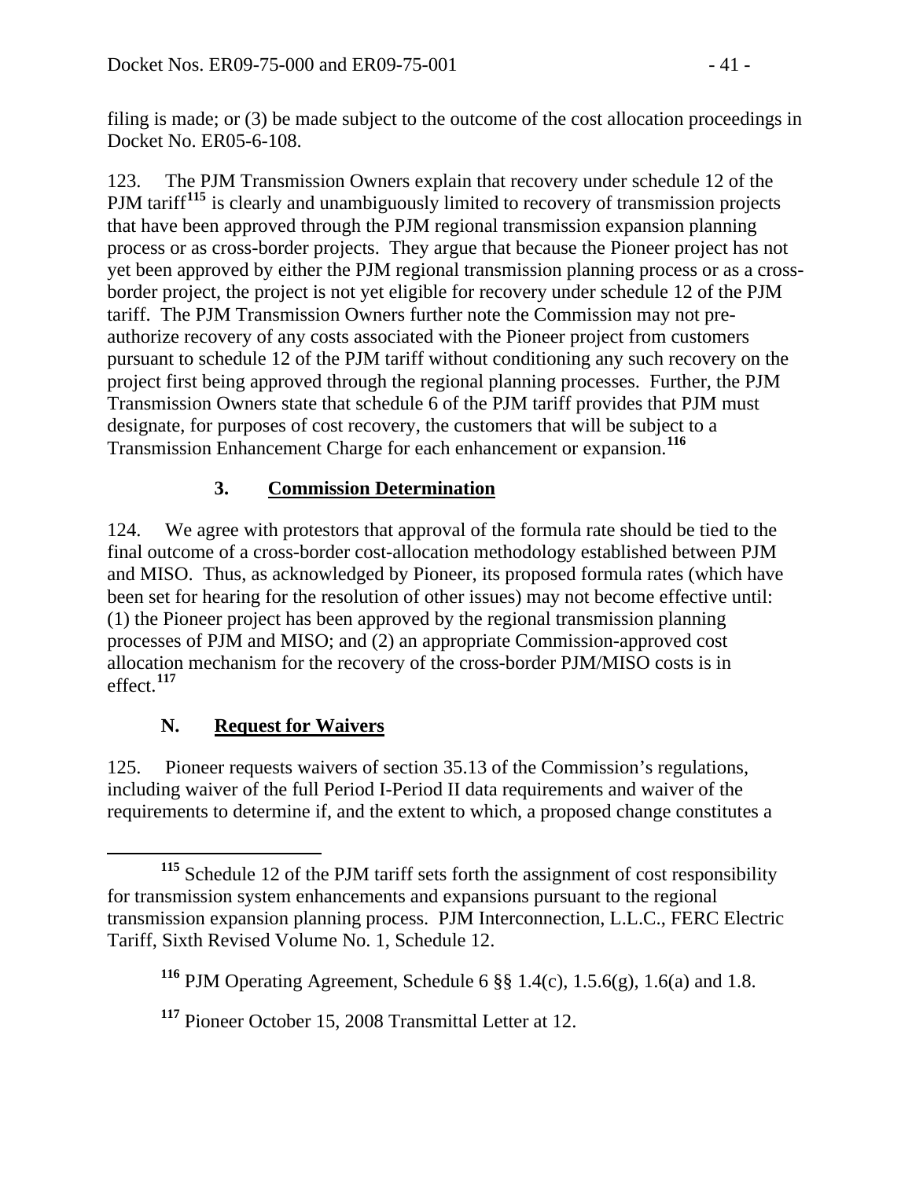filing is made; or (3) be made subject to the outcome of the cost allocation proceedings in Docket No. ER05-6-108.

123. The PJM Transmission Owners explain that recovery under schedule 12 of the PJM tariff[115] is clearly and unambiguously limited to recovery of transmission projects that have been approved through the PJM regional transmission expansion planning process or as cross-border projects. They argue that because the Pioneer project has not yet been approved by either the PJM regional transmission planning process or as a cross-border project, the project is not yet eligible for recovery under schedule 12 of the PJM tariff. The PJM Transmission Owners further note the Commission may not pre-authorize recovery of any costs associated with the Pioneer project from customers pursuant to schedule 12 of the PJM tariff without conditioning any such recovery on the project first being approved through the regional planning processes. Further, the PJM Transmission Owners state that schedule 6 of the PJM tariff provides that PJM must designate, for purposes of cost recovery, the customers that will be subject to a Transmission Enhancement Charge for each enhancement or expansion.[116]

### 3. Commission Determination

124. We agree with protestors that approval of the formula rate should be tied to the final outcome of a cross-border cost-allocation methodology established between PJM and MISO. Thus, as acknowledged by Pioneer, its proposed formula rates (which have been set for hearing for the resolution of other issues) may not become effective until: (1) the Pioneer project has been approved by the regional transmission planning processes of PJM and MISO; and (2) an appropriate Commission-approved cost allocation mechanism for the recovery of the cross-border PJM/MISO costs is in effect.[117]

## N. Request for Waivers

125. Pioneer requests waivers of section 35.13 of the Commission's regulations, including waiver of the full Period I-Period II data requirements and waiver of the requirements to determine if, and the extent to which, a proposed change constitutes a

---

[115] Schedule 12 of the PJM tariff sets forth the assignment of cost responsibility for transmission system enhancements and expansions pursuant to the regional transmission expansion planning process. PJM Interconnection, L.L.C., FERC Electric Tariff, Sixth Revised Volume No. 1, Schedule 12.

[116] PJM Operating Agreement, Schedule 6 §§ 1.4(c), 1.5.6(g), 1.6(a) and 1.8.

[117] Pioneer October 15, 2008 Transmittal Letter at 12.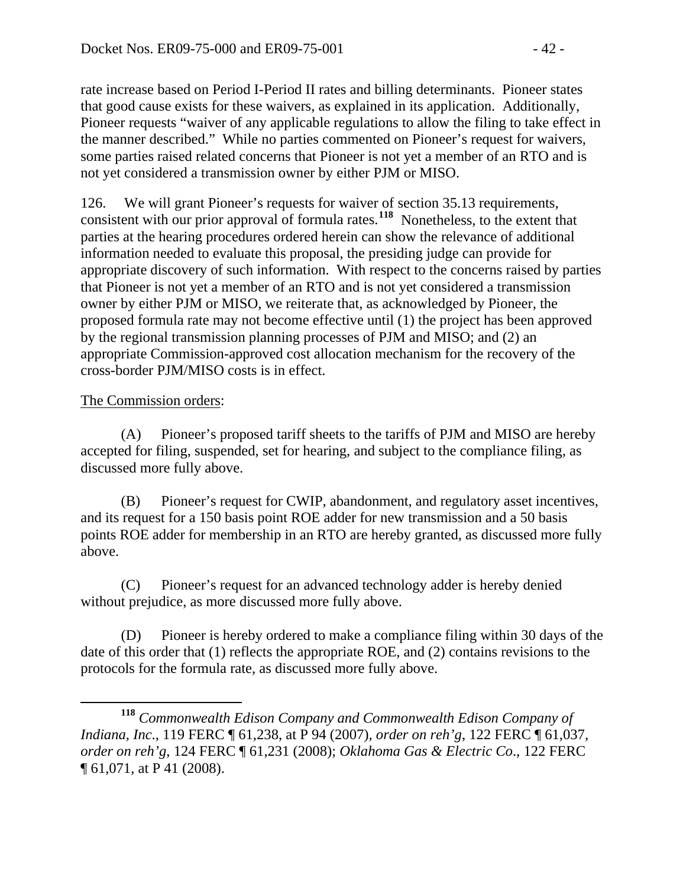rate increase based on Period I-Period II rates and billing determinants. Pioneer states that good cause exists for these waivers, as explained in its application. Additionally, Pioneer requests "waiver of any applicable regulations to allow the filing to take effect in the manner described." While no parties commented on Pioneer's request for waivers, some parties raised related concerns that Pioneer is not yet a member of an RTO and is not yet considered a transmission owner by either PJM or MISO.

126. We will grant Pioneer's requests for waiver of section 35.13 requirements, consistent with our prior approval of formula rates.[118] Nonetheless, to the extent that parties at the hearing procedures ordered herein can show the relevance of additional information needed to evaluate this proposal, the presiding judge can provide for appropriate discovery of such information. With respect to the concerns raised by parties that Pioneer is not yet a member of an RTO and is not yet considered a transmission owner by either PJM or MISO, we reiterate that, as acknowledged by Pioneer, the proposed formula rate may not become effective until (1) the project has been approved by the regional transmission planning processes of PJM and MISO; and (2) an appropriate Commission-approved cost allocation mechanism for the recovery of the cross-border PJM/MISO costs is in effect.

<u>The Commission orders</u>:

(A) Pioneer's proposed tariff sheets to the tariffs of PJM and MISO are hereby accepted for filing, suspended, set for hearing, and subject to the compliance filing, as discussed more fully above.

(B) Pioneer's request for CWIP, abandonment, and regulatory asset incentives, and its request for a 150 basis point ROE adder for new transmission and a 50 basis points ROE adder for membership in an RTO are hereby granted, as discussed more fully above.

(C) Pioneer's request for an advanced technology adder is hereby denied without prejudice, as more discussed more fully above.

(D) Pioneer is hereby ordered to make a compliance filing within 30 days of the date of this order that (1) reflects the appropriate ROE, and (2) contains revisions to the protocols for the formula rate, as discussed more fully above.

---

[118] *Commonwealth Edison Company and Commonwealth Edison Company of Indiana, Inc*., 119 FERC ¶ 61,238, at P 94 (2007), *order on reh'g*, 122 FERC ¶ 61,037, *order on reh'g*, 124 FERC ¶ 61,231 (2008); *Oklahoma Gas & Electric Co*., 122 FERC ¶ 61,071, at P 41 (2008).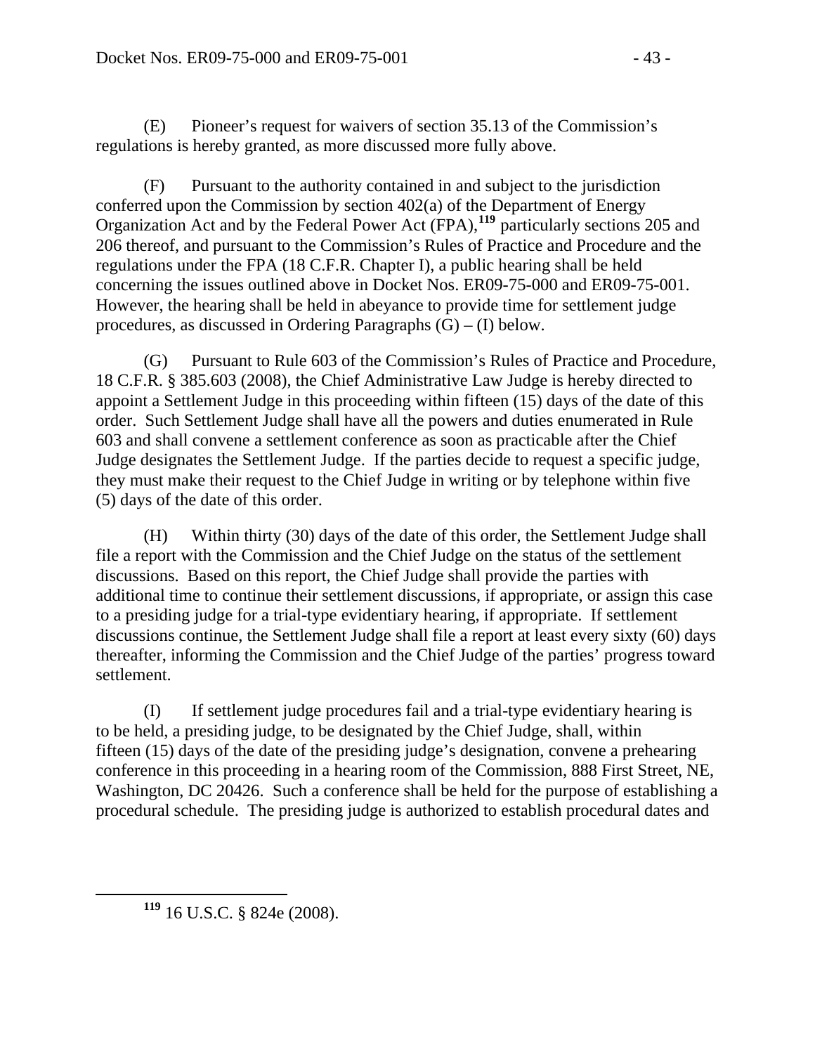(E) Pioneer's request for waivers of section 35.13 of the Commission's regulations is hereby granted, as more discussed more fully above.

(F) Pursuant to the authority contained in and subject to the jurisdiction conferred upon the Commission by section 402(a) of the Department of Energy Organization Act and by the Federal Power Act (FPA),[119] particularly sections 205 and 206 thereof, and pursuant to the Commission's Rules of Practice and Procedure and the regulations under the FPA (18 C.F.R. Chapter I), a public hearing shall be held concerning the issues outlined above in Docket Nos. ER09-75-000 and ER09-75-001. However, the hearing shall be held in abeyance to provide time for settlement judge procedures, as discussed in Ordering Paragraphs (G) – (I) below.

(G) Pursuant to Rule 603 of the Commission's Rules of Practice and Procedure, 18 C.F.R. § 385.603 (2008), the Chief Administrative Law Judge is hereby directed to appoint a Settlement Judge in this proceeding within fifteen (15) days of the date of this order. Such Settlement Judge shall have all the powers and duties enumerated in Rule 603 and shall convene a settlement conference as soon as practicable after the Chief Judge designates the Settlement Judge. If the parties decide to request a specific judge, they must make their request to the Chief Judge in writing or by telephone within five (5) days of the date of this order.

(H) Within thirty (30) days of the date of this order, the Settlement Judge shall file a report with the Commission and the Chief Judge on the status of the settlement discussions. Based on this report, the Chief Judge shall provide the parties with additional time to continue their settlement discussions, if appropriate, or assign this case to a presiding judge for a trial-type evidentiary hearing, if appropriate. If settlement discussions continue, the Settlement Judge shall file a report at least every sixty (60) days thereafter, informing the Commission and the Chief Judge of the parties' progress toward settlement.

(I) If settlement judge procedures fail and a trial-type evidentiary hearing is to be held, a presiding judge, to be designated by the Chief Judge, shall, within fifteen (15) days of the date of the presiding judge's designation, convene a prehearing conference in this proceeding in a hearing room of the Commission, 888 First Street, NE, Washington, DC 20426. Such a conference shall be held for the purpose of establishing a procedural schedule. The presiding judge is authorized to establish procedural dates and

---

[119] 16 U.S.C. § 824e (2008).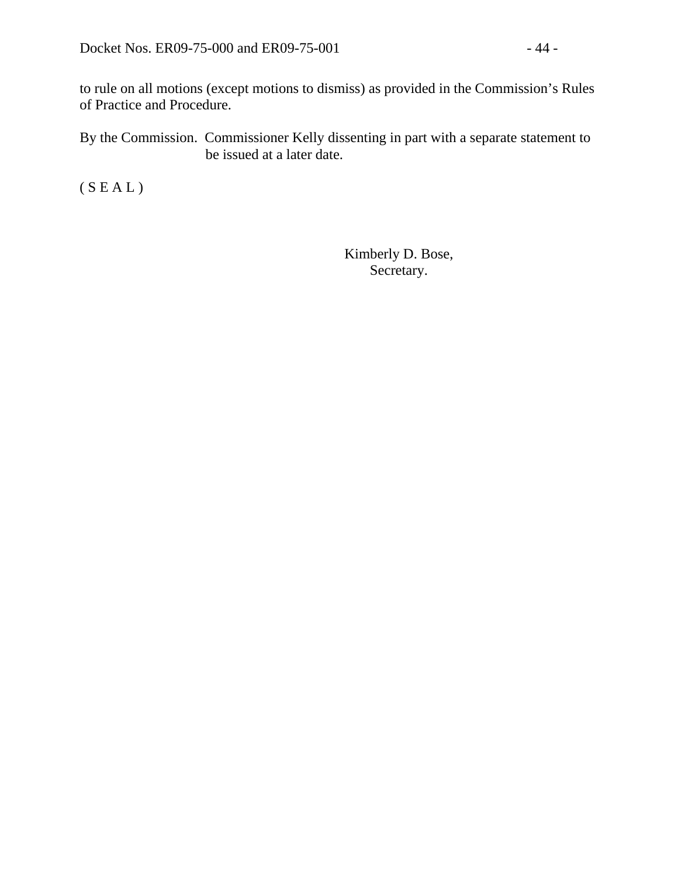to rule on all motions (except motions to dismiss) as provided in the Commission's Rules of Practice and Procedure.

By the Commission. Commissioner Kelly dissenting in part with a separate statement to be issued at a later date.

( S E A L )

Kimberly D. Bose,
Secretary.